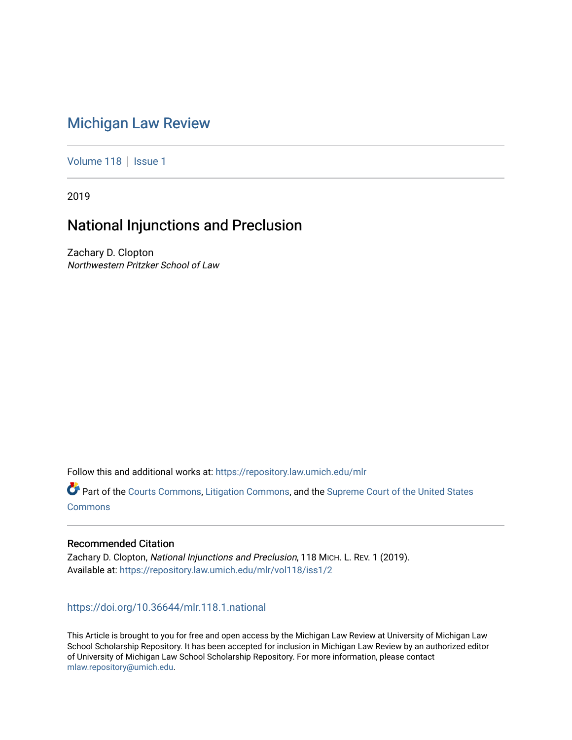# Michigan Law Review

Volume 118 | Issue 1

2019

## National Injunctions and Preclusion

Zachary D. Clopton
*Northwestern Pritzker School of Law*

Follow this and additional works at: https://repository.law.umich.edu/mlr

Part of the Courts Commons, Litigation Commons, and the Supreme Court of the United States Commons

### Recommended Citation

Zachary D. Clopton, *National Injunctions and Preclusion*, 118 MICH. L. REV. 1 (2019).
Available at: https://repository.law.umich.edu/mlr/vol118/iss1/2

https://doi.org/10.36644/mlr.118.1.national

This Article is brought to you for free and open access by the Michigan Law Review at University of Michigan Law School Scholarship Repository. It has been accepted for inclusion in Michigan Law Review by an authorized editor of University of Michigan Law School Scholarship Repository. For more information, please contact mlaw.repository@umich.edu.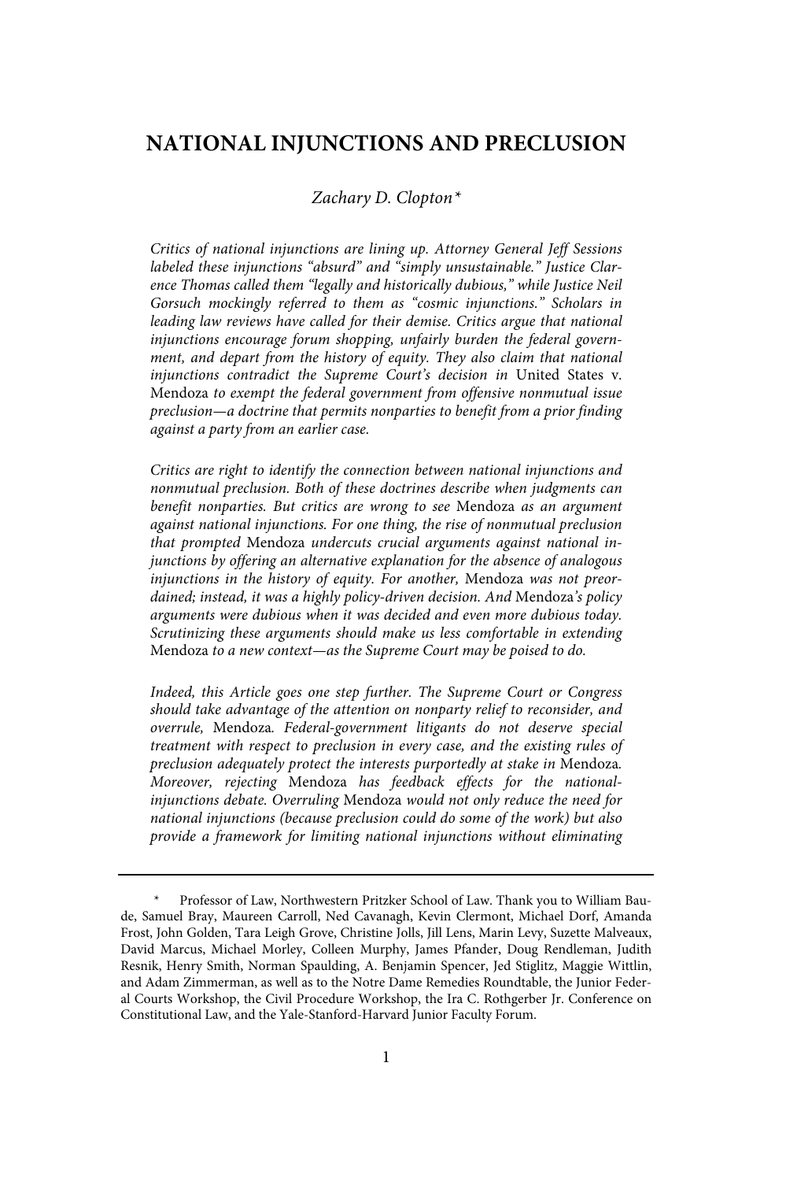# NATIONAL INJUNCTIONS AND PRECLUSION

*Zachary D. Clopton\**

*Critics of national injunctions are lining up. Attorney General Jeff Sessions labeled these injunctions "absurd" and "simply unsustainable." Justice Clarence Thomas called them "legally and historically dubious," while Justice Neil Gorsuch mockingly referred to them as "cosmic injunctions." Scholars in leading law reviews have called for their demise. Critics argue that national injunctions encourage forum shopping, unfairly burden the federal government, and depart from the history of equity. They also claim that national injunctions contradict the Supreme Court's decision in* United States v. Mendoza *to exempt the federal government from offensive nonmutual issue preclusion—a doctrine that permits nonparties to benefit from a prior finding against a party from an earlier case.*

*Critics are right to identify the connection between national injunctions and nonmutual preclusion. Both of these doctrines describe when judgments can benefit nonparties. But critics are wrong to see* Mendoza *as an argument against national injunctions. For one thing, the rise of nonmutual preclusion that prompted* Mendoza *undercuts crucial arguments against national injunctions by offering an alternative explanation for the absence of analogous injunctions in the history of equity. For another,* Mendoza *was not preordained; instead, it was a highly policy-driven decision. And* Mendoza*'s policy arguments were dubious when it was decided and even more dubious today. Scrutinizing these arguments should make us less comfortable in extending* Mendoza *to a new context—as the Supreme Court may be poised to do.*

*Indeed, this Article goes one step further. The Supreme Court or Congress should take advantage of the attention on nonparty relief to reconsider, and overrule,* Mendoza*. Federal-government litigants do not deserve special treatment with respect to preclusion in every case, and the existing rules of preclusion adequately protect the interests purportedly at stake in* Mendoza*. Moreover, rejecting* Mendoza *has feedback effects for the national-injunctions debate. Overruling* Mendoza *would not only reduce the need for national injunctions (because preclusion could do some of the work) but also provide a framework for limiting national injunctions without eliminating*

---

\* Professor of Law, Northwestern Pritzker School of Law. Thank you to William Baude, Samuel Bray, Maureen Carroll, Ned Cavanagh, Kevin Clermont, Michael Dorf, Amanda Frost, John Golden, Tara Leigh Grove, Christine Jolls, Jill Lens, Marin Levy, Suzette Malveaux, David Marcus, Michael Morley, Colleen Murphy, James Pfander, Doug Rendleman, Judith Resnik, Henry Smith, Norman Spaulding, A. Benjamin Spencer, Jed Stiglitz, Maggie Wittlin, and Adam Zimmerman, as well as to the Notre Dame Remedies Roundtable, the Junior Federal Courts Workshop, the Civil Procedure Workshop, the Ira C. Rothgerber Jr. Conference on Constitutional Law, and the Yale-Stanford-Harvard Junior Faculty Forum.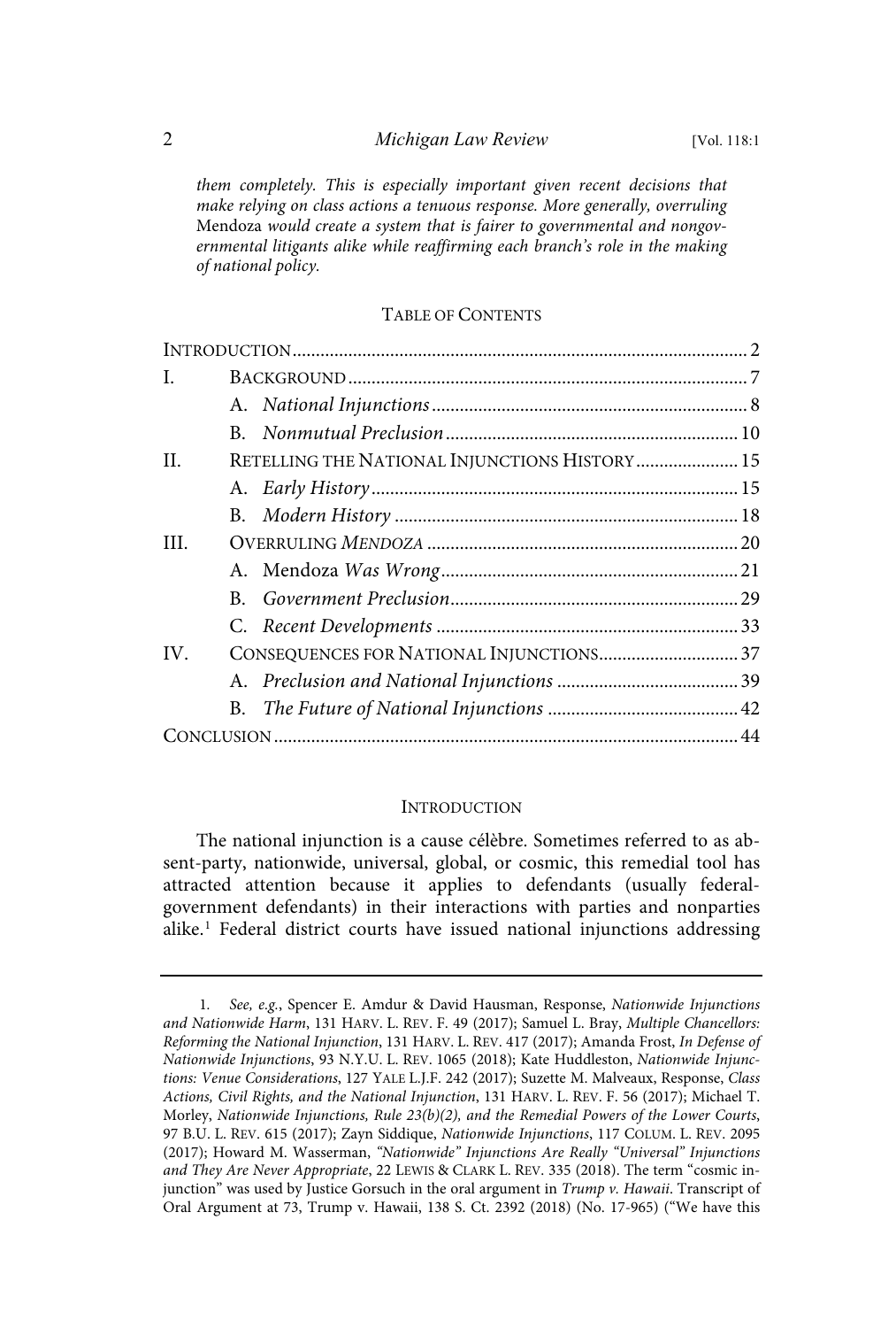*them completely. This is especially important given recent decisions that make relying on class actions a tenuous response. More generally, overruling* Mendoza *would create a system that is fairer to governmental and nongovernmental litigants alike while reaffirming each branch's role in the making of national policy.*

TABLE OF CONTENTS

| | | |
|---|---|---|
| INTRODUCTION | | 2 |
| I. | BACKGROUND | 7 |
| | A. *National Injunctions* | 8 |
| | B. *Nonmutual Preclusion* | 10 |
| II. | RETELLING THE NATIONAL INJUNCTIONS HISTORY | 15 |
| | A. *Early History* | 15 |
| | B. *Modern History* | 18 |
| III. | OVERRULING *MENDOZA* | 20 |
| | A. Mendoza *Was Wrong* | 21 |
| | B. *Government Preclusion* | 29 |
| | C. *Recent Developments* | 33 |
| IV. | CONSEQUENCES FOR NATIONAL INJUNCTIONS | 37 |
| | A. *Preclusion and National Injunctions* | 39 |
| | B. *The Future of National Injunctions* | 42 |
| CONCLUSION | | 44 |

## INTRODUCTION

The national injunction is a cause célèbre. Sometimes referred to as absent-party, nationwide, universal, global, or cosmic, this remedial tool has attracted attention because it applies to defendants (usually federal-government defendants) in their interactions with parties and nonparties alike.[1] Federal district courts have issued national injunctions addressing

1. *See, e.g.*, Spencer E. Amdur & David Hausman, Response, *Nationwide Injunctions and Nationwide Harm*, 131 HARV. L. REV. F. 49 (2017); Samuel L. Bray, *Multiple Chancellors: Reforming the National Injunction*, 131 HARV. L. REV. 417 (2017); Amanda Frost, *In Defense of Nationwide Injunctions*, 93 N.Y.U. L. REV. 1065 (2018); Kate Huddleston, *Nationwide Injunctions: Venue Considerations*, 127 YALE L.J.F. 242 (2017); Suzette M. Malveaux, Response, *Class Actions, Civil Rights, and the National Injunction*, 131 HARV. L. REV. F. 56 (2017); Michael T. Morley, *Nationwide Injunctions, Rule 23(b)(2), and the Remedial Powers of the Lower Courts*, 97 B.U. L. REV. 615 (2017); Zayn Siddique, *Nationwide Injunctions*, 117 COLUM. L. REV. 2095 (2017); Howard M. Wasserman, *"Nationwide" Injunctions Are Really "Universal" Injunctions and They Are Never Appropriate*, 22 LEWIS & CLARK L. REV. 335 (2018). The term "cosmic injunction" was used by Justice Gorsuch in the oral argument in *Trump v. Hawaii*. Transcript of Oral Argument at 73, Trump v. Hawaii, 138 S. Ct. 2392 (2018) (No. 17-965) ("We have this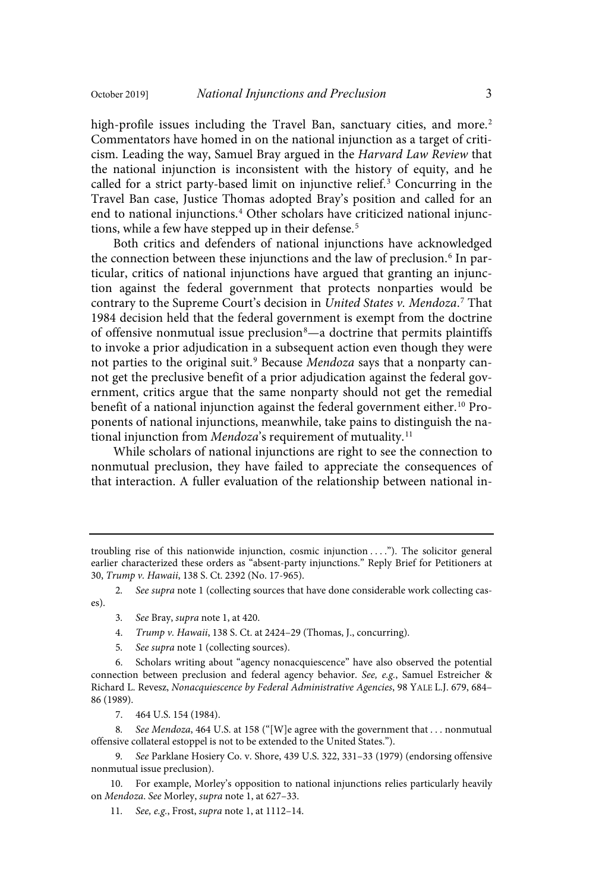high-profile issues including the Travel Ban, sanctuary cities, and more.[2] Commentators have homed in on the national injunction as a target of criticism. Leading the way, Samuel Bray argued in the *Harvard Law Review* that the national injunction is inconsistent with the history of equity, and he called for a strict party-based limit on injunctive relief.[3] Concurring in the Travel Ban case, Justice Thomas adopted Bray's position and called for an end to national injunctions.[4] Other scholars have criticized national injunctions, while a few have stepped up in their defense.[5]

Both critics and defenders of national injunctions have acknowledged the connection between these injunctions and the law of preclusion.[6] In particular, critics of national injunctions have argued that granting an injunction against the federal government that protects nonparties would be contrary to the Supreme Court's decision in *United States v. Mendoza*.[7] That 1984 decision held that the federal government is exempt from the doctrine of offensive nonmutual issue preclusion[8]—a doctrine that permits plaintiffs to invoke a prior adjudication in a subsequent action even though they were not parties to the original suit.[9] Because *Mendoza* says that a nonparty cannot get the preclusive benefit of a prior adjudication against the federal government, critics argue that the same nonparty should not get the remedial benefit of a national injunction against the federal government either.[10] Proponents of national injunctions, meanwhile, take pains to distinguish the national injunction from *Mendoza*'s requirement of mutuality.[11]

While scholars of national injunctions are right to see the connection to nonmutual preclusion, they have failed to appreciate the consequences of that interaction. A fuller evaluation of the relationship between national in-

---

troubling rise of this nationwide injunction, cosmic injunction . . . ."). The solicitor general earlier characterized these orders as "absent-party injunctions." Reply Brief for Petitioners at 30, *Trump v. Hawaii*, 138 S. Ct. 2392 (No. 17-965).

2. *See supra* note 1 (collecting sources that have done considerable work collecting cases).

3. *See* Bray, *supra* note 1, at 420.

4. *Trump v. Hawaii*, 138 S. Ct. at 2424–29 (Thomas, J., concurring).

5. *See supra* note 1 (collecting sources).

6. Scholars writing about "agency nonacquiescence" have also observed the potential connection between preclusion and federal agency behavior. *See, e.g.*, Samuel Estreicher & Richard L. Revesz, *Nonacquiescence by Federal Administrative Agencies*, 98 YALE L.J. 679, 684–86 (1989).

7. 464 U.S. 154 (1984).

8. *See Mendoza*, 464 U.S. at 158 ("[W]e agree with the government that . . . nonmutual offensive collateral estoppel is not to be extended to the United States.").

9. *See* Parklane Hosiery Co. v. Shore, 439 U.S. 322, 331–33 (1979) (endorsing offensive nonmutual issue preclusion).

10. For example, Morley's opposition to national injunctions relies particularly heavily on *Mendoza*. *See* Morley, *supra* note 1, at 627–33.

11. *See, e.g.*, Frost, *supra* note 1, at 1112–14.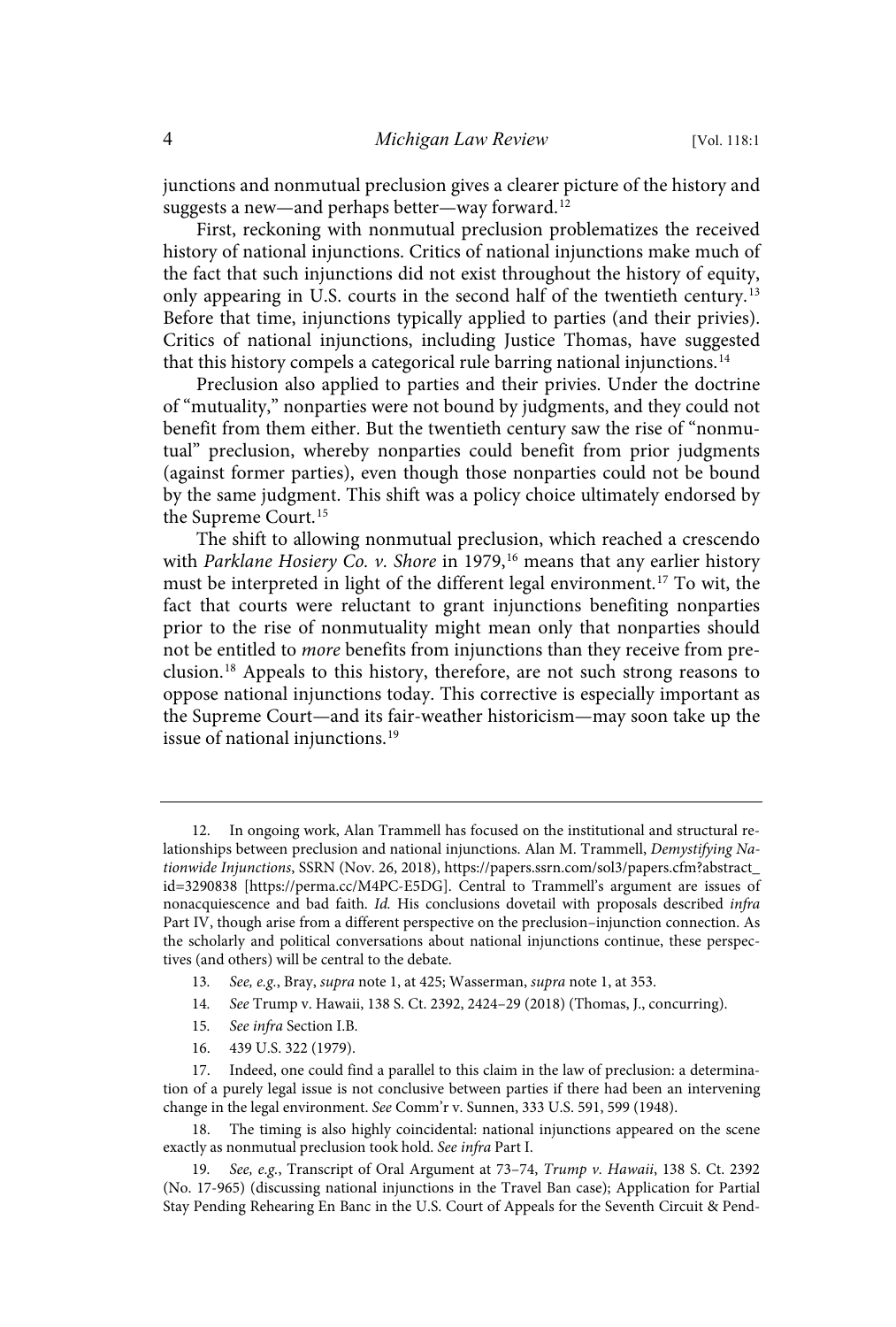junctions and nonmutual preclusion gives a clearer picture of the history and suggests a new—and perhaps better—way forward.[12]

First, reckoning with nonmutual preclusion problematizes the received history of national injunctions. Critics of national injunctions make much of the fact that such injunctions did not exist throughout the history of equity, only appearing in U.S. courts in the second half of the twentieth century.[13] Before that time, injunctions typically applied to parties (and their privies). Critics of national injunctions, including Justice Thomas, have suggested that this history compels a categorical rule barring national injunctions.[14]

Preclusion also applied to parties and their privies. Under the doctrine of "mutuality," nonparties were not bound by judgments, and they could not benefit from them either. But the twentieth century saw the rise of "nonmutual" preclusion, whereby nonparties could benefit from prior judgments (against former parties), even though those nonparties could not be bound by the same judgment. This shift was a policy choice ultimately endorsed by the Supreme Court.[15]

The shift to allowing nonmutual preclusion, which reached a crescendo with *Parklane Hosiery Co. v. Shore* in 1979,[16] means that any earlier history must be interpreted in light of the different legal environment.[17] To wit, the fact that courts were reluctant to grant injunctions benefiting nonparties prior to the rise of nonmutuality might mean only that nonparties should not be entitled to *more* benefits from injunctions than they receive from preclusion.[18] Appeals to this history, therefore, are not such strong reasons to oppose national injunctions today. This corrective is especially important as the Supreme Court—and its fair-weather historicism—may soon take up the issue of national injunctions.[19]

---

12. In ongoing work, Alan Trammell has focused on the institutional and structural relationships between preclusion and national injunctions. Alan M. Trammell, *Demystifying Nationwide Injunctions*, SSRN (Nov. 26, 2018), https://papers.ssrn.com/sol3/papers.cfm?abstract_id=3290838 [https://perma.cc/M4PC-E5DG]. Central to Trammell's argument are issues of nonacquiescence and bad faith. *Id.* His conclusions dovetail with proposals described *infra* Part IV, though arise from a different perspective on the preclusion–injunction connection. As the scholarly and political conversations about national injunctions continue, these perspectives (and others) will be central to the debate.

13. *See, e.g.*, Bray, *supra* note 1, at 425; Wasserman, *supra* note 1, at 353.

14. *See* Trump v. Hawaii, 138 S. Ct. 2392, 2424–29 (2018) (Thomas, J., concurring).

15. *See infra* Section I.B.

16. 439 U.S. 322 (1979).

17. Indeed, one could find a parallel to this claim in the law of preclusion: a determination of a purely legal issue is not conclusive between parties if there had been an intervening change in the legal environment. *See* Comm'r v. Sunnen, 333 U.S. 591, 599 (1948).

18. The timing is also highly coincidental: national injunctions appeared on the scene exactly as nonmutual preclusion took hold. *See infra* Part I.

19. *See, e.g.*, Transcript of Oral Argument at 73–74, *Trump v. Hawaii*, 138 S. Ct. 2392 (No. 17-965) (discussing national injunctions in the Travel Ban case); Application for Partial Stay Pending Rehearing En Banc in the U.S. Court of Appeals for the Seventh Circuit & Pend-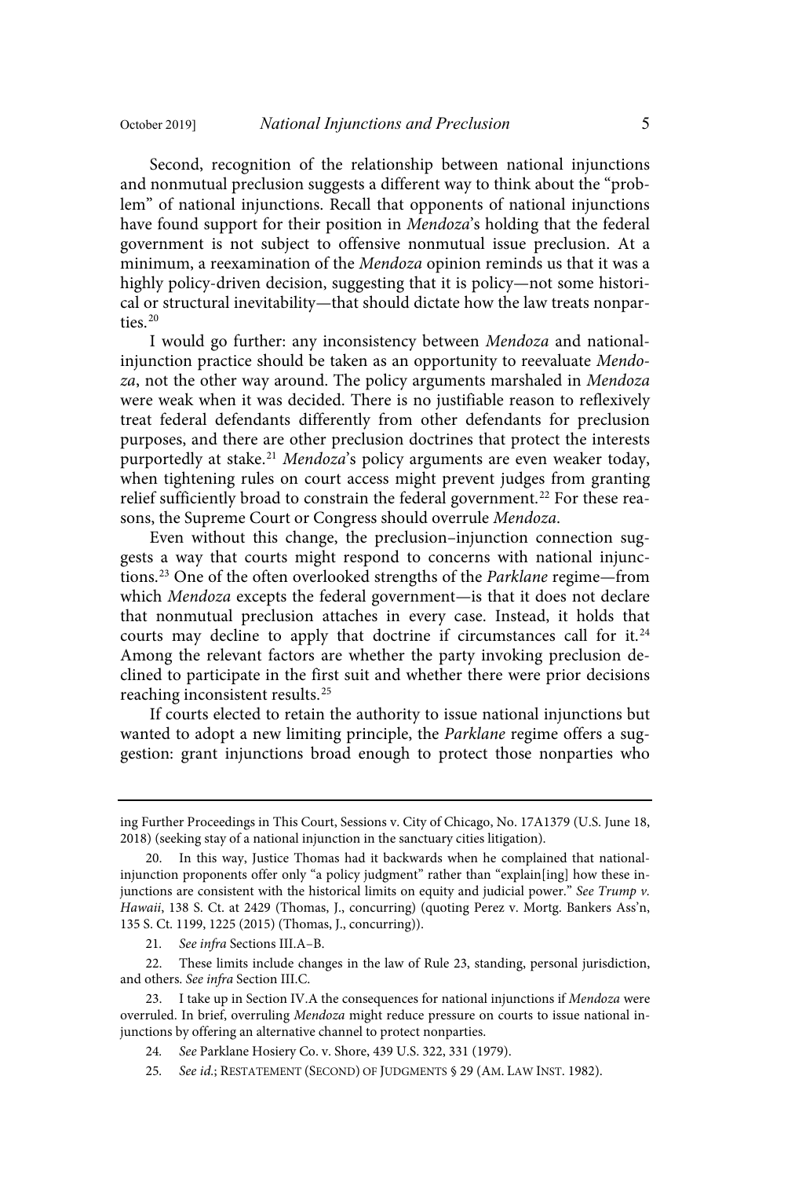Second, recognition of the relationship between national injunctions and nonmutual preclusion suggests a different way to think about the "problem" of national injunctions. Recall that opponents of national injunctions have found support for their position in *Mendoza*'s holding that the federal government is not subject to offensive nonmutual issue preclusion. At a minimum, a reexamination of the *Mendoza* opinion reminds us that it was a highly policy-driven decision, suggesting that it is policy—not some historical or structural inevitability—that should dictate how the law treats nonparties.[20]

I would go further: any inconsistency between *Mendoza* and national-injunction practice should be taken as an opportunity to reevaluate *Mendoza*, not the other way around. The policy arguments marshaled in *Mendoza* were weak when it was decided. There is no justifiable reason to reflexively treat federal defendants differently from other defendants for preclusion purposes, and there are other preclusion doctrines that protect the interests purportedly at stake.[21] *Mendoza*'s policy arguments are even weaker today, when tightening rules on court access might prevent judges from granting relief sufficiently broad to constrain the federal government.[22] For these reasons, the Supreme Court or Congress should overrule *Mendoza*.

Even without this change, the preclusion–injunction connection suggests a way that courts might respond to concerns with national injunctions.[23] One of the often overlooked strengths of the *Parklane* regime—from which *Mendoza* excepts the federal government—is that it does not declare that nonmutual preclusion attaches in every case. Instead, it holds that courts may decline to apply that doctrine if circumstances call for it.[24] Among the relevant factors are whether the party invoking preclusion declined to participate in the first suit and whether there were prior decisions reaching inconsistent results.[25]

If courts elected to retain the authority to issue national injunctions but wanted to adopt a new limiting principle, the *Parklane* regime offers a suggestion: grant injunctions broad enough to protect those nonparties who

---

ing Further Proceedings in This Court, Sessions v. City of Chicago, No. 17A1379 (U.S. June 18, 2018) (seeking stay of a national injunction in the sanctuary cities litigation).

20. In this way, Justice Thomas had it backwards when he complained that national-injunction proponents offer only "a policy judgment" rather than "explain[ing] how these injunctions are consistent with the historical limits on equity and judicial power." *See Trump v. Hawaii*, 138 S. Ct. at 2429 (Thomas, J., concurring) (quoting Perez v. Mortg. Bankers Ass'n, 135 S. Ct. 1199, 1225 (2015) (Thomas, J., concurring)).

21. *See infra* Sections III.A–B.

22. These limits include changes in the law of Rule 23, standing, personal jurisdiction, and others. *See infra* Section III.C.

23. I take up in Section IV.A the consequences for national injunctions if *Mendoza* were overruled. In brief, overruling *Mendoza* might reduce pressure on courts to issue national injunctions by offering an alternative channel to protect nonparties.

24. *See* Parklane Hosiery Co. v. Shore, 439 U.S. 322, 331 (1979).

25. *See id.*; RESTATEMENT (SECOND) OF JUDGMENTS § 29 (AM. LAW INST. 1982).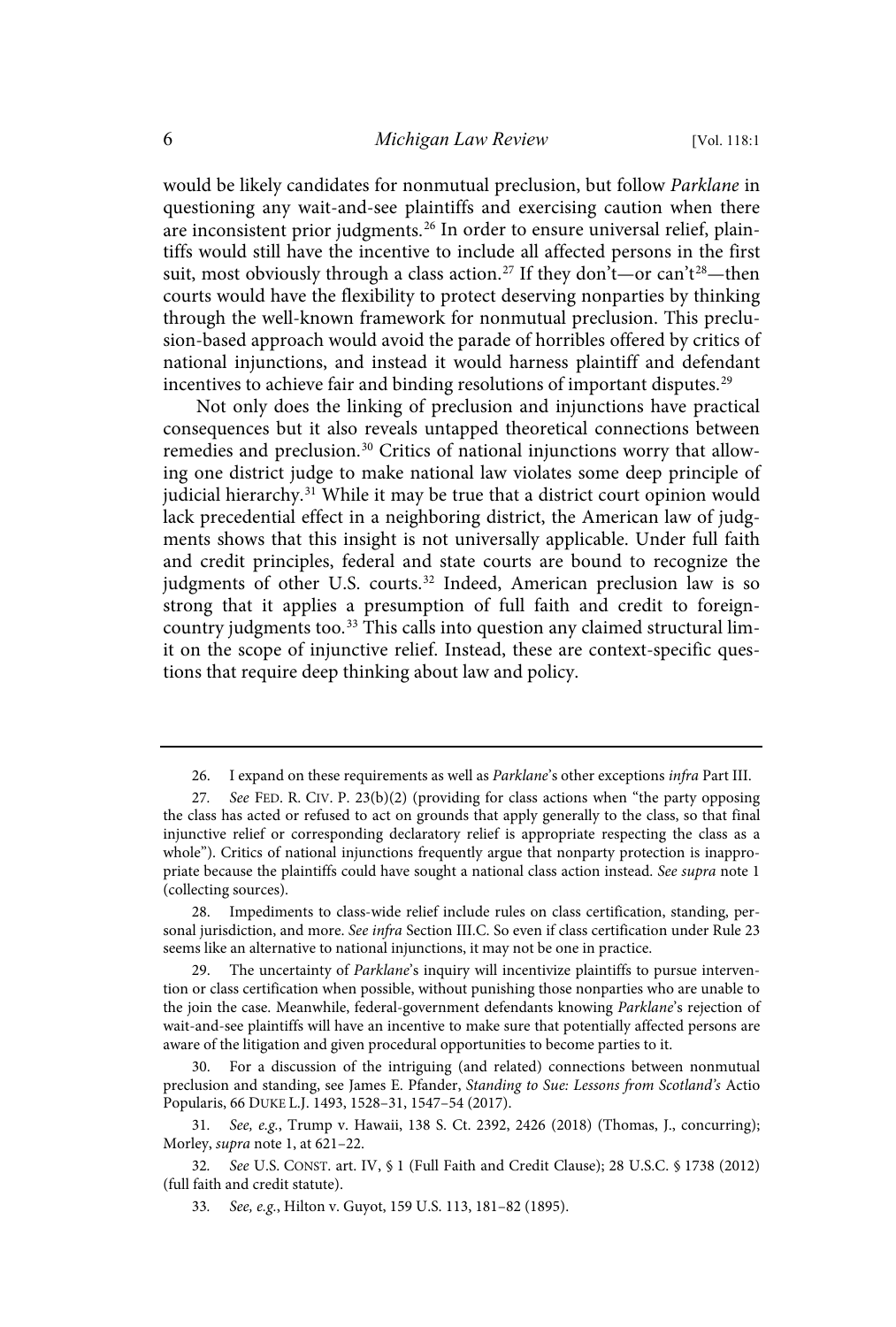would be likely candidates for nonmutual preclusion, but follow *Parklane* in questioning any wait-and-see plaintiffs and exercising caution when there are inconsistent prior judgments.[26] In order to ensure universal relief, plaintiffs would still have the incentive to include all affected persons in the first suit, most obviously through a class action.[27] If they don't—or can't[28]—then courts would have the flexibility to protect deserving nonparties by thinking through the well-known framework for nonmutual preclusion. This preclusion-based approach would avoid the parade of horribles offered by critics of national injunctions, and instead it would harness plaintiff and defendant incentives to achieve fair and binding resolutions of important disputes.[29]

Not only does the linking of preclusion and injunctions have practical consequences but it also reveals untapped theoretical connections between remedies and preclusion.[30] Critics of national injunctions worry that allowing one district judge to make national law violates some deep principle of judicial hierarchy.[31] While it may be true that a district court opinion would lack precedential effect in a neighboring district, the American law of judgments shows that this insight is not universally applicable. Under full faith and credit principles, federal and state courts are bound to recognize the judgments of other U.S. courts.[32] Indeed, American preclusion law is so strong that it applies a presumption of full faith and credit to foreign-country judgments too.[33] This calls into question any claimed structural limit on the scope of injunctive relief. Instead, these are context-specific questions that require deep thinking about law and policy.

---

26. I expand on these requirements as well as *Parklane*'s other exceptions *infra* Part III.

27. *See* FED. R. CIV. P. 23(b)(2) (providing for class actions when "the party opposing the class has acted or refused to act on grounds that apply generally to the class, so that final injunctive relief or corresponding declaratory relief is appropriate respecting the class as a whole"). Critics of national injunctions frequently argue that nonparty protection is inappropriate because the plaintiffs could have sought a national class action instead. *See supra* note 1 (collecting sources).

28. Impediments to class-wide relief include rules on class certification, standing, personal jurisdiction, and more. *See infra* Section III.C. So even if class certification under Rule 23 seems like an alternative to national injunctions, it may not be one in practice.

29. The uncertainty of *Parklane*'s inquiry will incentivize plaintiffs to pursue intervention or class certification when possible, without punishing those nonparties who are unable to the join the case. Meanwhile, federal-government defendants knowing *Parklane*'s rejection of wait-and-see plaintiffs will have an incentive to make sure that potentially affected persons are aware of the litigation and given procedural opportunities to become parties to it.

30. For a discussion of the intriguing (and related) connections between nonmutual preclusion and standing, see James E. Pfander, *Standing to Sue: Lessons from Scotland's* Actio Popularis, 66 DUKE L.J. 1493, 1528–31, 1547–54 (2017).

31. *See, e.g.*, Trump v. Hawaii, 138 S. Ct. 2392, 2426 (2018) (Thomas, J., concurring); Morley, *supra* note 1, at 621–22.

32. *See* U.S. CONST. art. IV, § 1 (Full Faith and Credit Clause); 28 U.S.C. § 1738 (2012) (full faith and credit statute).

33. *See, e.g.*, Hilton v. Guyot, 159 U.S. 113, 181–82 (1895).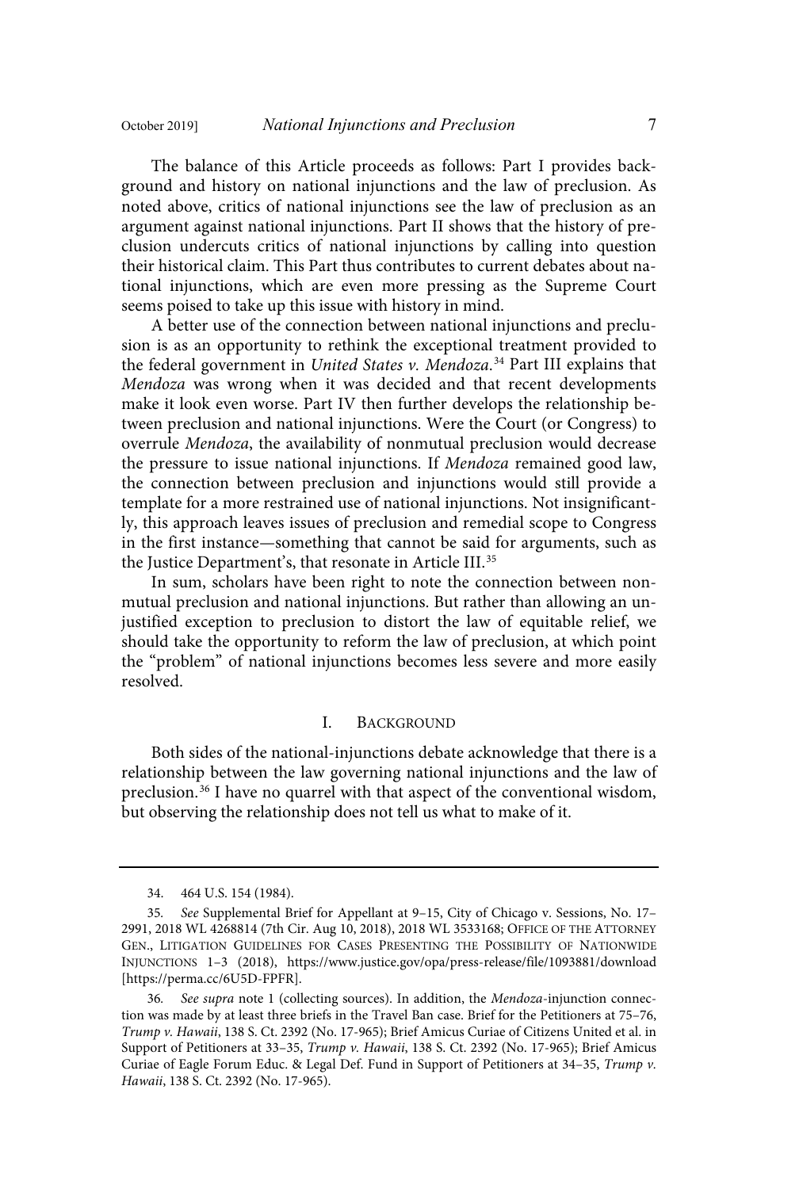The balance of this Article proceeds as follows: Part I provides background and history on national injunctions and the law of preclusion. As noted above, critics of national injunctions see the law of preclusion as an argument against national injunctions. Part II shows that the history of preclusion undercuts critics of national injunctions by calling into question their historical claim. This Part thus contributes to current debates about national injunctions, which are even more pressing as the Supreme Court seems poised to take up this issue with history in mind.

A better use of the connection between national injunctions and preclusion is as an opportunity to rethink the exceptional treatment provided to the federal government in *United States v. Mendoza*.[34] Part III explains that *Mendoza* was wrong when it was decided and that recent developments make it look even worse. Part IV then further develops the relationship between preclusion and national injunctions. Were the Court (or Congress) to overrule *Mendoza*, the availability of nonmutual preclusion would decrease the pressure to issue national injunctions. If *Mendoza* remained good law, the connection between preclusion and injunctions would still provide a template for a more restrained use of national injunctions. Not insignificantly, this approach leaves issues of preclusion and remedial scope to Congress in the first instance—something that cannot be said for arguments, such as the Justice Department's, that resonate in Article III.[35]

In sum, scholars have been right to note the connection between nonmutual preclusion and national injunctions. But rather than allowing an unjustified exception to preclusion to distort the law of equitable relief, we should take the opportunity to reform the law of preclusion, at which point the "problem" of national injunctions becomes less severe and more easily resolved.

## I. Background

Both sides of the national-injunctions debate acknowledge that there is a relationship between the law governing national injunctions and the law of preclusion.[36] I have no quarrel with that aspect of the conventional wisdom, but observing the relationship does not tell us what to make of it.

---

34. 464 U.S. 154 (1984).

35. *See* Supplemental Brief for Appellant at 9–15, City of Chicago v. Sessions, No. 17–2991, 2018 WL 4268814 (7th Cir. Aug 10, 2018), 2018 WL 3533168; Office of the Attorney Gen., Litigation Guidelines for Cases Presenting the Possibility of Nationwide Injunctions 1–3 (2018), https://www.justice.gov/opa/press-release/file/1093881/download [https://perma.cc/6U5D-FPFR].

36. *See supra* note 1 (collecting sources). In addition, the *Mendoza*-injunction connection was made by at least three briefs in the Travel Ban case. Brief for the Petitioners at 75–76, *Trump v. Hawaii*, 138 S. Ct. 2392 (No. 17-965); Brief Amicus Curiae of Citizens United et al. in Support of Petitioners at 33–35, *Trump v. Hawaii*, 138 S. Ct. 2392 (No. 17-965); Brief Amicus Curiae of Eagle Forum Educ. & Legal Def. Fund in Support of Petitioners at 34–35, *Trump v. Hawaii*, 138 S. Ct. 2392 (No. 17-965).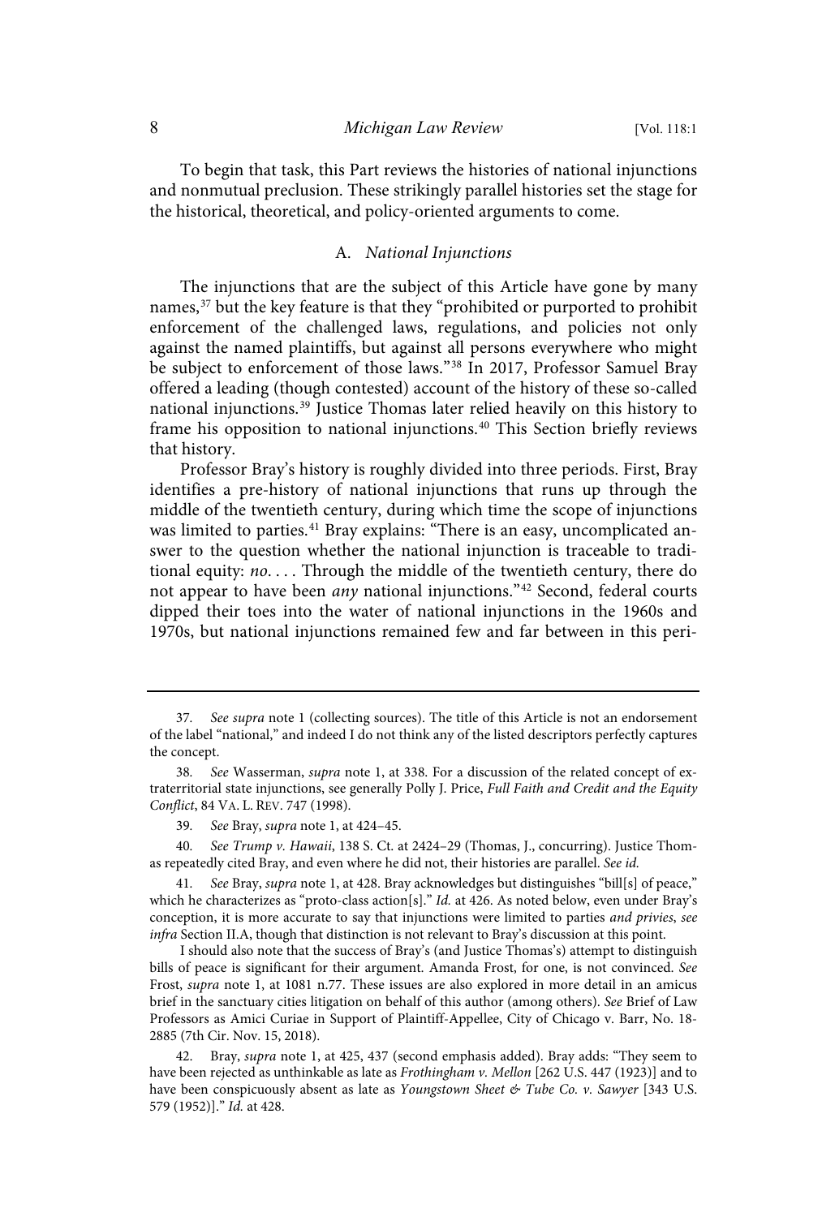To begin that task, this Part reviews the histories of national injunctions and nonmutual preclusion. These strikingly parallel histories set the stage for the historical, theoretical, and policy-oriented arguments to come.

### A. *National Injunctions*

The injunctions that are the subject of this Article have gone by many names,[37] but the key feature is that they "prohibited or purported to prohibit enforcement of the challenged laws, regulations, and policies not only against the named plaintiffs, but against all persons everywhere who might be subject to enforcement of those laws."[38] In 2017, Professor Samuel Bray offered a leading (though contested) account of the history of these so-called national injunctions.[39] Justice Thomas later relied heavily on this history to frame his opposition to national injunctions.[40] This Section briefly reviews that history.

Professor Bray's history is roughly divided into three periods. First, Bray identifies a pre-history of national injunctions that runs up through the middle of the twentieth century, during which time the scope of injunctions was limited to parties.[41] Bray explains: "There is an easy, uncomplicated answer to the question whether the national injunction is traceable to traditional equity: *no*. . . . Through the middle of the twentieth century, there do not appear to have been *any* national injunctions."[42] Second, federal courts dipped their toes into the water of national injunctions in the 1960s and 1970s, but national injunctions remained few and far between in this peri-

---

37. *See supra* note 1 (collecting sources). The title of this Article is not an endorsement of the label "national," and indeed I do not think any of the listed descriptors perfectly captures the concept.

38. *See* Wasserman, *supra* note 1, at 338. For a discussion of the related concept of extraterritorial state injunctions, see generally Polly J. Price, *Full Faith and Credit and the Equity Conflict*, 84 VA. L. REV. 747 (1998).

39. *See* Bray, *supra* note 1, at 424–45.

40. *See Trump v. Hawaii*, 138 S. Ct. at 2424–29 (Thomas, J., concurring). Justice Thomas repeatedly cited Bray, and even where he did not, their histories are parallel. *See id.*

41. *See* Bray, *supra* note 1, at 428. Bray acknowledges but distinguishes "bill[s] of peace," which he characterizes as "proto-class action[s]." *Id.* at 426. As noted below, even under Bray's conception, it is more accurate to say that injunctions were limited to parties *and privies*, *see infra* Section II.A, though that distinction is not relevant to Bray's discussion at this point.

I should also note that the success of Bray's (and Justice Thomas's) attempt to distinguish bills of peace is significant for their argument. Amanda Frost, for one, is not convinced. *See* Frost, *supra* note 1, at 1081 n.77. These issues are also explored in more detail in an amicus brief in the sanctuary cities litigation on behalf of this author (among others). *See* Brief of Law Professors as Amici Curiae in Support of Plaintiff-Appellee, City of Chicago v. Barr, No. 18-2885 (7th Cir. Nov. 15, 2018).

42. Bray, *supra* note 1, at 425, 437 (second emphasis added). Bray adds: "They seem to have been rejected as unthinkable as late as *Frothingham v. Mellon* [262 U.S. 447 (1923)] and to have been conspicuously absent as late as *Youngstown Sheet & Tube Co. v. Sawyer* [343 U.S. 579 (1952)]." *Id.* at 428.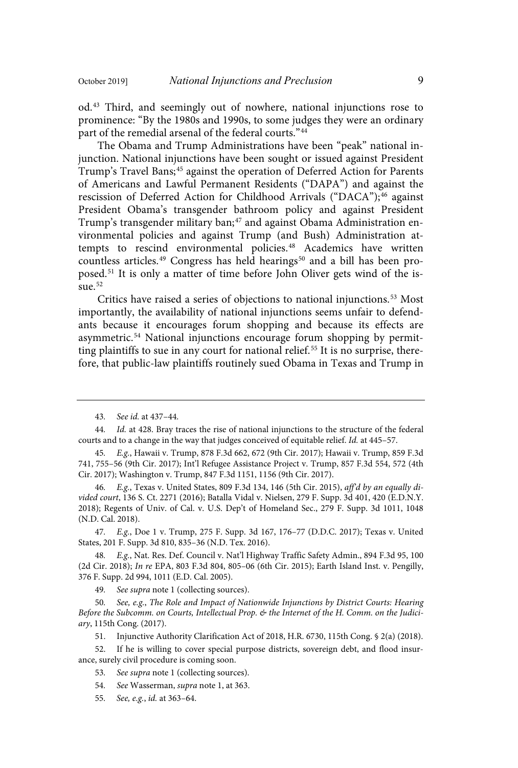od.[43] Third, and seemingly out of nowhere, national injunctions rose to prominence: "By the 1980s and 1990s, to some judges they were an ordinary part of the remedial arsenal of the federal courts."[44]

The Obama and Trump Administrations have been "peak" national injunction. National injunctions have been sought or issued against President Trump's Travel Bans;[45] against the operation of Deferred Action for Parents of Americans and Lawful Permanent Residents ("DAPA") and against the rescission of Deferred Action for Childhood Arrivals ("DACA");[46] against President Obama's transgender bathroom policy and against President Trump's transgender military ban;[47] and against Obama Administration environmental policies and against Trump (and Bush) Administration attempts to rescind environmental policies.[48] Academics have written countless articles.[49] Congress has held hearings[50] and a bill has been proposed.[51] It is only a matter of time before John Oliver gets wind of the issue.[52]

Critics have raised a series of objections to national injunctions.[53] Most importantly, the availability of national injunctions seems unfair to defendants because it encourages forum shopping and because its effects are asymmetric.[54] National injunctions encourage forum shopping by permitting plaintiffs to sue in any court for national relief.[55] It is no surprise, therefore, that public-law plaintiffs routinely sued Obama in Texas and Trump in

---

43. *See id.* at 437–44.

44. *Id.* at 428. Bray traces the rise of national injunctions to the structure of the federal courts and to a change in the way that judges conceived of equitable relief. *Id.* at 445–57.

45. *E.g.*, Hawaii v. Trump, 878 F.3d 662, 672 (9th Cir. 2017); Hawaii v. Trump, 859 F.3d 741, 755–56 (9th Cir. 2017); Int'l Refugee Assistance Project v. Trump, 857 F.3d 554, 572 (4th Cir. 2017); Washington v. Trump, 847 F.3d 1151, 1156 (9th Cir. 2017).

46. *E.g.*, Texas v. United States, 809 F.3d 134, 146 (5th Cir. 2015), *aff'd by an equally divided court*, 136 S. Ct. 2271 (2016); Batalla Vidal v. Nielsen, 279 F. Supp. 3d 401, 420 (E.D.N.Y. 2018); Regents of Univ. of Cal. v. U.S. Dep't of Homeland Sec., 279 F. Supp. 3d 1011, 1048 (N.D. Cal. 2018).

47. *E.g.*, Doe 1 v. Trump, 275 F. Supp. 3d 167, 176–77 (D.D.C. 2017); Texas v. United States, 201 F. Supp. 3d 810, 835–36 (N.D. Tex. 2016).

48. *E.g.*, Nat. Res. Def. Council v. Nat'l Highway Traffic Safety Admin., 894 F.3d 95, 100 (2d Cir. 2018); *In re* EPA, 803 F.3d 804, 805–06 (6th Cir. 2015); Earth Island Inst. v. Pengilly, 376 F. Supp. 2d 994, 1011 (E.D. Cal. 2005).

49. *See supra* note 1 (collecting sources).

50. *See, e.g.*, *The Role and Impact of Nationwide Injunctions by District Courts: Hearing Before the Subcomm. on Courts, Intellectual Prop. & the Internet of the H. Comm. on the Judiciary*, 115th Cong. (2017).

51. Injunctive Authority Clarification Act of 2018, H.R. 6730, 115th Cong. § 2(a) (2018).

52. If he is willing to cover special purpose districts, sovereign debt, and flood insurance, surely civil procedure is coming soon.

53. *See supra* note 1 (collecting sources).

54. *See* Wasserman, *supra* note 1, at 363.

55. *See, e.g.*, *id.* at 363–64.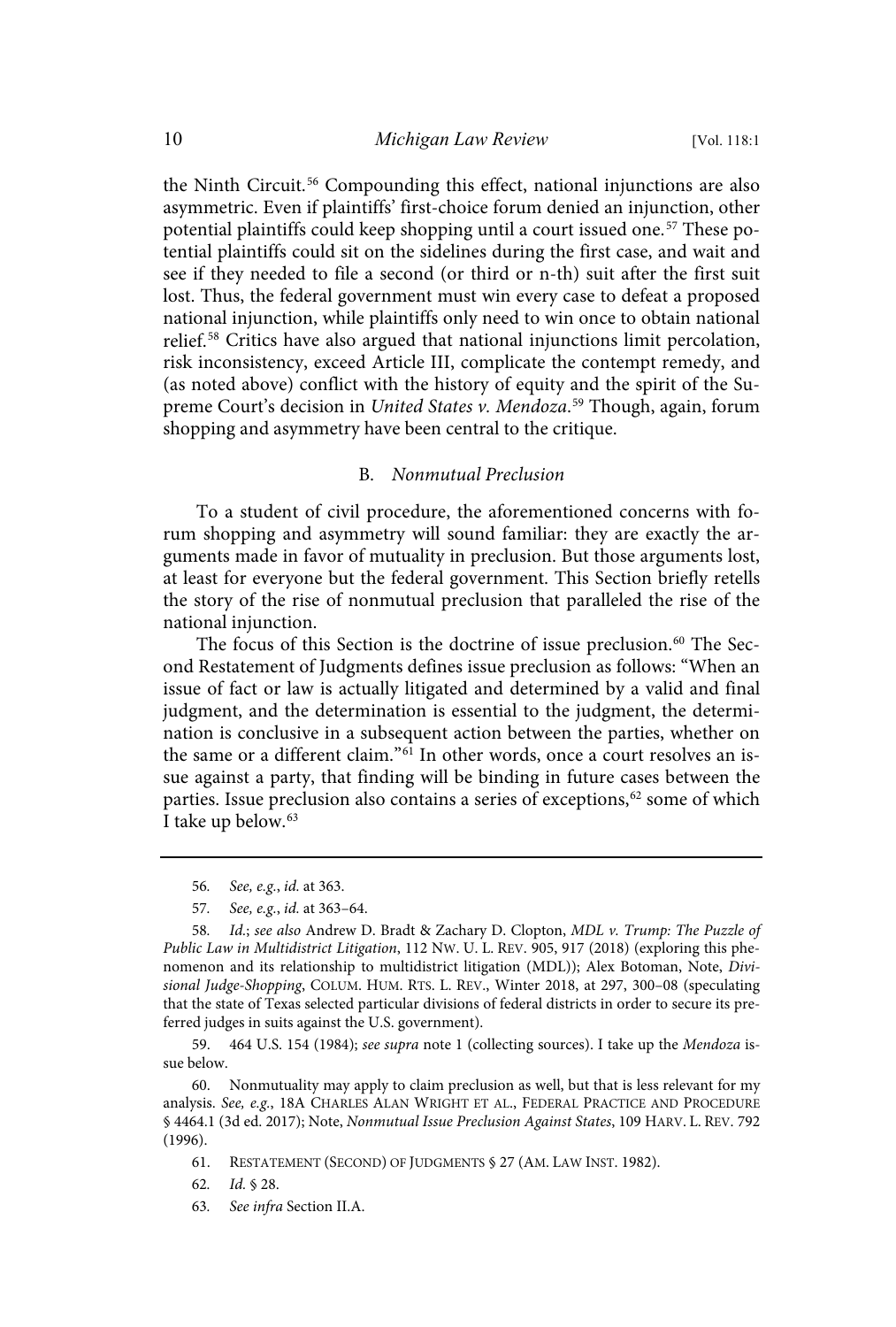the Ninth Circuit.[56] Compounding this effect, national injunctions are also asymmetric. Even if plaintiffs' first-choice forum denied an injunction, other potential plaintiffs could keep shopping until a court issued one.[57] These potential plaintiffs could sit on the sidelines during the first case, and wait and see if they needed to file a second (or third or n-th) suit after the first suit lost. Thus, the federal government must win every case to defeat a proposed national injunction, while plaintiffs only need to win once to obtain national relief.[58] Critics have also argued that national injunctions limit percolation, risk inconsistency, exceed Article III, complicate the contempt remedy, and (as noted above) conflict with the history of equity and the spirit of the Supreme Court's decision in *United States v. Mendoza*.[59] Though, again, forum shopping and asymmetry have been central to the critique.

### B. *Nonmutual Preclusion*

To a student of civil procedure, the aforementioned concerns with forum shopping and asymmetry will sound familiar: they are exactly the arguments made in favor of mutuality in preclusion. But those arguments lost, at least for everyone but the federal government. This Section briefly retells the story of the rise of nonmutual preclusion that paralleled the rise of the national injunction.

The focus of this Section is the doctrine of issue preclusion.[60] The Second Restatement of Judgments defines issue preclusion as follows: "When an issue of fact or law is actually litigated and determined by a valid and final judgment, and the determination is essential to the judgment, the determination is conclusive in a subsequent action between the parties, whether on the same or a different claim."[61] In other words, once a court resolves an issue against a party, that finding will be binding in future cases between the parties. Issue preclusion also contains a series of exceptions,[62] some of which I take up below.[63]

---

56. *See, e.g.*, *id.* at 363.

57. *See, e.g.*, *id.* at 363–64.

58. *Id.*; *see also* Andrew D. Bradt & Zachary D. Clopton, *MDL v. Trump: The Puzzle of Public Law in Multidistrict Litigation*, 112 NW. U. L. REV. 905, 917 (2018) (exploring this phenomenon and its relationship to multidistrict litigation (MDL)); Alex Botoman, Note, *Divisional Judge-Shopping*, COLUM. HUM. RTS. L. REV., Winter 2018, at 297, 300–08 (speculating that the state of Texas selected particular divisions of federal districts in order to secure its preferred judges in suits against the U.S. government).

59. 464 U.S. 154 (1984); *see supra* note 1 (collecting sources). I take up the *Mendoza* issue below.

60. Nonmutuality may apply to claim preclusion as well, but that is less relevant for my analysis. *See, e.g.*, 18A CHARLES ALAN WRIGHT ET AL., FEDERAL PRACTICE AND PROCEDURE § 4464.1 (3d ed. 2017); Note, *Nonmutual Issue Preclusion Against States*, 109 HARV. L. REV. 792 (1996).

61. RESTATEMENT (SECOND) OF JUDGMENTS § 27 (AM. LAW INST. 1982).

62. *Id.* § 28.

63. *See infra* Section II.A.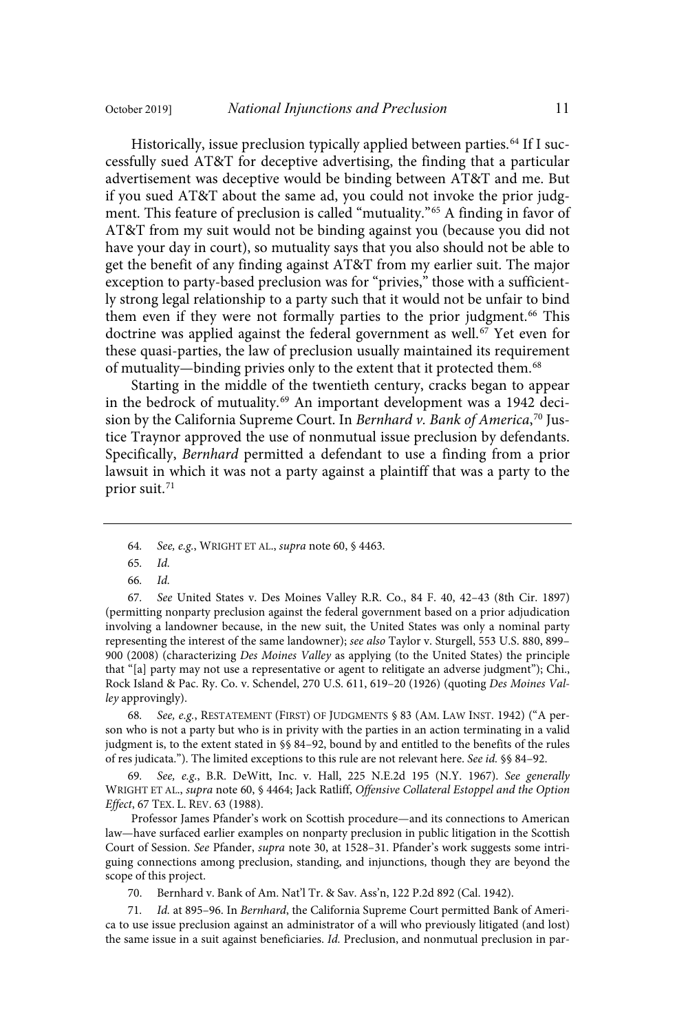Historically, issue preclusion typically applied between parties.[64] If I successfully sued AT&T for deceptive advertising, the finding that a particular advertisement was deceptive would be binding between AT&T and me. But if you sued AT&T about the same ad, you could not invoke the prior judgment. This feature of preclusion is called "mutuality."[65] A finding in favor of AT&T from my suit would not be binding against you (because you did not have your day in court), so mutuality says that you also should not be able to get the benefit of any finding against AT&T from my earlier suit. The major exception to party-based preclusion was for "privies," those with a sufficiently strong legal relationship to a party such that it would not be unfair to bind them even if they were not formally parties to the prior judgment.[66] This doctrine was applied against the federal government as well.[67] Yet even for these quasi-parties, the law of preclusion usually maintained its requirement of mutuality—binding privies only to the extent that it protected them.[68]

Starting in the middle of the twentieth century, cracks began to appear in the bedrock of mutuality.[69] An important development was a 1942 decision by the California Supreme Court. In *Bernhard v. Bank of America*,[70] Justice Traynor approved the use of nonmutual issue preclusion by defendants. Specifically, *Bernhard* permitted a defendant to use a finding from a prior lawsuit in which it was not a party against a plaintiff that was a party to the prior suit.[71]

---

64. *See, e.g.*, WRIGHT ET AL., *supra* note 60, § 4463.

65. *Id.*

66. *Id.*

67. *See* United States v. Des Moines Valley R.R. Co., 84 F. 40, 42–43 (8th Cir. 1897) (permitting nonparty preclusion against the federal government based on a prior adjudication involving a landowner because, in the new suit, the United States was only a nominal party representing the interest of the same landowner); *see also* Taylor v. Sturgell, 553 U.S. 880, 899–900 (2008) (characterizing *Des Moines Valley* as applying (to the United States) the principle that "[a] party may not use a representative or agent to relitigate an adverse judgment"); Chi., Rock Island & Pac. Ry. Co. v. Schendel, 270 U.S. 611, 619–20 (1926) (quoting *Des Moines Valley* approvingly).

68. *See, e.g.*, RESTATEMENT (FIRST) OF JUDGMENTS § 83 (AM. LAW INST. 1942) ("A person who is not a party but who is in privity with the parties in an action terminating in a valid judgment is, to the extent stated in §§ 84–92, bound by and entitled to the benefits of the rules of res judicata."). The limited exceptions to this rule are not relevant here. *See id.* §§ 84–92.

69. *See, e.g.*, B.R. DeWitt, Inc. v. Hall, 225 N.E.2d 195 (N.Y. 1967). *See generally* WRIGHT ET AL., *supra* note 60, § 4464; Jack Ratliff, *Offensive Collateral Estoppel and the Option Effect*, 67 TEX. L. REV. 63 (1988).

Professor James Pfander's work on Scottish procedure—and its connections to American law—have surfaced earlier examples on nonparty preclusion in public litigation in the Scottish Court of Session. *See* Pfander, *supra* note 30, at 1528–31. Pfander's work suggests some intriguing connections among preclusion, standing, and injunctions, though they are beyond the scope of this project.

70. Bernhard v. Bank of Am. Nat'l Tr. & Sav. Ass'n, 122 P.2d 892 (Cal. 1942).

71. *Id.* at 895–96. In *Bernhard*, the California Supreme Court permitted Bank of America to use issue preclusion against an administrator of a will who previously litigated (and lost) the same issue in a suit against beneficiaries. *Id.* Preclusion, and nonmutual preclusion in par-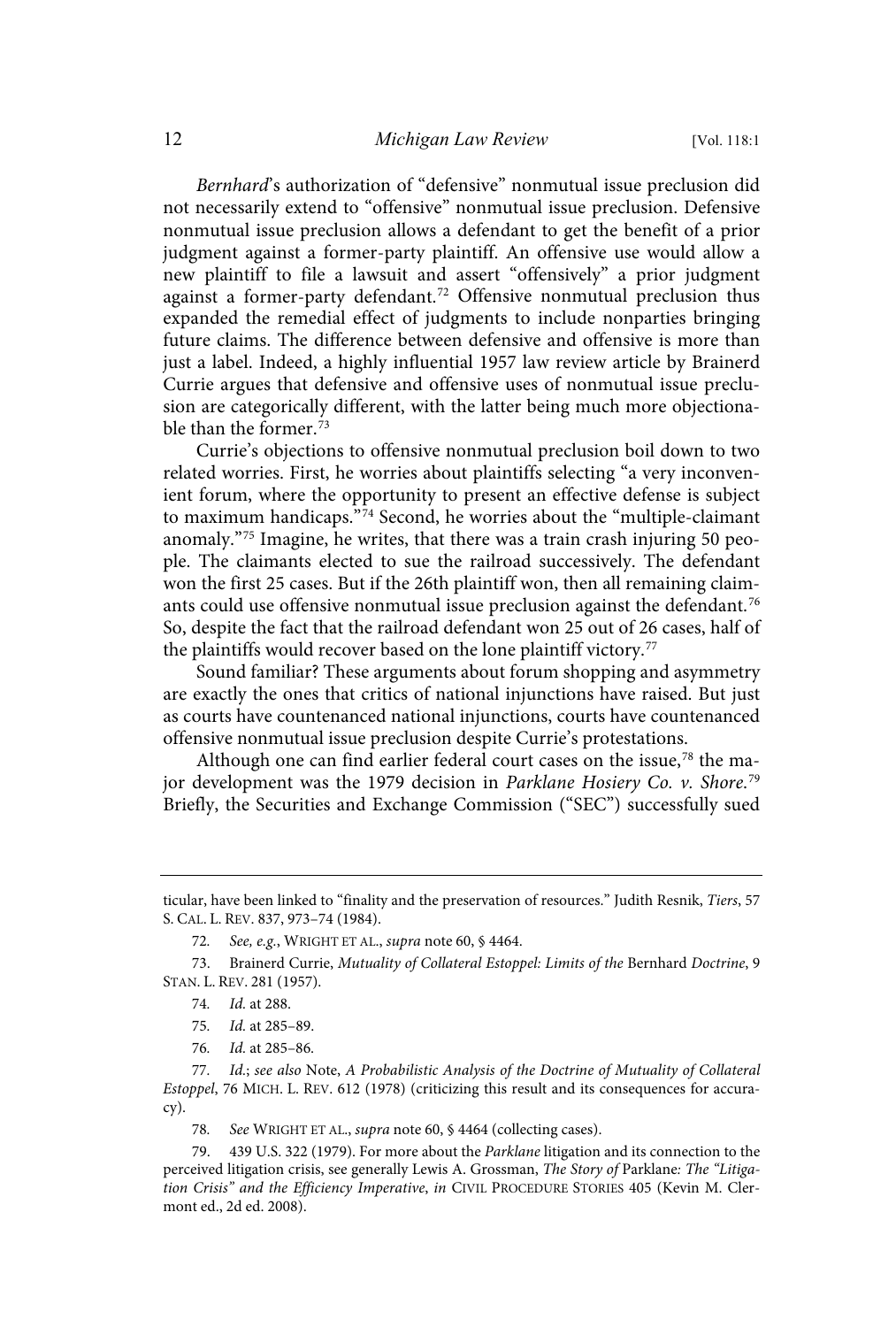*Bernhard*'s authorization of "defensive" nonmutual issue preclusion did not necessarily extend to "offensive" nonmutual issue preclusion. Defensive nonmutual issue preclusion allows a defendant to get the benefit of a prior judgment against a former-party plaintiff. An offensive use would allow a new plaintiff to file a lawsuit and assert "offensively" a prior judgment against a former-party defendant.[72] Offensive nonmutual preclusion thus expanded the remedial effect of judgments to include nonparties bringing future claims. The difference between defensive and offensive is more than just a label. Indeed, a highly influential 1957 law review article by Brainerd Currie argues that defensive and offensive uses of nonmutual issue preclusion are categorically different, with the latter being much more objectionable than the former.[73]

Currie's objections to offensive nonmutual preclusion boil down to two related worries. First, he worries about plaintiffs selecting "a very inconvenient forum, where the opportunity to present an effective defense is subject to maximum handicaps."[74] Second, he worries about the "multiple-claimant anomaly."[75] Imagine, he writes, that there was a train crash injuring 50 people. The claimants elected to sue the railroad successively. The defendant won the first 25 cases. But if the 26th plaintiff won, then all remaining claimants could use offensive nonmutual issue preclusion against the defendant.[76] So, despite the fact that the railroad defendant won 25 out of 26 cases, half of the plaintiffs would recover based on the lone plaintiff victory.[77]

Sound familiar? These arguments about forum shopping and asymmetry are exactly the ones that critics of national injunctions have raised. But just as courts have countenanced national injunctions, courts have countenanced offensive nonmutual issue preclusion despite Currie's protestations.

Although one can find earlier federal court cases on the issue,[78] the major development was the 1979 decision in *Parklane Hosiery Co. v. Shore*.[79] Briefly, the Securities and Exchange Commission ("SEC") successfully sued

---

ticular, have been linked to "finality and the preservation of resources." Judith Resnik, *Tiers*, 57 S. CAL. L. REV. 837, 973–74 (1984).

72. *See, e.g.*, WRIGHT ET AL., *supra* note 60, § 4464.

73. Brainerd Currie, *Mutuality of Collateral Estoppel: Limits of the* Bernhard *Doctrine*, 9 STAN. L. REV. 281 (1957).

74. *Id.* at 288.

75. *Id.* at 285–89.

76. *Id.* at 285–86.

77. *Id.*; *see also* Note, *A Probabilistic Analysis of the Doctrine of Mutuality of Collateral Estoppel*, 76 MICH. L. REV. 612 (1978) (criticizing this result and its consequences for accuracy).

78. *See* WRIGHT ET AL., *supra* note 60, § 4464 (collecting cases).

79. 439 U.S. 322 (1979). For more about the *Parklane* litigation and its connection to the perceived litigation crisis, see generally Lewis A. Grossman, *The Story of* Parklane*: The "Litigation Crisis" and the Efficiency Imperative*, *in* CIVIL PROCEDURE STORIES 405 (Kevin M. Clermont ed., 2d ed. 2008).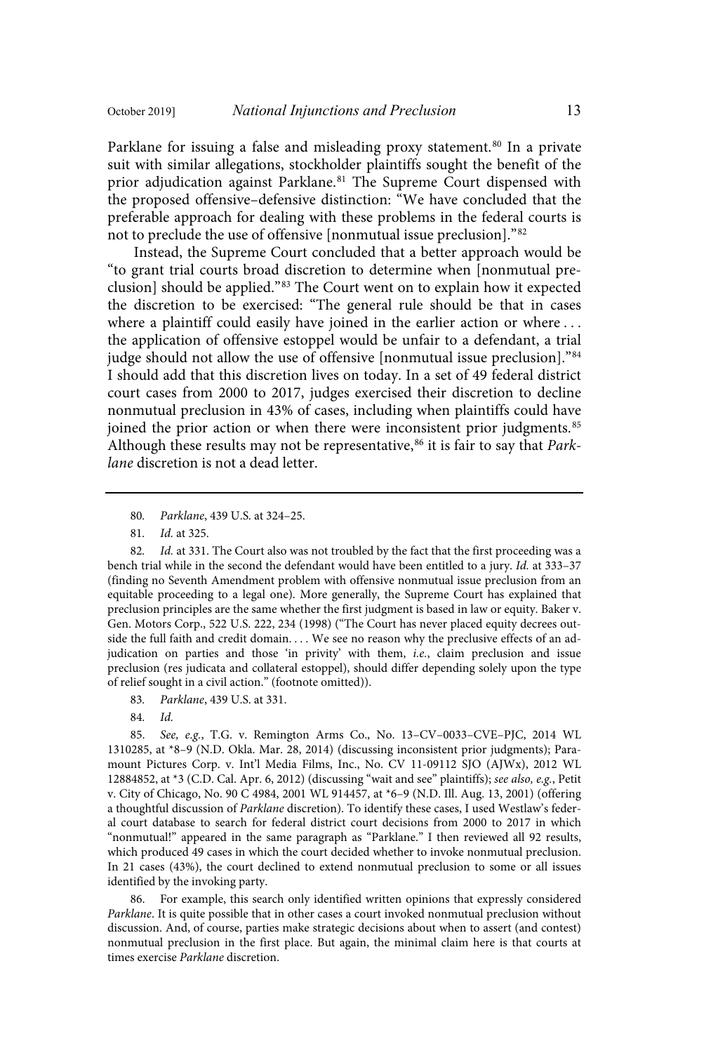Parklane for issuing a false and misleading proxy statement.[80] In a private suit with similar allegations, stockholder plaintiffs sought the benefit of the prior adjudication against Parklane.[81] The Supreme Court dispensed with the proposed offensive–defensive distinction: "We have concluded that the preferable approach for dealing with these problems in the federal courts is not to preclude the use of offensive [nonmutual issue preclusion]."[82]

Instead, the Supreme Court concluded that a better approach would be "to grant trial courts broad discretion to determine when [nonmutual preclusion] should be applied."[83] The Court went on to explain how it expected the discretion to be exercised: "The general rule should be that in cases where a plaintiff could easily have joined in the earlier action or where . . . the application of offensive estoppel would be unfair to a defendant, a trial judge should not allow the use of offensive [nonmutual issue preclusion]."[84] I should add that this discretion lives on today. In a set of 49 federal district court cases from 2000 to 2017, judges exercised their discretion to decline nonmutual preclusion in 43% of cases, including when plaintiffs could have joined the prior action or when there were inconsistent prior judgments.[85] Although these results may not be representative,[86] it is fair to say that *Parklane* discretion is not a dead letter.

---

80. *Parklane*, 439 U.S. at 324–25.

81. *Id.* at 325.

82. *Id.* at 331. The Court also was not troubled by the fact that the first proceeding was a bench trial while in the second the defendant would have been entitled to a jury. *Id.* at 333–37 (finding no Seventh Amendment problem with offensive nonmutual issue preclusion from an equitable proceeding to a legal one). More generally, the Supreme Court has explained that preclusion principles are the same whether the first judgment is based in law or equity. Baker v. Gen. Motors Corp., 522 U.S. 222, 234 (1998) ("The Court has never placed equity decrees outside the full faith and credit domain. . . . We see no reason why the preclusive effects of an adjudication on parties and those 'in privity' with them, *i.e.*, claim preclusion and issue preclusion (res judicata and collateral estoppel), should differ depending solely upon the type of relief sought in a civil action." (footnote omitted)).

83. *Parklane*, 439 U.S. at 331.

84. *Id.*

85. *See, e.g.*, T.G. v. Remington Arms Co., No. 13–CV–0033–CVE–PJC, 2014 WL 1310285, at *8–9 (N.D. Okla. Mar. 28, 2014) (discussing inconsistent prior judgments); Paramount Pictures Corp. v. Int'l Media Films, Inc., No. CV 11-09112 SJO (AJWx), 2012 WL 12884852, at *3 (C.D. Cal. Apr. 6, 2012) (discussing "wait and see" plaintiffs); *see also, e.g.*, Petit v. City of Chicago, No. 90 C 4984, 2001 WL 914457, at *6–9 (N.D. Ill. Aug. 13, 2001) (offering a thoughtful discussion of *Parklane* discretion). To identify these cases, I used Westlaw's federal court database to search for federal district court decisions from 2000 to 2017 in which "nonmutual!" appeared in the same paragraph as "Parklane." I then reviewed all 92 results, which produced 49 cases in which the court decided whether to invoke nonmutual preclusion. In 21 cases (43%), the court declined to extend nonmutual preclusion to some or all issues identified by the invoking party.

86. For example, this search only identified written opinions that expressly considered *Parklane*. It is quite possible that in other cases a court invoked nonmutual preclusion without discussion. And, of course, parties make strategic decisions about when to assert (and contest) nonmutual preclusion in the first place. But again, the minimal claim here is that courts at times exercise *Parklane* discretion.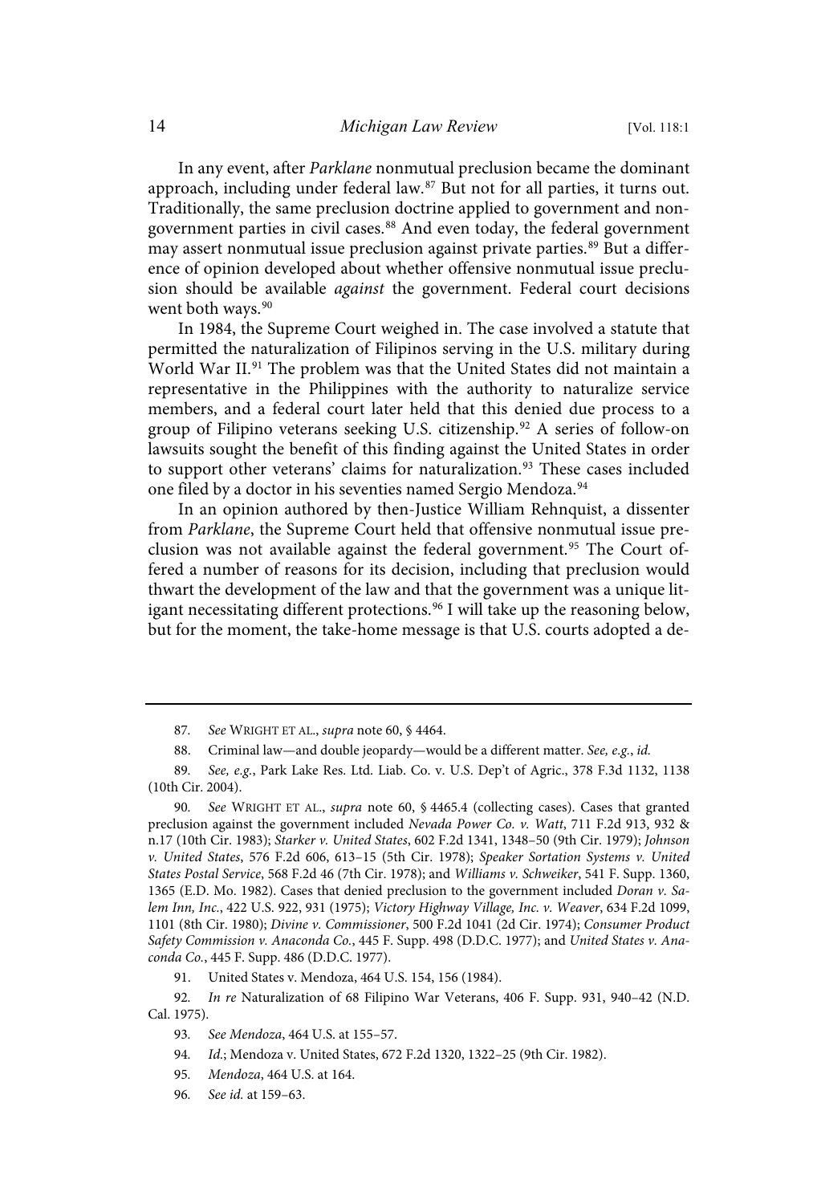In any event, after *Parklane* nonmutual preclusion became the dominant approach, including under federal law.[87] But not for all parties, it turns out. Traditionally, the same preclusion doctrine applied to government and nongovernment parties in civil cases.[88] And even today, the federal government may assert nonmutual issue preclusion against private parties.[89] But a difference of opinion developed about whether offensive nonmutual issue preclusion should be available *against* the government. Federal court decisions went both ways.[90]

In 1984, the Supreme Court weighed in. The case involved a statute that permitted the naturalization of Filipinos serving in the U.S. military during World War II.[91] The problem was that the United States did not maintain a representative in the Philippines with the authority to naturalize service members, and a federal court later held that this denied due process to a group of Filipino veterans seeking U.S. citizenship.[92] A series of follow-on lawsuits sought the benefit of this finding against the United States in order to support other veterans' claims for naturalization.[93] These cases included one filed by a doctor in his seventies named Sergio Mendoza.[94]

In an opinion authored by then-Justice William Rehnquist, a dissenter from *Parklane*, the Supreme Court held that offensive nonmutual issue preclusion was not available against the federal government.[95] The Court offered a number of reasons for its decision, including that preclusion would thwart the development of the law and that the government was a unique litigant necessitating different protections.[96] I will take up the reasoning below, but for the moment, the take-home message is that U.S. courts adopted a de-

---

87. *See* WRIGHT ET AL., *supra* note 60, § 4464.

88. Criminal law—and double jeopardy—would be a different matter. *See, e.g.*, *id.*

89. *See, e.g.*, Park Lake Res. Ltd. Liab. Co. v. U.S. Dep't of Agric., 378 F.3d 1132, 1138 (10th Cir. 2004).

90. *See* WRIGHT ET AL., *supra* note 60, § 4465.4 (collecting cases). Cases that granted preclusion against the government included *Nevada Power Co. v. Watt*, 711 F.2d 913, 932 & n.17 (10th Cir. 1983); *Starker v. United States*, 602 F.2d 1341, 1348–50 (9th Cir. 1979); *Johnson v. United States*, 576 F.2d 606, 613–15 (5th Cir. 1978); *Speaker Sortation Systems v. United States Postal Service*, 568 F.2d 46 (7th Cir. 1978); and *Williams v. Schweiker*, 541 F. Supp. 1360, 1365 (E.D. Mo. 1982). Cases that denied preclusion to the government included *Doran v. Salem Inn, Inc.*, 422 U.S. 922, 931 (1975); *Victory Highway Village, Inc. v. Weaver*, 634 F.2d 1099, 1101 (8th Cir. 1980); *Divine v. Commissioner*, 500 F.2d 1041 (2d Cir. 1974); *Consumer Product Safety Commission v. Anaconda Co.*, 445 F. Supp. 498 (D.D.C. 1977); and *United States v. Anaconda Co.*, 445 F. Supp. 486 (D.D.C. 1977).

91. United States v. Mendoza, 464 U.S. 154, 156 (1984).

92. *In re* Naturalization of 68 Filipino War Veterans, 406 F. Supp. 931, 940–42 (N.D. Cal. 1975).

93. *See Mendoza*, 464 U.S. at 155–57.

94. *Id.*; Mendoza v. United States, 672 F.2d 1320, 1322–25 (9th Cir. 1982).

95. *Mendoza*, 464 U.S. at 164.

96. *See id.* at 159–63.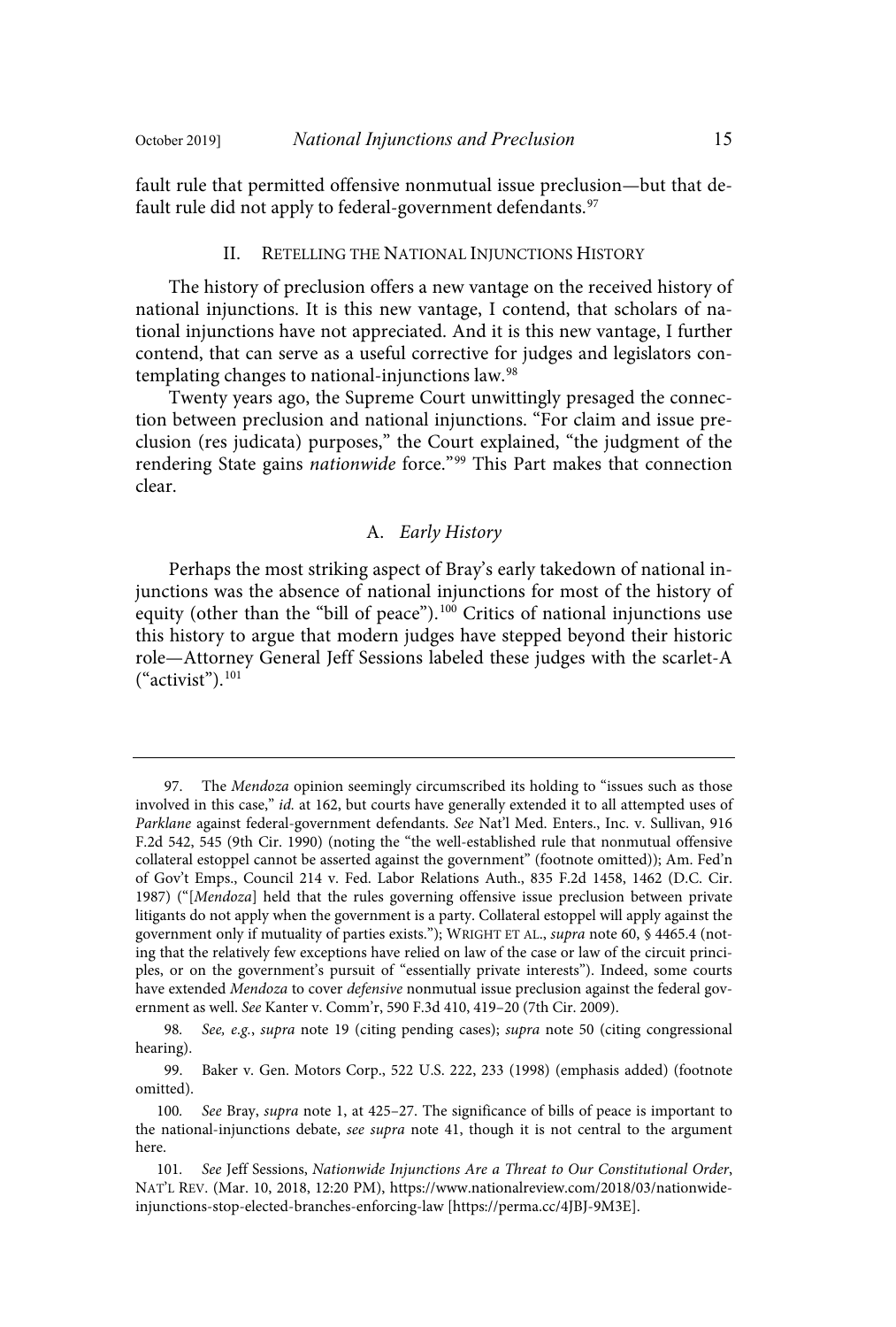fault rule that permitted offensive nonmutual issue preclusion—but that default rule did not apply to federal-government defendants.[97]

## II. RETELLING THE NATIONAL INJUNCTIONS HISTORY

The history of preclusion offers a new vantage on the received history of national injunctions. It is this new vantage, I contend, that scholars of national injunctions have not appreciated. And it is this new vantage, I further contend, that can serve as a useful corrective for judges and legislators contemplating changes to national-injunctions law.[98]

Twenty years ago, the Supreme Court unwittingly presaged the connection between preclusion and national injunctions. "For claim and issue preclusion (res judicata) purposes," the Court explained, "the judgment of the rendering State gains *nationwide* force."[99] This Part makes that connection clear.

### A. *Early History*

Perhaps the most striking aspect of Bray's early takedown of national injunctions was the absence of national injunctions for most of the history of equity (other than the "bill of peace").[100] Critics of national injunctions use this history to argue that modern judges have stepped beyond their historic role—Attorney General Jeff Sessions labeled these judges with the scarlet-A ("activist").[101]

---

97. The *Mendoza* opinion seemingly circumscribed its holding to "issues such as those involved in this case," *id.* at 162, but courts have generally extended it to all attempted uses of *Parklane* against federal-government defendants. *See* Nat'l Med. Enters., Inc. v. Sullivan, 916 F.2d 542, 545 (9th Cir. 1990) (noting the "the well-established rule that nonmutual offensive collateral estoppel cannot be asserted against the government" (footnote omitted)); Am. Fed'n of Gov't Emps., Council 214 v. Fed. Labor Relations Auth., 835 F.2d 1458, 1462 (D.C. Cir. 1987) ("[*Mendoza*] held that the rules governing offensive issue preclusion between private litigants do not apply when the government is a party. Collateral estoppel will apply against the government only if mutuality of parties exists."); WRIGHT ET AL., *supra* note 60, § 4465.4 (noting that the relatively few exceptions have relied on law of the case or law of the circuit principles, or on the government's pursuit of "essentially private interests"). Indeed, some courts have extended *Mendoza* to cover *defensive* nonmutual issue preclusion against the federal government as well. *See* Kanter v. Comm'r, 590 F.3d 410, 419–20 (7th Cir. 2009).

98. *See, e.g.*, *supra* note 19 (citing pending cases); *supra* note 50 (citing congressional hearing).

99. Baker v. Gen. Motors Corp., 522 U.S. 222, 233 (1998) (emphasis added) (footnote omitted).

100. *See* Bray, *supra* note 1, at 425–27. The significance of bills of peace is important to the national-injunctions debate, *see supra* note 41, though it is not central to the argument here.

101. *See* Jeff Sessions, *Nationwide Injunctions Are a Threat to Our Constitutional Order*, NAT'L REV. (Mar. 10, 2018, 12:20 PM), https://www.nationalreview.com/2018/03/nationwide-injunctions-stop-elected-branches-enforcing-law [https://perma.cc/4JBJ-9M3E].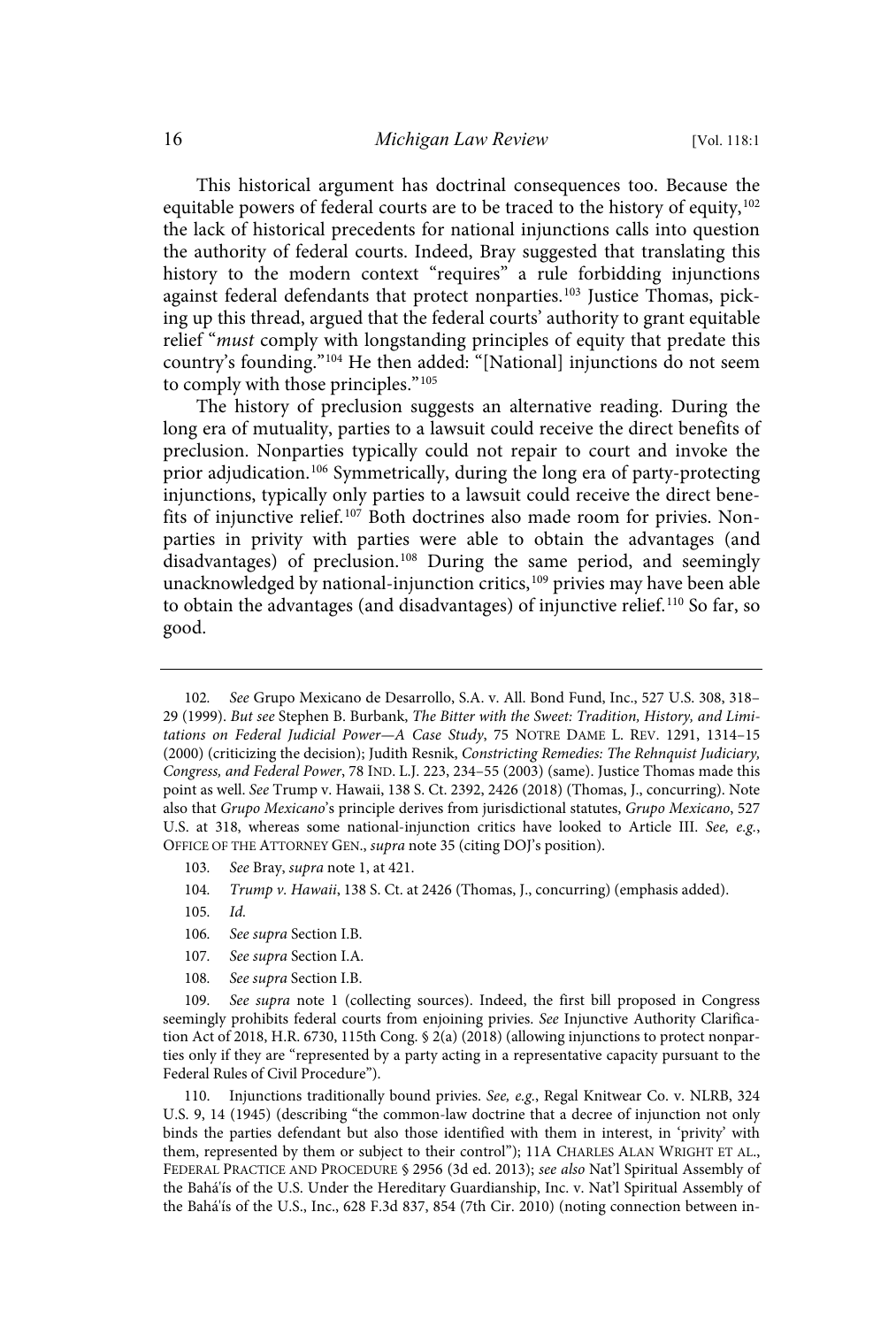This historical argument has doctrinal consequences too. Because the equitable powers of federal courts are to be traced to the history of equity,[102] the lack of historical precedents for national injunctions calls into question the authority of federal courts. Indeed, Bray suggested that translating this history to the modern context "requires" a rule forbidding injunctions against federal defendants that protect nonparties.[103] Justice Thomas, picking up this thread, argued that the federal courts' authority to grant equitable relief "*must* comply with longstanding principles of equity that predate this country's founding."[104] He then added: "[National] injunctions do not seem to comply with those principles."[105]

The history of preclusion suggests an alternative reading. During the long era of mutuality, parties to a lawsuit could receive the direct benefits of preclusion. Nonparties typically could not repair to court and invoke the prior adjudication.[106] Symmetrically, during the long era of party-protecting injunctions, typically only parties to a lawsuit could receive the direct benefits of injunctive relief.[107] Both doctrines also made room for privies. Nonparties in privity with parties were able to obtain the advantages (and disadvantages) of preclusion.[108] During the same period, and seemingly unacknowledged by national-injunction critics,[109] privies may have been able to obtain the advantages (and disadvantages) of injunctive relief.[110] So far, so good.

---

102. *See* Grupo Mexicano de Desarrollo, S.A. v. All. Bond Fund, Inc., 527 U.S. 308, 318–29 (1999). *But see* Stephen B. Burbank, *The Bitter with the Sweet: Tradition, History, and Limitations on Federal Judicial Power—A Case Study*, 75 NOTRE DAME L. REV. 1291, 1314–15 (2000) (criticizing the decision); Judith Resnik, *Constricting Remedies: The Rehnquist Judiciary, Congress, and Federal Power*, 78 IND. L.J. 223, 234–55 (2003) (same). Justice Thomas made this point as well. *See* Trump v. Hawaii, 138 S. Ct. 2392, 2426 (2018) (Thomas, J., concurring). Note also that *Grupo Mexicano*'s principle derives from jurisdictional statutes, *Grupo Mexicano*, 527 U.S. at 318, whereas some national-injunction critics have looked to Article III. *See, e.g.*, OFFICE OF THE ATTORNEY GEN., *supra* note 35 (citing DOJ's position).

103. *See* Bray, *supra* note 1, at 421.

104. *Trump v. Hawaii*, 138 S. Ct. at 2426 (Thomas, J., concurring) (emphasis added).

105. *Id.*

106. *See supra* Section I.B.

107. *See supra* Section I.A.

108. *See supra* Section I.B.

109. *See supra* note 1 (collecting sources). Indeed, the first bill proposed in Congress seemingly prohibits federal courts from enjoining privies. *See* Injunctive Authority Clarification Act of 2018, H.R. 6730, 115th Cong. § 2(a) (2018) (allowing injunctions to protect nonparties only if they are "represented by a party acting in a representative capacity pursuant to the Federal Rules of Civil Procedure").

110. Injunctions traditionally bound privies. *See, e.g.*, Regal Knitwear Co. v. NLRB, 324 U.S. 9, 14 (1945) (describing "the common-law doctrine that a decree of injunction not only binds the parties defendant but also those identified with them in interest, in 'privity' with them, represented by them or subject to their control"); 11A CHARLES ALAN WRIGHT ET AL., FEDERAL PRACTICE AND PROCEDURE § 2956 (3d ed. 2013); *see also* Nat'l Spiritual Assembly of the Bahá'ís of the U.S. Under the Hereditary Guardianship, Inc. v. Nat'l Spiritual Assembly of the Bahá'ís of the U.S., Inc., 628 F.3d 837, 854 (7th Cir. 2010) (noting connection between in-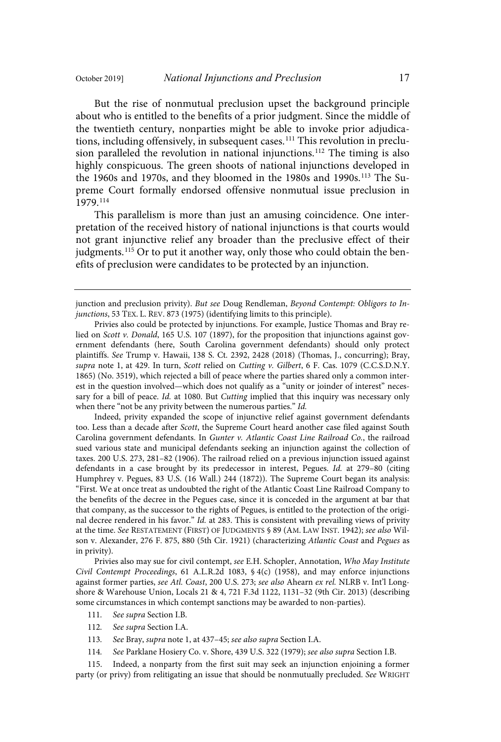But the rise of nonmutual preclusion upset the background principle about who is entitled to the benefits of a prior judgment. Since the middle of the twentieth century, nonparties might be able to invoke prior adjudications, including offensively, in subsequent cases.[111] This revolution in preclusion paralleled the revolution in national injunctions.[112] The timing is also highly conspicuous. The green shoots of national injunctions developed in the 1960s and 1970s, and they bloomed in the 1980s and 1990s.[113] The Supreme Court formally endorsed offensive nonmutual issue preclusion in 1979.[114]

This parallelism is more than just an amusing coincidence. One interpretation of the received history of national injunctions is that courts would not grant injunctive relief any broader than the preclusive effect of their judgments.[115] Or to put it another way, only those who could obtain the benefits of preclusion were candidates to be protected by an injunction.

---

junction and preclusion privity). *But see* Doug Rendleman, *Beyond Contempt: Obligors to Injunctions*, 53 TEX. L. REV. 873 (1975) (identifying limits to this principle).

Privies also could be protected by injunctions. For example, Justice Thomas and Bray relied on *Scott v. Donald*, 165 U.S. 107 (1897), for the proposition that injunctions against government defendants (here, South Carolina government defendants) should only protect plaintiffs. *See* Trump v. Hawaii, 138 S. Ct. 2392, 2428 (2018) (Thomas, J., concurring); Bray, *supra* note 1, at 429. In turn, *Scott* relied on *Cutting v. Gilbert*, 6 F. Cas. 1079 (C.C.S.D.N.Y. 1865) (No. 3519), which rejected a bill of peace where the parties shared only a common interest in the question involved—which does not qualify as a "unity or joinder of interest" necessary for a bill of peace. *Id.* at 1080. But *Cutting* implied that this inquiry was necessary only when there "not be any privity between the numerous parties." *Id.*

Indeed, privity expanded the scope of injunctive relief against government defendants too. Less than a decade after *Scott*, the Supreme Court heard another case filed against South Carolina government defendants. In *Gunter v. Atlantic Coast Line Railroad Co.*, the railroad sued various state and municipal defendants seeking an injunction against the collection of taxes. 200 U.S. 273, 281–82 (1906). The railroad relied on a previous injunction issued against defendants in a case brought by its predecessor in interest, Pegues. *Id.* at 279–80 (citing Humphrey v. Pegues, 83 U.S. (16 Wall.) 244 (1872)). The Supreme Court began its analysis: "First. We at once treat as undoubted the right of the Atlantic Coast Line Railroad Company to the benefits of the decree in the Pegues case, since it is conceded in the argument at bar that that company, as the successor to the rights of Pegues, is entitled to the protection of the original decree rendered in his favor." *Id.* at 283. This is consistent with prevailing views of privity at the time. *See* RESTATEMENT (FIRST) OF JUDGMENTS § 89 (AM. LAW INST. 1942); *see also* Wilson v. Alexander, 276 F. 875, 880 (5th Cir. 1921) (characterizing *Atlantic Coast* and *Pegues* as in privity).

Privies also may sue for civil contempt, *see* E.H. Schopler, Annotation, *Who May Institute Civil Contempt Proceedings*, 61 A.L.R.2d 1083, § 4(c) (1958), and may enforce injunctions against former parties, *see Atl. Coast*, 200 U.S. 273; *see also* Ahearn *ex rel.* NLRB v. Int'l Longshore & Warehouse Union, Locals 21 & 4, 721 F.3d 1122, 1131–32 (9th Cir. 2013) (describing some circumstances in which contempt sanctions may be awarded to non-parties).

111. *See supra* Section I.B.

112. *See supra* Section I.A.

113. *See* Bray, *supra* note 1, at 437–45; *see also supra* Section I.A.

114. *See* Parklane Hosiery Co. v. Shore, 439 U.S. 322 (1979); *see also supra* Section I.B.

115. Indeed, a nonparty from the first suit may seek an injunction enjoining a former party (or privy) from relitigating an issue that should be nonmutually precluded. *See* WRIGHT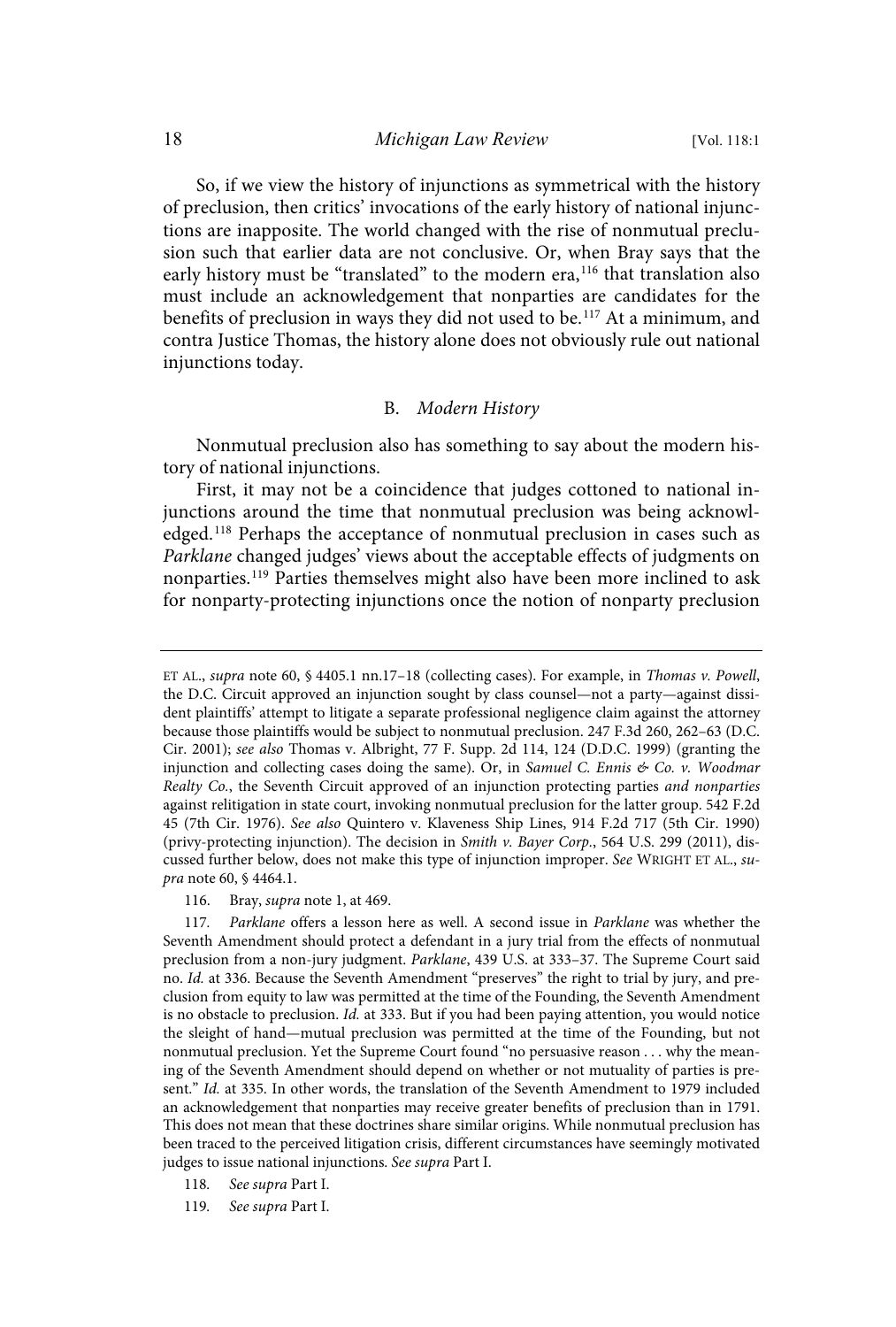So, if we view the history of injunctions as symmetrical with the history of preclusion, then critics' invocations of the early history of national injunctions are inapposite. The world changed with the rise of nonmutual preclusion such that earlier data are not conclusive. Or, when Bray says that the early history must be "translated" to the modern era,[116] that translation also must include an acknowledgement that nonparties are candidates for the benefits of preclusion in ways they did not used to be.[117] At a minimum, and contra Justice Thomas, the history alone does not obviously rule out national injunctions today.

### B. *Modern History*

Nonmutual preclusion also has something to say about the modern history of national injunctions.

First, it may not be a coincidence that judges cottoned to national injunctions around the time that nonmutual preclusion was being acknowledged.[118] Perhaps the acceptance of nonmutual preclusion in cases such as *Parklane* changed judges' views about the acceptable effects of judgments on nonparties.[119] Parties themselves might also have been more inclined to ask for nonparty-protecting injunctions once the notion of nonparty preclusion

---

ET AL., *supra* note 60, § 4405.1 nn.17–18 (collecting cases). For example, in *Thomas v. Powell*, the D.C. Circuit approved an injunction sought by class counsel—not a party—against dissident plaintiffs' attempt to litigate a separate professional negligence claim against the attorney because those plaintiffs would be subject to nonmutual preclusion. 247 F.3d 260, 262–63 (D.C. Cir. 2001); *see also* Thomas v. Albright, 77 F. Supp. 2d 114, 124 (D.D.C. 1999) (granting the injunction and collecting cases doing the same). Or, in *Samuel C. Ennis & Co. v. Woodmar Realty Co.*, the Seventh Circuit approved of an injunction protecting parties *and nonparties* against relitigation in state court, invoking nonmutual preclusion for the latter group. 542 F.2d 45 (7th Cir. 1976). *See also* Quintero v. Klaveness Ship Lines, 914 F.2d 717 (5th Cir. 1990) (privy-protecting injunction). The decision in *Smith v. Bayer Corp.*, 564 U.S. 299 (2011), discussed further below, does not make this type of injunction improper. *See* WRIGHT ET AL., *supra* note 60, § 4464.1.

116. Bray, *supra* note 1, at 469.

117. *Parklane* offers a lesson here as well. A second issue in *Parklane* was whether the Seventh Amendment should protect a defendant in a jury trial from the effects of nonmutual preclusion from a non-jury judgment. *Parklane*, 439 U.S. at 333–37. The Supreme Court said no. *Id.* at 336. Because the Seventh Amendment "preserves" the right to trial by jury, and preclusion from equity to law was permitted at the time of the Founding, the Seventh Amendment is no obstacle to preclusion. *Id.* at 333. But if you had been paying attention, you would notice the sleight of hand—mutual preclusion was permitted at the time of the Founding, but not nonmutual preclusion. Yet the Supreme Court found "no persuasive reason . . . why the meaning of the Seventh Amendment should depend on whether or not mutuality of parties is present." *Id.* at 335. In other words, the translation of the Seventh Amendment to 1979 included an acknowledgement that nonparties may receive greater benefits of preclusion than in 1791. This does not mean that these doctrines share similar origins. While nonmutual preclusion has been traced to the perceived litigation crisis, different circumstances have seemingly motivated judges to issue national injunctions. *See supra* Part I.

118. *See supra* Part I.

119. *See supra* Part I.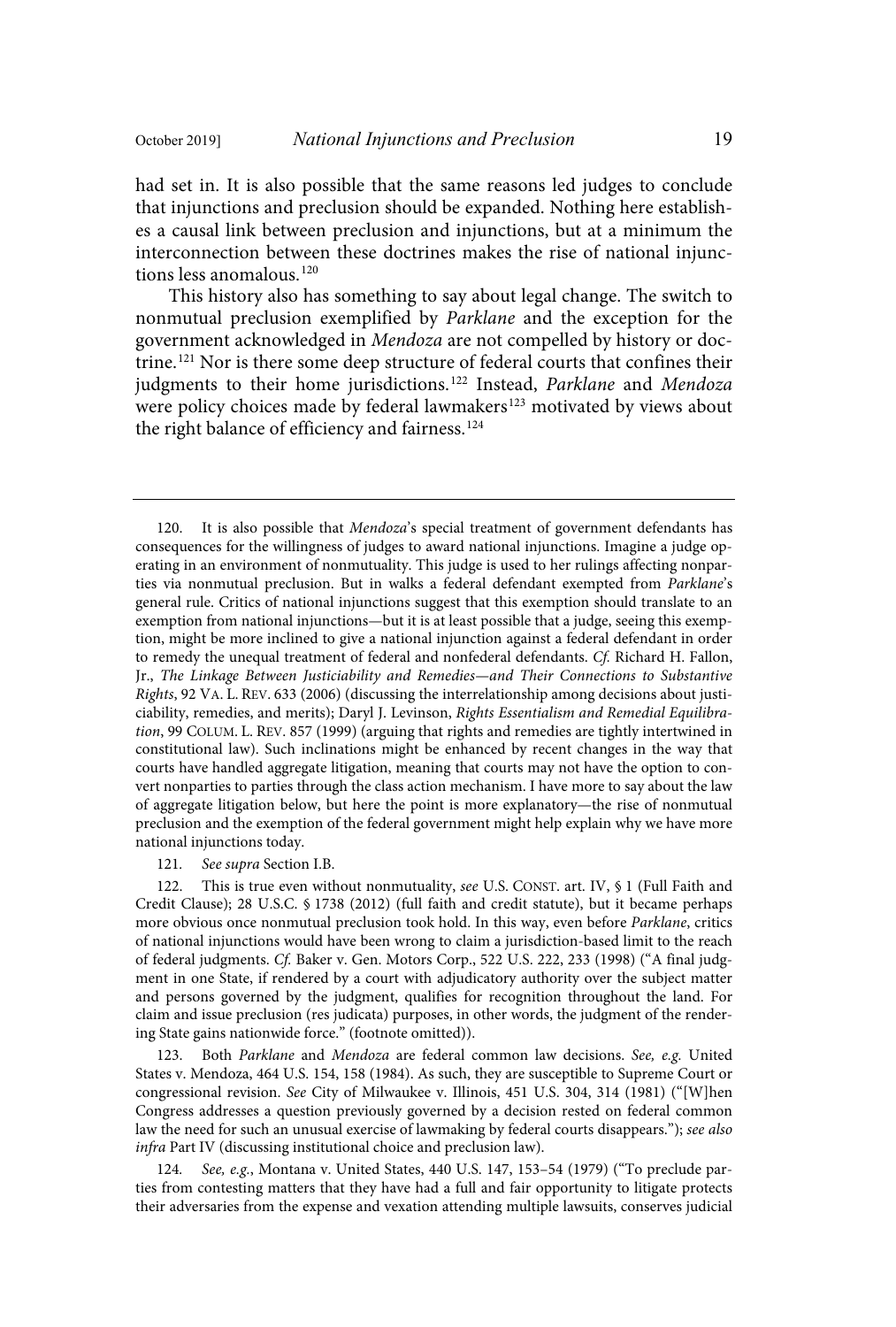had set in. It is also possible that the same reasons led judges to conclude that injunctions and preclusion should be expanded. Nothing here establishes a causal link between preclusion and injunctions, but at a minimum the interconnection between these doctrines makes the rise of national injunctions less anomalous.[120]

This history also has something to say about legal change. The switch to nonmutual preclusion exemplified by *Parklane* and the exception for the government acknowledged in *Mendoza* are not compelled by history or doctrine.[121] Nor is there some deep structure of federal courts that confines their judgments to their home jurisdictions.[122] Instead, *Parklane* and *Mendoza* were policy choices made by federal lawmakers[123] motivated by views about the right balance of efficiency and fairness.[124]

---

120. It is also possible that *Mendoza*'s special treatment of government defendants has consequences for the willingness of judges to award national injunctions. Imagine a judge operating in an environment of nonmutuality. This judge is used to her rulings affecting nonparties via nonmutual preclusion. But in walks a federal defendant exempted from *Parklane*'s general rule. Critics of national injunctions suggest that this exemption should translate to an exemption from national injunctions—but it is at least possible that a judge, seeing this exemption, might be more inclined to give a national injunction against a federal defendant in order to remedy the unequal treatment of federal and nonfederal defendants. *Cf.* Richard H. Fallon, Jr., *The Linkage Between Justiciability and Remedies—and Their Connections to Substantive Rights*, 92 VA. L. REV. 633 (2006) (discussing the interrelationship among decisions about justiciability, remedies, and merits); Daryl J. Levinson, *Rights Essentialism and Remedial Equilibration*, 99 COLUM. L. REV. 857 (1999) (arguing that rights and remedies are tightly intertwined in constitutional law). Such inclinations might be enhanced by recent changes in the way that courts have handled aggregate litigation, meaning that courts may not have the option to convert nonparties to parties through the class action mechanism. I have more to say about the law of aggregate litigation below, but here the point is more explanatory—the rise of nonmutual preclusion and the exemption of the federal government might help explain why we have more national injunctions today.

121. *See supra* Section I.B.

122. This is true even without nonmutuality, *see* U.S. CONST. art. IV, § 1 (Full Faith and Credit Clause); 28 U.S.C. § 1738 (2012) (full faith and credit statute), but it became perhaps more obvious once nonmutual preclusion took hold. In this way, even before *Parklane*, critics of national injunctions would have been wrong to claim a jurisdiction-based limit to the reach of federal judgments. *Cf.* Baker v. Gen. Motors Corp., 522 U.S. 222, 233 (1998) ("A final judgment in one State, if rendered by a court with adjudicatory authority over the subject matter and persons governed by the judgment, qualifies for recognition throughout the land. For claim and issue preclusion (res judicata) purposes, in other words, the judgment of the rendering State gains nationwide force." (footnote omitted)).

123. Both *Parklane* and *Mendoza* are federal common law decisions. *See, e.g.* United States v. Mendoza, 464 U.S. 154, 158 (1984). As such, they are susceptible to Supreme Court or congressional revision. *See* City of Milwaukee v. Illinois, 451 U.S. 304, 314 (1981) ("[W]hen Congress addresses a question previously governed by a decision rested on federal common law the need for such an unusual exercise of lawmaking by federal courts disappears."); *see also infra* Part IV (discussing institutional choice and preclusion law).

124. *See, e.g.*, Montana v. United States, 440 U.S. 147, 153–54 (1979) ("To preclude parties from contesting matters that they have had a full and fair opportunity to litigate protects their adversaries from the expense and vexation attending multiple lawsuits, conserves judicial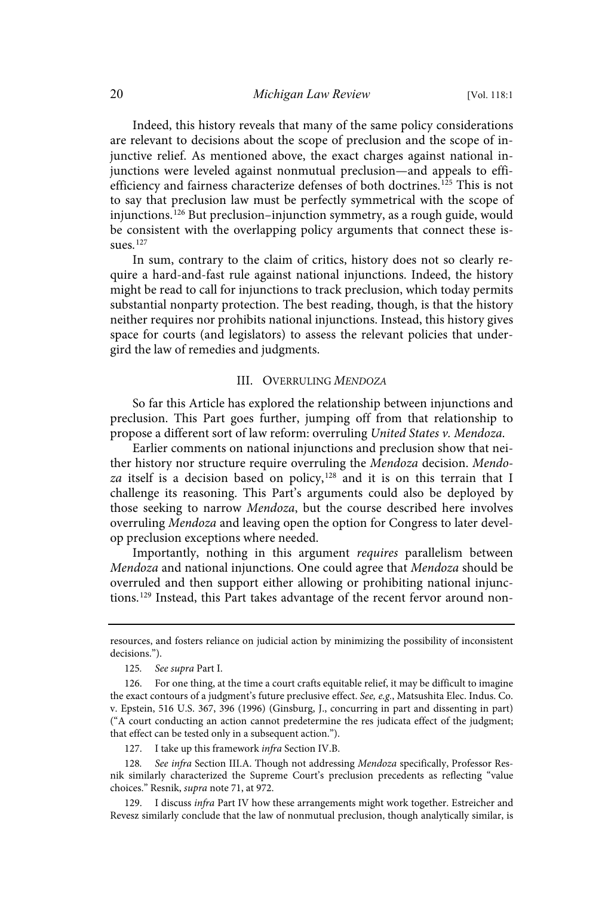Indeed, this history reveals that many of the same policy considerations are relevant to decisions about the scope of preclusion and the scope of injunctive relief. As mentioned above, the exact charges against national injunctions were leveled against nonmutual preclusion—and appeals to efficiency and fairness characterize defenses of both doctrines.[125] This is not to say that preclusion law must be perfectly symmetrical with the scope of injunctions.[126] But preclusion–injunction symmetry, as a rough guide, would be consistent with the overlapping policy arguments that connect these issues.[127]

In sum, contrary to the claim of critics, history does not so clearly require a hard-and-fast rule against national injunctions. Indeed, the history might be read to call for injunctions to track preclusion, which today permits substantial nonparty protection. The best reading, though, is that the history neither requires nor prohibits national injunctions. Instead, this history gives space for courts (and legislators) to assess the relevant policies that undergird the law of remedies and judgments.

## III. OVERRULING *MENDOZA*

So far this Article has explored the relationship between injunctions and preclusion. This Part goes further, jumping off from that relationship to propose a different sort of law reform: overruling *United States v. Mendoza*.

Earlier comments on national injunctions and preclusion show that neither history nor structure require overruling the *Mendoza* decision. *Mendoza* itself is a decision based on policy,[128] and it is on this terrain that I challenge its reasoning. This Part's arguments could also be deployed by those seeking to narrow *Mendoza*, but the course described here involves overruling *Mendoza* and leaving open the option for Congress to later develop preclusion exceptions where needed.

Importantly, nothing in this argument *requires* parallelism between *Mendoza* and national injunctions. One could agree that *Mendoza* should be overruled and then support either allowing or prohibiting national injunctions.[129] Instead, this Part takes advantage of the recent fervor around non-

---

resources, and fosters reliance on judicial action by minimizing the possibility of inconsistent decisions.").

125. *See supra* Part I.

126. For one thing, at the time a court crafts equitable relief, it may be difficult to imagine the exact contours of a judgment's future preclusive effect. *See, e.g.*, Matsushita Elec. Indus. Co. v. Epstein, 516 U.S. 367, 396 (1996) (Ginsburg, J., concurring in part and dissenting in part) ("A court conducting an action cannot predetermine the res judicata effect of the judgment; that effect can be tested only in a subsequent action.").

127. I take up this framework *infra* Section IV.B.

128. *See infra* Section III.A. Though not addressing *Mendoza* specifically, Professor Resnik similarly characterized the Supreme Court's preclusion precedents as reflecting "value choices." Resnik, *supra* note 71, at 972.

129. I discuss *infra* Part IV how these arrangements might work together. Estreicher and Revesz similarly conclude that the law of nonmutual preclusion, though analytically similar, is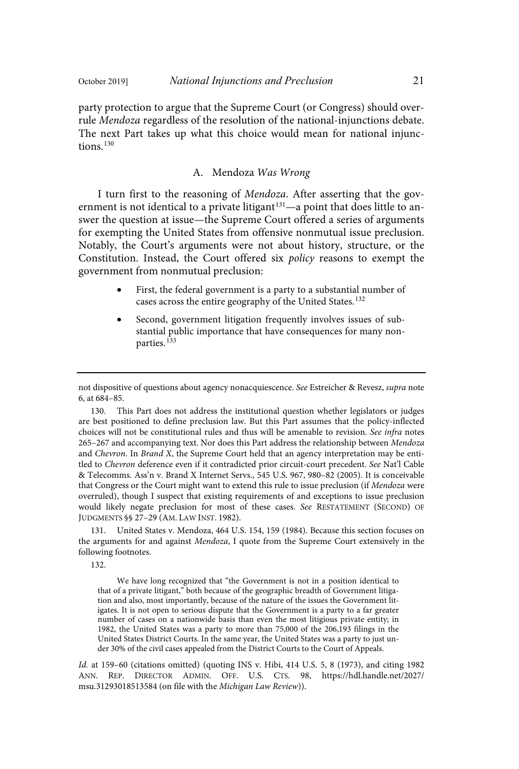party protection to argue that the Supreme Court (or Congress) should overrule *Mendoza* regardless of the resolution of the national-injunctions debate. The next Part takes up what this choice would mean for national injunctions.[130]

### A. Mendoza *Was Wrong*

I turn first to the reasoning of *Mendoza*. After asserting that the government is not identical to a private litigant[131]—a point that does little to answer the question at issue—the Supreme Court offered a series of arguments for exempting the United States from offensive nonmutual issue preclusion. Notably, the Court's arguments were not about history, structure, or the Constitution. Instead, the Court offered six *policy* reasons to exempt the government from nonmutual preclusion:

- First, the federal government is a party to a substantial number of cases across the entire geography of the United States.[132]
- Second, government litigation frequently involves issues of substantial public importance that have consequences for many nonparties.[133]

---

not dispositive of questions about agency nonacquiescence. *See* Estreicher & Revesz, *supra* note 6, at 684–85.

130. This Part does not address the institutional question whether legislators or judges are best positioned to define preclusion law. But this Part assumes that the policy-inflected choices will not be constitutional rules and thus will be amenable to revision. *See infra* notes 265–267 and accompanying text. Nor does this Part address the relationship between *Mendoza* and *Chevron*. In *Brand X*, the Supreme Court held that an agency interpretation may be entitled to *Chevron* deference even if it contradicted prior circuit-court precedent. *See* Nat'l Cable & Telecomms. Ass'n v. Brand X Internet Servs., 545 U.S. 967, 980–82 (2005). It is conceivable that Congress or the Court might want to extend this rule to issue preclusion (if *Mendoza* were overruled), though I suspect that existing requirements of and exceptions to issue preclusion would likely negate preclusion for most of these cases. *See* RESTATEMENT (SECOND) OF JUDGMENTS §§ 27–29 (AM. LAW INST. 1982).

131. United States v. Mendoza, 464 U.S. 154, 159 (1984). Because this section focuses on the arguments for and against *Mendoza*, I quote from the Supreme Court extensively in the following footnotes.

132.

> We have long recognized that "the Government is not in a position identical to that of a private litigant," both because of the geographic breadth of Government litigation and also, most importantly, because of the nature of the issues the Government litigates. It is not open to serious dispute that the Government is a party to a far greater number of cases on a nationwide basis than even the most litigious private entity; in 1982, the United States was a party to more than 75,000 of the 206,193 filings in the United States District Courts. In the same year, the United States was a party to just under 30% of the civil cases appealed from the District Courts to the Court of Appeals.

*Id.* at 159–60 (citations omitted) (quoting INS v. Hibi, 414 U.S. 5, 8 (1973), and citing 1982 ANN. REP. DIRECTOR ADMIN. OFF. U.S. CTS. 98, https://hdl.handle.net/2027/msu.31293018513584 (on file with the *Michigan Law Review*)).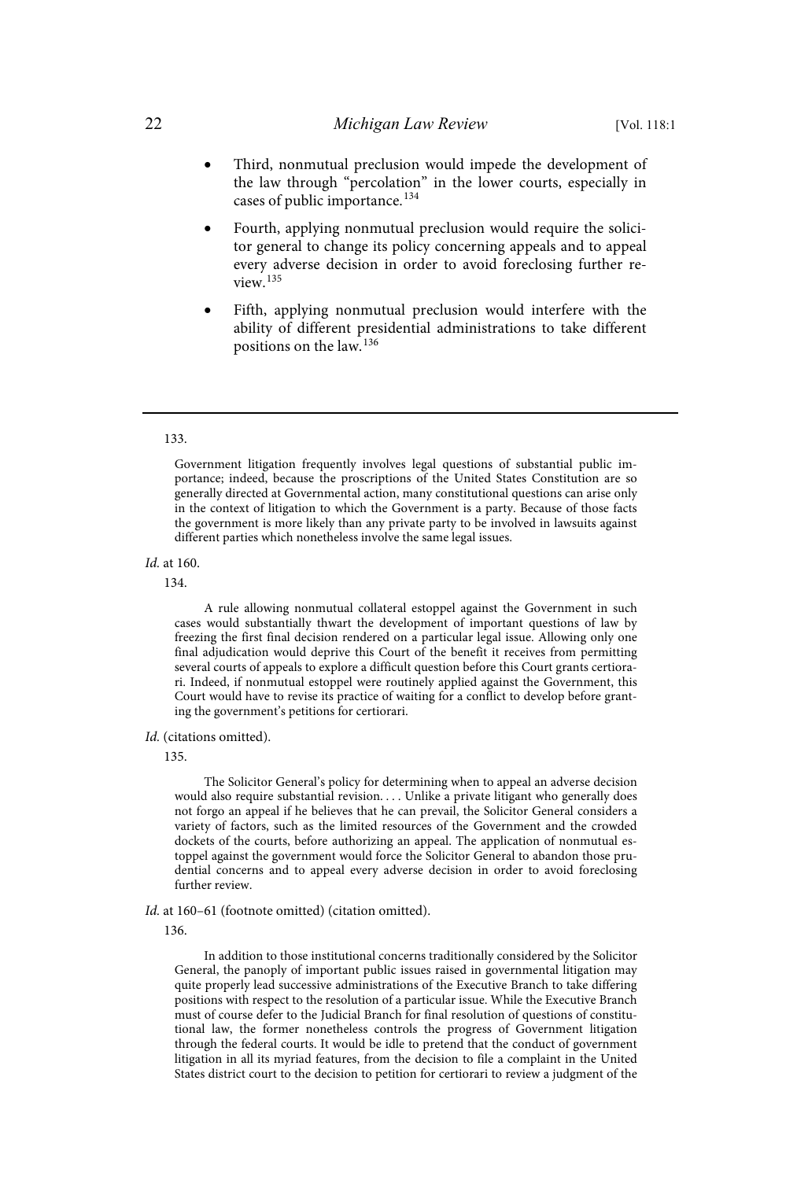- Third, nonmutual preclusion would impede the development of the law through "percolation" in the lower courts, especially in cases of public importance.[134]
- Fourth, applying nonmutual preclusion would require the solicitor general to change its policy concerning appeals and to appeal every adverse decision in order to avoid foreclosing further review.[135]
- Fifth, applying nonmutual preclusion would interfere with the ability of different presidential administrations to take different positions on the law.[136]

---

133.

> Government litigation frequently involves legal questions of substantial public importance; indeed, because the proscriptions of the United States Constitution are so generally directed at Governmental action, many constitutional questions can arise only in the context of litigation to which the Government is a party. Because of those facts the government is more likely than any private party to be involved in lawsuits against different parties which nonetheless involve the same legal issues.

*Id.* at 160.

134.

> A rule allowing nonmutual collateral estoppel against the Government in such cases would substantially thwart the development of important questions of law by freezing the first final decision rendered on a particular legal issue. Allowing only one final adjudication would deprive this Court of the benefit it receives from permitting several courts of appeals to explore a difficult question before this Court grants certiorari. Indeed, if nonmutual estoppel were routinely applied against the Government, this Court would have to revise its practice of waiting for a conflict to develop before granting the government's petitions for certiorari.

*Id.* (citations omitted).

135.

> The Solicitor General's policy for determining when to appeal an adverse decision would also require substantial revision. . . . Unlike a private litigant who generally does not forgo an appeal if he believes that he can prevail, the Solicitor General considers a variety of factors, such as the limited resources of the Government and the crowded dockets of the courts, before authorizing an appeal. The application of nonmutual estoppel against the government would force the Solicitor General to abandon those prudential concerns and to appeal every adverse decision in order to avoid foreclosing further review.

*Id.* at 160–61 (footnote omitted) (citation omitted).

136.

> In addition to those institutional concerns traditionally considered by the Solicitor General, the panoply of important public issues raised in governmental litigation may quite properly lead successive administrations of the Executive Branch to take differing positions with respect to the resolution of a particular issue. While the Executive Branch must of course defer to the Judicial Branch for final resolution of questions of constitutional law, the former nonetheless controls the progress of Government litigation through the federal courts. It would be idle to pretend that the conduct of government litigation in all its myriad features, from the decision to file a complaint in the United States district court to the decision to petition for certiorari to review a judgment of the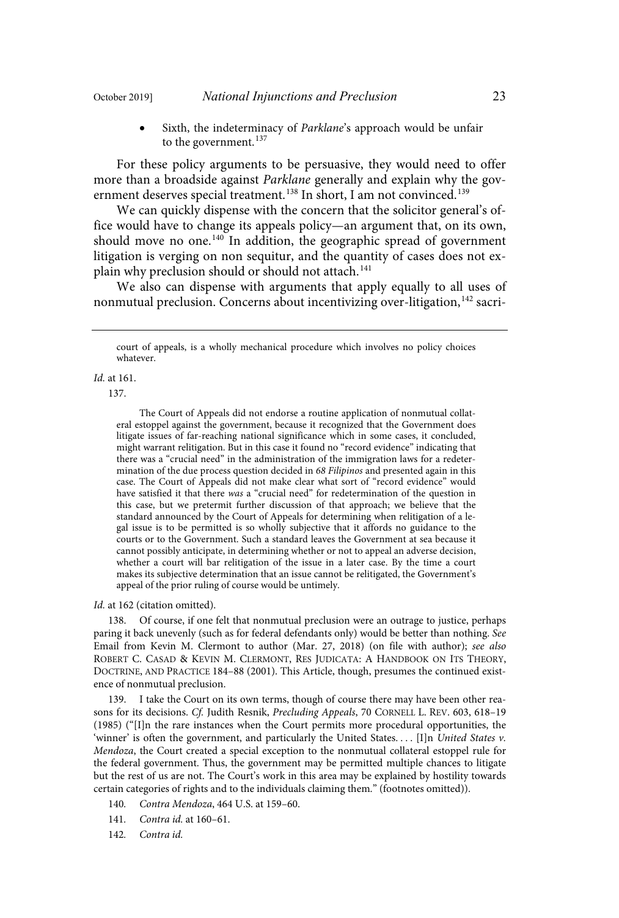- Sixth, the indeterminacy of *Parklane*'s approach would be unfair to the government.[137]

For these policy arguments to be persuasive, they would need to offer more than a broadside against *Parklane* generally and explain why the government deserves special treatment.[138] In short, I am not convinced.[139]

We can quickly dispense with the concern that the solicitor general's office would have to change its appeals policy—an argument that, on its own, should move no one.[140] In addition, the geographic spread of government litigation is verging on non sequitur, and the quantity of cases does not explain why preclusion should or should not attach.[141]

We also can dispense with arguments that apply equally to all uses of nonmutual preclusion. Concerns about incentivizing over-litigation,[142] sacri-

---

court of appeals, is a wholly mechanical procedure which involves no policy choices whatever.

*Id.* at 161.

137.

> The Court of Appeals did not endorse a routine application of nonmutual collateral estoppel against the government, because it recognized that the Government does litigate issues of far-reaching national significance which in some cases, it concluded, might warrant relitigation. But in this case it found no "record evidence" indicating that there was a "crucial need" in the administration of the immigration laws for a redetermination of the due process question decided in *68 Filipinos* and presented again in this case. The Court of Appeals did not make clear what sort of "record evidence" would have satisfied it that there *was* a "crucial need" for redetermination of the question in this case, but we pretermit further discussion of that approach; we believe that the standard announced by the Court of Appeals for determining when relitigation of a legal issue is to be permitted is so wholly subjective that it affords no guidance to the courts or to the Government. Such a standard leaves the Government at sea because it cannot possibly anticipate, in determining whether or not to appeal an adverse decision, whether a court will bar relitigation of the issue in a later case. By the time a court makes its subjective determination that an issue cannot be relitigated, the Government's appeal of the prior ruling of course would be untimely.

*Id.* at 162 (citation omitted).

138. Of course, if one felt that nonmutual preclusion were an outrage to justice, perhaps paring it back unevenly (such as for federal defendants only) would be better than nothing. *See* Email from Kevin M. Clermont to author (Mar. 27, 2018) (on file with author); *see also* ROBERT C. CASAD & KEVIN M. CLERMONT, RES JUDICATA: A HANDBOOK ON ITS THEORY, DOCTRINE, AND PRACTICE 184–88 (2001). This Article, though, presumes the continued existence of nonmutual preclusion.

139. I take the Court on its own terms, though of course there may have been other reasons for its decisions. *Cf.* Judith Resnik, *Precluding Appeals*, 70 CORNELL L. REV. 603, 618–19 (1985) ("[I]n the rare instances when the Court permits more procedural opportunities, the 'winner' is often the government, and particularly the United States. . . . [I]n *United States v. Mendoza*, the Court created a special exception to the nonmutual collateral estoppel rule for the federal government. Thus, the government may be permitted multiple chances to litigate but the rest of us are not. The Court's work in this area may be explained by hostility towards certain categories of rights and to the individuals claiming them." (footnotes omitted)).

140. *Contra Mendoza*, 464 U.S. at 159–60.

141. *Contra id.* at 160–61.

142. *Contra id.*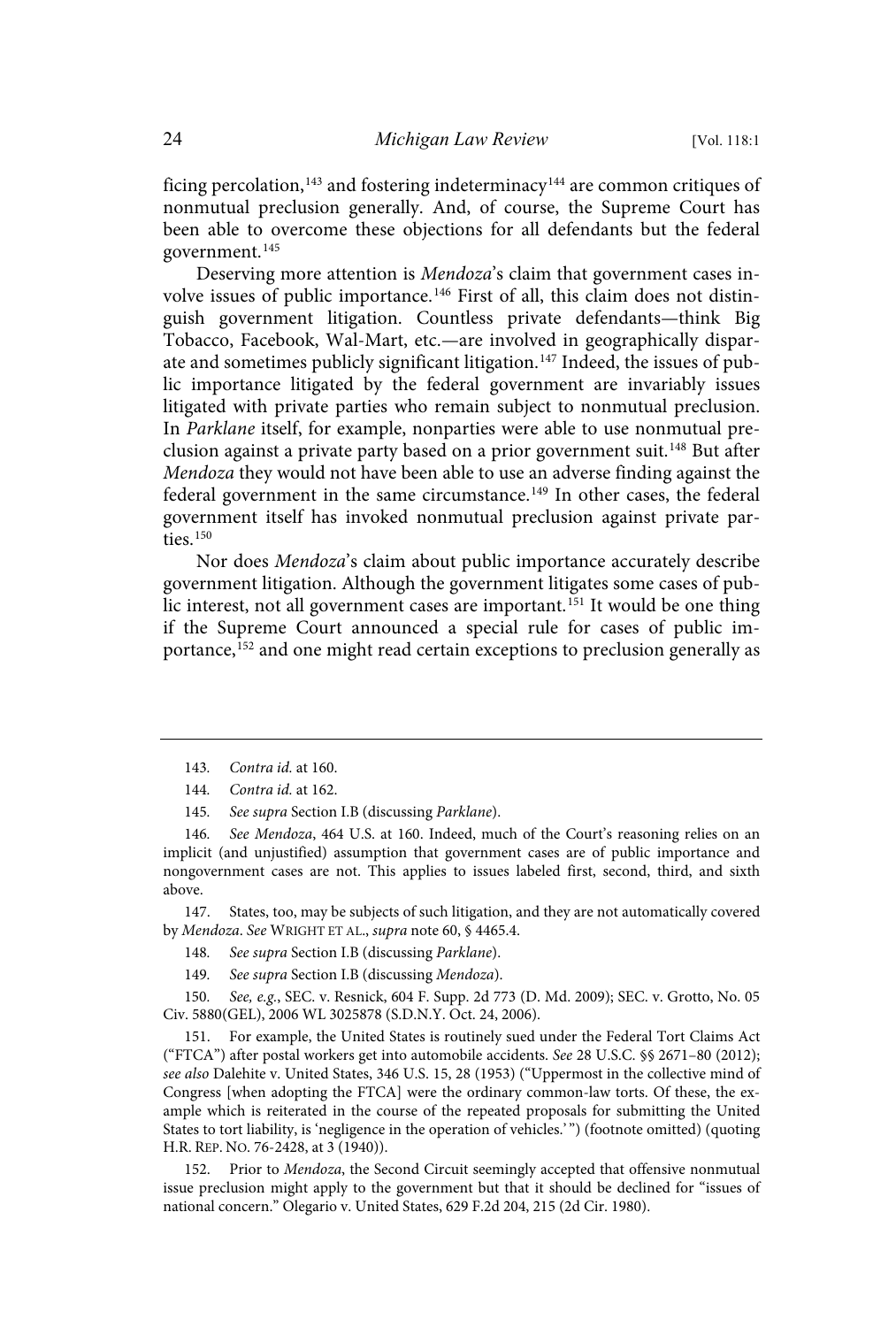ficing percolation,[143] and fostering indeterminacy[144] are common critiques of nonmutual preclusion generally. And, of course, the Supreme Court has been able to overcome these objections for all defendants but the federal government.[145]

Deserving more attention is *Mendoza*'s claim that government cases involve issues of public importance.[146] First of all, this claim does not distinguish government litigation. Countless private defendants—think Big Tobacco, Facebook, Wal-Mart, etc.—are involved in geographically disparate and sometimes publicly significant litigation.[147] Indeed, the issues of public importance litigated by the federal government are invariably issues litigated with private parties who remain subject to nonmutual preclusion. In *Parklane* itself, for example, nonparties were able to use nonmutual preclusion against a private party based on a prior government suit.[148] But after *Mendoza* they would not have been able to use an adverse finding against the federal government in the same circumstance.[149] In other cases, the federal government itself has invoked nonmutual preclusion against private parties.[150]

Nor does *Mendoza*'s claim about public importance accurately describe government litigation. Although the government litigates some cases of public interest, not all government cases are important.[151] It would be one thing if the Supreme Court announced a special rule for cases of public importance,[152] and one might read certain exceptions to preclusion generally as

---

143. *Contra id.* at 160.

144. *Contra id.* at 162.

145. *See supra* Section I.B (discussing *Parklane*).

146. *See Mendoza*, 464 U.S. at 160. Indeed, much of the Court's reasoning relies on an implicit (and unjustified) assumption that government cases are of public importance and nongovernment cases are not. This applies to issues labeled first, second, third, and sixth above.

147. States, too, may be subjects of such litigation, and they are not automatically covered by *Mendoza*. *See* WRIGHT ET AL., *supra* note 60, § 4465.4.

148. *See supra* Section I.B (discussing *Parklane*).

149. *See supra* Section I.B (discussing *Mendoza*).

150. *See, e.g.*, SEC. v. Resnick, 604 F. Supp. 2d 773 (D. Md. 2009); SEC. v. Grotto, No. 05 Civ. 5880(GEL), 2006 WL 3025878 (S.D.N.Y. Oct. 24, 2006).

151. For example, the United States is routinely sued under the Federal Tort Claims Act ("FTCA") after postal workers get into automobile accidents. *See* 28 U.S.C. §§ 2671–80 (2012); *see also* Dalehite v. United States, 346 U.S. 15, 28 (1953) ("Uppermost in the collective mind of Congress [when adopting the FTCA] were the ordinary common-law torts. Of these, the example which is reiterated in the course of the repeated proposals for submitting the United States to tort liability, is 'negligence in the operation of vehicles.' ") (footnote omitted) (quoting H.R. REP. NO. 76-2428, at 3 (1940)).

152. Prior to *Mendoza*, the Second Circuit seemingly accepted that offensive nonmutual issue preclusion might apply to the government but that it should be declined for "issues of national concern." Olegario v. United States, 629 F.2d 204, 215 (2d Cir. 1980).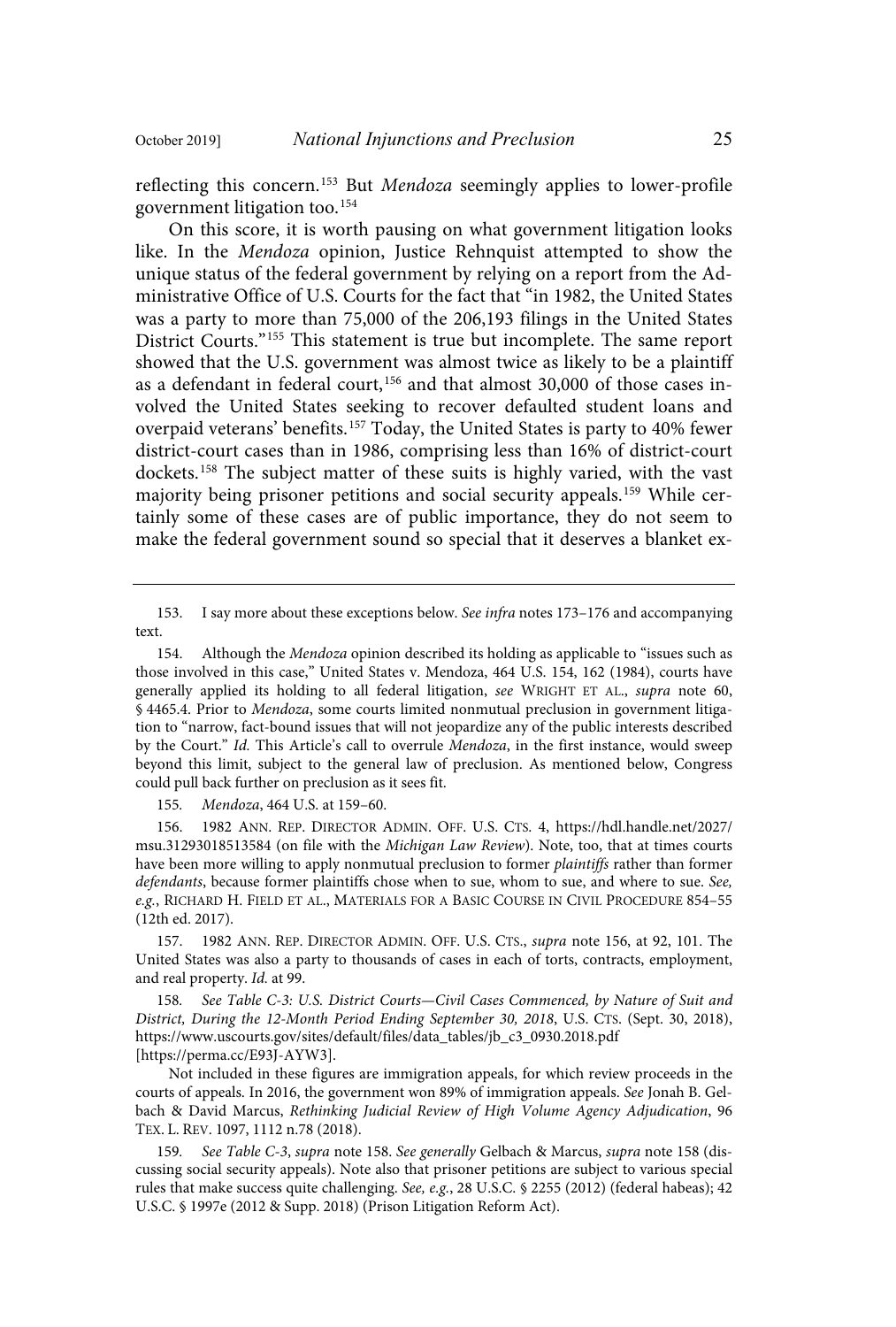reflecting this concern.[153] But *Mendoza* seemingly applies to lower-profile government litigation too.[154]

On this score, it is worth pausing on what government litigation looks like. In the *Mendoza* opinion, Justice Rehnquist attempted to show the unique status of the federal government by relying on a report from the Administrative Office of U.S. Courts for the fact that "in 1982, the United States was a party to more than 75,000 of the 206,193 filings in the United States District Courts."[155] This statement is true but incomplete. The same report showed that the U.S. government was almost twice as likely to be a plaintiff as a defendant in federal court,[156] and that almost 30,000 of those cases involved the United States seeking to recover defaulted student loans and overpaid veterans' benefits.[157] Today, the United States is party to 40% fewer district-court cases than in 1986, comprising less than 16% of district-court dockets.[158] The subject matter of these suits is highly varied, with the vast majority being prisoner petitions and social security appeals.[159] While certainly some of these cases are of public importance, they do not seem to make the federal government sound so special that it deserves a blanket ex-

---

153. I say more about these exceptions below. *See infra* notes 173–176 and accompanying text.

154. Although the *Mendoza* opinion described its holding as applicable to "issues such as those involved in this case," United States v. Mendoza, 464 U.S. 154, 162 (1984), courts have generally applied its holding to all federal litigation, *see* WRIGHT ET AL., *supra* note 60, § 4465.4. Prior to *Mendoza*, some courts limited nonmutual preclusion in government litigation to "narrow, fact-bound issues that will not jeopardize any of the public interests described by the Court." *Id.* This Article's call to overrule *Mendoza*, in the first instance, would sweep beyond this limit, subject to the general law of preclusion. As mentioned below, Congress could pull back further on preclusion as it sees fit.

155. *Mendoza*, 464 U.S. at 159–60.

156. 1982 ANN. REP. DIRECTOR ADMIN. OFF. U.S. CTS. 4, https://hdl.handle.net/2027/msu.31293018513584 (on file with the *Michigan Law Review*). Note, too, that at times courts have been more willing to apply nonmutual preclusion to former *plaintiffs* rather than former *defendants*, because former plaintiffs chose when to sue, whom to sue, and where to sue. *See, e.g.*, RICHARD H. FIELD ET AL., MATERIALS FOR A BASIC COURSE IN CIVIL PROCEDURE 854–55 (12th ed. 2017).

157. 1982 ANN. REP. DIRECTOR ADMIN. OFF. U.S. CTS., *supra* note 156, at 92, 101. The United States was also a party to thousands of cases in each of torts, contracts, employment, and real property. *Id.* at 99.

158. *See Table C-3: U.S. District Courts—Civil Cases Commenced, by Nature of Suit and District, During the 12-Month Period Ending September 30, 2018*, U.S. CTS. (Sept. 30, 2018), https://www.uscourts.gov/sites/default/files/data_tables/jb_c3_0930.2018.pdf [https://perma.cc/E93J-AYW3].

Not included in these figures are immigration appeals, for which review proceeds in the courts of appeals. In 2016, the government won 89% of immigration appeals. *See* Jonah B. Gelbach & David Marcus, *Rethinking Judicial Review of High Volume Agency Adjudication*, 96 TEX. L. REV. 1097, 1112 n.78 (2018).

159. *See Table C-3*, *supra* note 158. *See generally* Gelbach & Marcus, *supra* note 158 (discussing social security appeals). Note also that prisoner petitions are subject to various special rules that make success quite challenging. *See, e.g.*, 28 U.S.C. § 2255 (2012) (federal habeas); 42 U.S.C. § 1997e (2012 & Supp. 2018) (Prison Litigation Reform Act).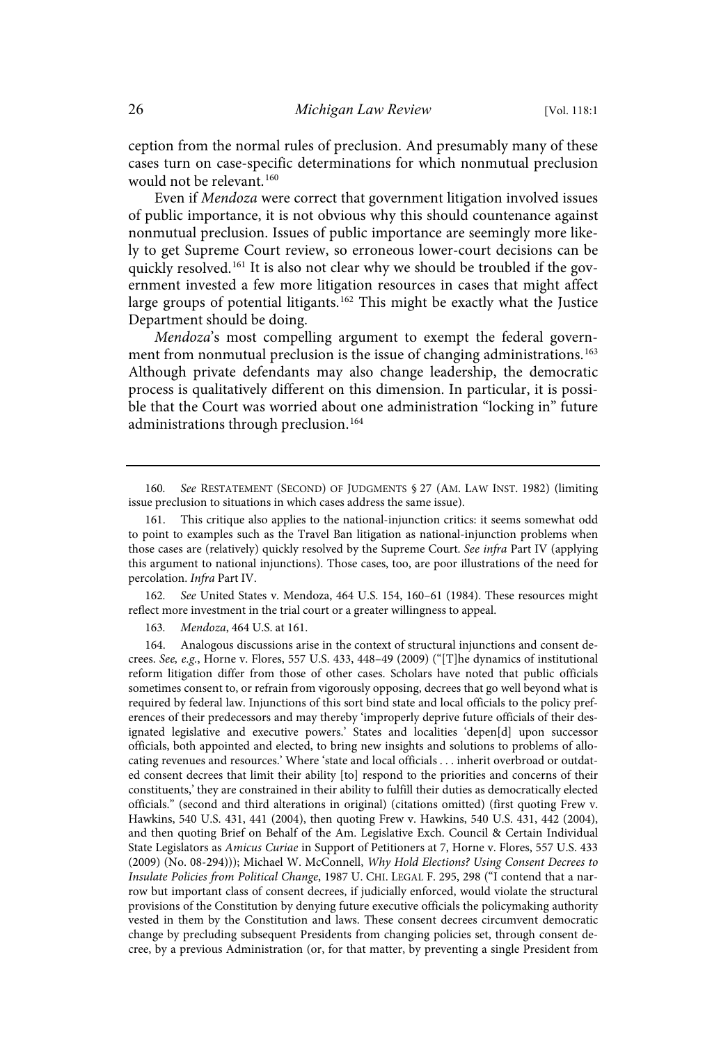ception from the normal rules of preclusion. And presumably many of these cases turn on case-specific determinations for which nonmutual preclusion would not be relevant.[160]

Even if *Mendoza* were correct that government litigation involved issues of public importance, it is not obvious why this should countenance against nonmutual preclusion. Issues of public importance are seemingly more likely to get Supreme Court review, so erroneous lower-court decisions can be quickly resolved.[161] It is also not clear why we should be troubled if the government invested a few more litigation resources in cases that might affect large groups of potential litigants.[162] This might be exactly what the Justice Department should be doing.

*Mendoza*'s most compelling argument to exempt the federal government from nonmutual preclusion is the issue of changing administrations.[163] Although private defendants may also change leadership, the democratic process is qualitatively different on this dimension. In particular, it is possible that the Court was worried about one administration "locking in" future administrations through preclusion.[164]

---

160. *See* RESTATEMENT (SECOND) OF JUDGMENTS § 27 (AM. LAW INST. 1982) (limiting issue preclusion to situations in which cases address the same issue).

161. This critique also applies to the national-injunction critics: it seems somewhat odd to point to examples such as the Travel Ban litigation as national-injunction problems when those cases are (relatively) quickly resolved by the Supreme Court. *See infra* Part IV (applying this argument to national injunctions). Those cases, too, are poor illustrations of the need for percolation. *Infra* Part IV.

162. *See* United States v. Mendoza, 464 U.S. 154, 160–61 (1984). These resources might reflect more investment in the trial court or a greater willingness to appeal.

163. *Mendoza*, 464 U.S. at 161.

164. Analogous discussions arise in the context of structural injunctions and consent decrees. *See, e.g.*, Horne v. Flores, 557 U.S. 433, 448–49 (2009) ("[T]he dynamics of institutional reform litigation differ from those of other cases. Scholars have noted that public officials sometimes consent to, or refrain from vigorously opposing, decrees that go well beyond what is required by federal law. Injunctions of this sort bind state and local officials to the policy preferences of their predecessors and may thereby 'improperly deprive future officials of their designated legislative and executive powers.' States and localities 'depen[d] upon successor officials, both appointed and elected, to bring new insights and solutions to problems of allocating revenues and resources.' Where 'state and local officials . . . inherit overbroad or outdated consent decrees that limit their ability [to] respond to the priorities and concerns of their constituents,' they are constrained in their ability to fulfill their duties as democratically elected officials." (second and third alterations in original) (citations omitted) (first quoting Frew v. Hawkins, 540 U.S. 431, 441 (2004), then quoting Frew v. Hawkins, 540 U.S. 431, 442 (2004), and then quoting Brief on Behalf of the Am. Legislative Exch. Council & Certain Individual State Legislators as *Amicus Curiae* in Support of Petitioners at 7, Horne v. Flores, 557 U.S. 433 (2009) (No. 08-294))); Michael W. McConnell, *Why Hold Elections? Using Consent Decrees to Insulate Policies from Political Change*, 1987 U. CHI. LEGAL F. 295, 298 ("I contend that a narrow but important class of consent decrees, if judicially enforced, would violate the structural provisions of the Constitution by denying future executive officials the policymaking authority vested in them by the Constitution and laws. These consent decrees circumvent democratic change by precluding subsequent Presidents from changing policies set, through consent decree, by a previous Administration (or, for that matter, by preventing a single President from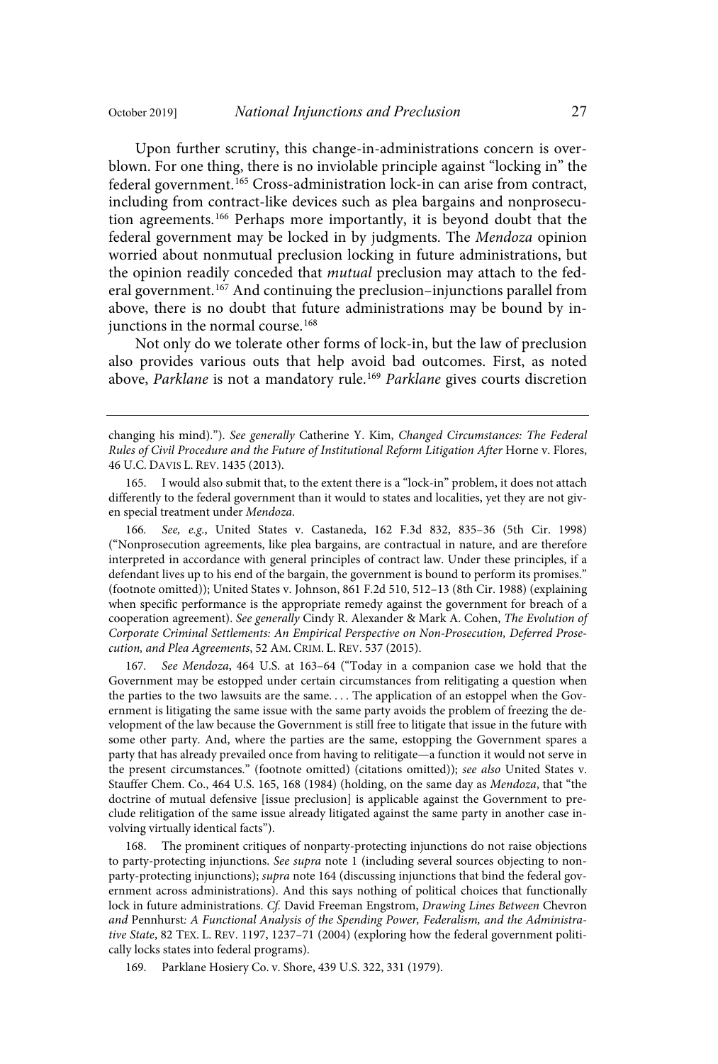Upon further scrutiny, this change-in-administrations concern is overblown. For one thing, there is no inviolable principle against "locking in" the federal government.[165] Cross-administration lock-in can arise from contract, including from contract-like devices such as plea bargains and nonprosecution agreements.[166] Perhaps more importantly, it is beyond doubt that the federal government may be locked in by judgments. The *Mendoza* opinion worried about nonmutual preclusion locking in future administrations, but the opinion readily conceded that *mutual* preclusion may attach to the federal government.[167] And continuing the preclusion–injunctions parallel from above, there is no doubt that future administrations may be bound by injunctions in the normal course.[168]

Not only do we tolerate other forms of lock-in, but the law of preclusion also provides various outs that help avoid bad outcomes. First, as noted above, *Parklane* is not a mandatory rule.[169] *Parklane* gives courts discretion

---

changing his mind)."). *See generally* Catherine Y. Kim, *Changed Circumstances: The Federal Rules of Civil Procedure and the Future of Institutional Reform Litigation After* Horne v. Flores, 46 U.C. DAVIS L. REV. 1435 (2013).

165. I would also submit that, to the extent there is a "lock-in" problem, it does not attach differently to the federal government than it would to states and localities, yet they are not given special treatment under *Mendoza*.

166. *See, e.g.*, United States v. Castaneda, 162 F.3d 832, 835–36 (5th Cir. 1998) ("Nonprosecution agreements, like plea bargains, are contractual in nature, and are therefore interpreted in accordance with general principles of contract law. Under these principles, if a defendant lives up to his end of the bargain, the government is bound to perform its promises." (footnote omitted)); United States v. Johnson, 861 F.2d 510, 512–13 (8th Cir. 1988) (explaining when specific performance is the appropriate remedy against the government for breach of a cooperation agreement). *See generally* Cindy R. Alexander & Mark A. Cohen, *The Evolution of Corporate Criminal Settlements: An Empirical Perspective on Non-Prosecution, Deferred Prosecution, and Plea Agreements*, 52 AM. CRIM. L. REV. 537 (2015).

167. *See Mendoza*, 464 U.S. at 163–64 ("Today in a companion case we hold that the Government may be estopped under certain circumstances from relitigating a question when the parties to the two lawsuits are the same. . . . The application of an estoppel when the Government is litigating the same issue with the same party avoids the problem of freezing the development of the law because the Government is still free to litigate that issue in the future with some other party. And, where the parties are the same, estopping the Government spares a party that has already prevailed once from having to relitigate—a function it would not serve in the present circumstances." (footnote omitted) (citations omitted)); *see also* United States v. Stauffer Chem. Co., 464 U.S. 165, 168 (1984) (holding, on the same day as *Mendoza*, that "the doctrine of mutual defensive [issue preclusion] is applicable against the Government to preclude relitigation of the same issue already litigated against the same party in another case involving virtually identical facts").

168. The prominent critiques of nonparty-protecting injunctions do not raise objections to party-protecting injunctions. *See supra* note 1 (including several sources objecting to nonparty-protecting injunctions); *supra* note 164 (discussing injunctions that bind the federal government across administrations). And this says nothing of political choices that functionally lock in future administrations. *Cf.* David Freeman Engstrom, *Drawing Lines Between* Chevron *and* Pennhurst*: A Functional Analysis of the Spending Power, Federalism, and the Administrative State*, 82 TEX. L. REV. 1197, 1237–71 (2004) (exploring how the federal government politically locks states into federal programs).

169. Parklane Hosiery Co. v. Shore, 439 U.S. 322, 331 (1979).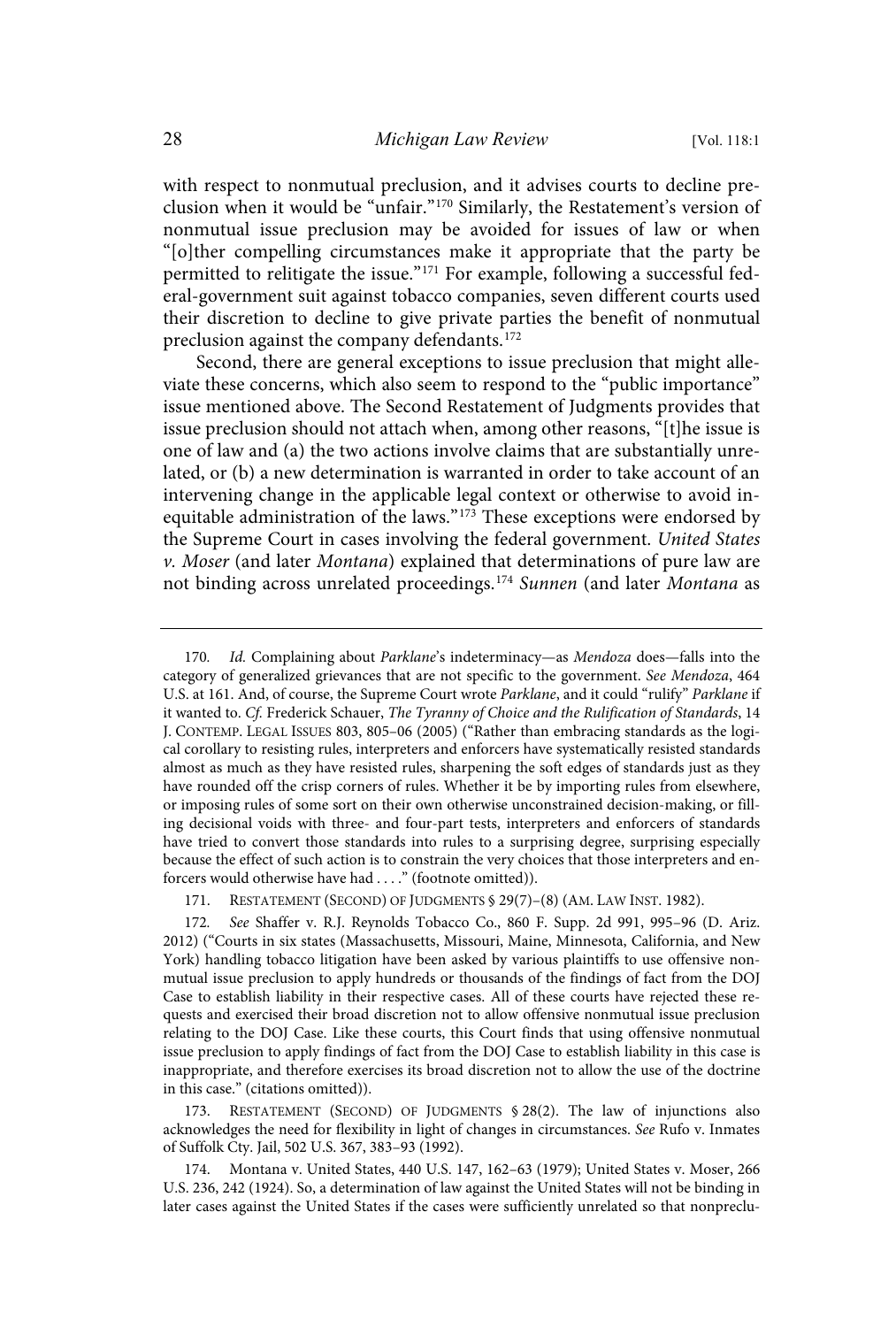with respect to nonmutual preclusion, and it advises courts to decline preclusion when it would be "unfair."[170] Similarly, the Restatement's version of nonmutual issue preclusion may be avoided for issues of law or when "[o]ther compelling circumstances make it appropriate that the party be permitted to relitigate the issue."[171] For example, following a successful federal-government suit against tobacco companies, seven different courts used their discretion to decline to give private parties the benefit of nonmutual preclusion against the company defendants.[172]

Second, there are general exceptions to issue preclusion that might alleviate these concerns, which also seem to respond to the "public importance" issue mentioned above. The Second Restatement of Judgments provides that issue preclusion should not attach when, among other reasons, "[t]he issue is one of law and (a) the two actions involve claims that are substantially unrelated, or (b) a new determination is warranted in order to take account of an intervening change in the applicable legal context or otherwise to avoid inequitable administration of the laws."[173] These exceptions were endorsed by the Supreme Court in cases involving the federal government. *United States v. Moser* (and later *Montana*) explained that determinations of pure law are not binding across unrelated proceedings.[174] *Sunnen* (and later *Montana* as

---

170. *Id.* Complaining about *Parklane*'s indeterminacy—as *Mendoza* does—falls into the category of generalized grievances that are not specific to the government. *See Mendoza*, 464 U.S. at 161. And, of course, the Supreme Court wrote *Parklane*, and it could "rulify" *Parklane* if it wanted to. *Cf.* Frederick Schauer, *The Tyranny of Choice and the Rulification of Standards*, 14 J. CONTEMP. LEGAL ISSUES 803, 805–06 (2005) ("Rather than embracing standards as the logical corollary to resisting rules, interpreters and enforcers have systematically resisted standards almost as much as they have resisted rules, sharpening the soft edges of standards just as they have rounded off the crisp corners of rules. Whether it be by importing rules from elsewhere, or imposing rules of some sort on their own otherwise unconstrained decision-making, or filling decisional voids with three- and four-part tests, interpreters and enforcers of standards have tried to convert those standards into rules to a surprising degree, surprising especially because the effect of such action is to constrain the very choices that those interpreters and enforcers would otherwise have had . . . ." (footnote omitted)).

171. RESTATEMENT (SECOND) OF JUDGMENTS § 29(7)–(8) (AM. LAW INST. 1982).

172. *See* Shaffer v. R.J. Reynolds Tobacco Co., 860 F. Supp. 2d 991, 995–96 (D. Ariz. 2012) ("Courts in six states (Massachusetts, Missouri, Maine, Minnesota, California, and New York) handling tobacco litigation have been asked by various plaintiffs to use offensive nonmutual issue preclusion to apply hundreds or thousands of the findings of fact from the DOJ Case to establish liability in their respective cases. All of these courts have rejected these requests and exercised their broad discretion not to allow offensive nonmutual issue preclusion relating to the DOJ Case. Like these courts, this Court finds that using offensive nonmutual issue preclusion to apply findings of fact from the DOJ Case to establish liability in this case is inappropriate, and therefore exercises its broad discretion not to allow the use of the doctrine in this case." (citations omitted)).

173. RESTATEMENT (SECOND) OF JUDGMENTS § 28(2). The law of injunctions also acknowledges the need for flexibility in light of changes in circumstances. *See* Rufo v. Inmates of Suffolk Cty. Jail, 502 U.S. 367, 383–93 (1992).

174. Montana v. United States, 440 U.S. 147, 162–63 (1979); United States v. Moser, 266 U.S. 236, 242 (1924). So, a determination of law against the United States will not be binding in later cases against the United States if the cases were sufficiently unrelated so that nonpreclu-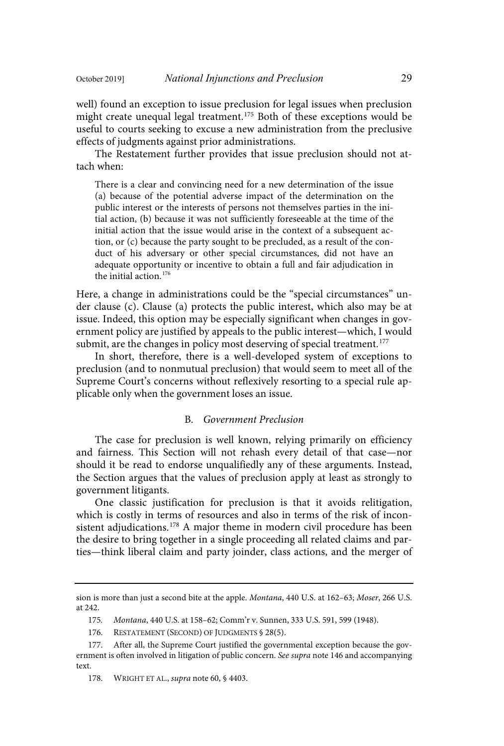well) found an exception to issue preclusion for legal issues when preclusion might create unequal legal treatment.[175] Both of these exceptions would be useful to courts seeking to excuse a new administration from the preclusive effects of judgments against prior administrations.

The Restatement further provides that issue preclusion should not attach when:

> There is a clear and convincing need for a new determination of the issue (a) because of the potential adverse impact of the determination on the public interest or the interests of persons not themselves parties in the initial action, (b) because it was not sufficiently foreseeable at the time of the initial action that the issue would arise in the context of a subsequent action, or (c) because the party sought to be precluded, as a result of the conduct of his adversary or other special circumstances, did not have an adequate opportunity or incentive to obtain a full and fair adjudication in the initial action.[176]

Here, a change in administrations could be the "special circumstances" under clause (c). Clause (a) protects the public interest, which also may be at issue. Indeed, this option may be especially significant when changes in government policy are justified by appeals to the public interest—which, I would submit, are the changes in policy most deserving of special treatment.[177]

In short, therefore, there is a well-developed system of exceptions to preclusion (and to nonmutual preclusion) that would seem to meet all of the Supreme Court's concerns without reflexively resorting to a special rule applicable only when the government loses an issue.

### B. *Government Preclusion*

The case for preclusion is well known, relying primarily on efficiency and fairness. This Section will not rehash every detail of that case—nor should it be read to endorse unqualifiedly any of these arguments. Instead, the Section argues that the values of preclusion apply at least as strongly to government litigants.

One classic justification for preclusion is that it avoids relitigation, which is costly in terms of resources and also in terms of the risk of inconsistent adjudications.[178] A major theme in modern civil procedure has been the desire to bring together in a single proceeding all related claims and parties—think liberal claim and party joinder, class actions, and the merger of

---

sion is more than just a second bite at the apple. *Montana*, 440 U.S. at 162–63; *Moser*, 266 U.S. at 242.

175. *Montana*, 440 U.S. at 158–62; Comm'r v. Sunnen, 333 U.S. 591, 599 (1948).

176. RESTATEMENT (SECOND) OF JUDGMENTS § 28(5).

177. After all, the Supreme Court justified the governmental exception because the government is often involved in litigation of public concern. *See supra* note 146 and accompanying text.

178. WRIGHT ET AL., *supra* note 60, § 4403.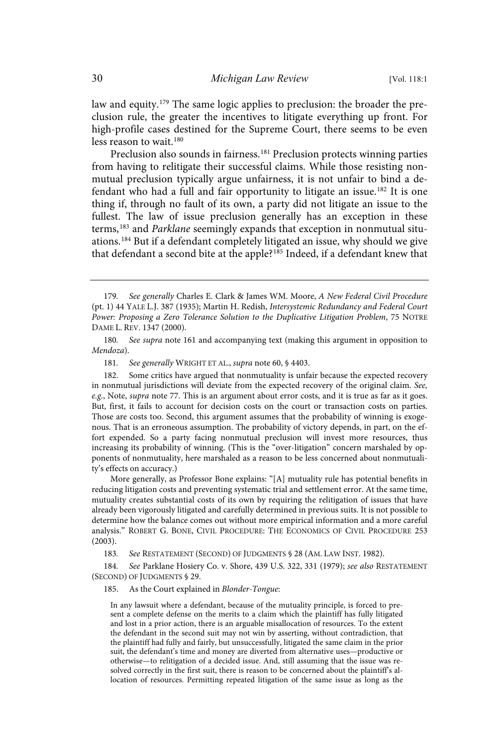law and equity.[179] The same logic applies to preclusion: the broader the preclusion rule, the greater the incentives to litigate everything up front. For high-profile cases destined for the Supreme Court, there seems to be even less reason to wait.[180]

Preclusion also sounds in fairness.[181] Preclusion protects winning parties from having to relitigate their successful claims. While those resisting nonmutual preclusion typically argue unfairness, it is not unfair to bind a defendant who had a full and fair opportunity to litigate an issue.[182] It is one thing if, through no fault of its own, a party did not litigate an issue to the fullest. The law of issue preclusion generally has an exception in these terms,[183] and *Parklane* seemingly expands that exception in nonmutual situations.[184] But if a defendant completely litigated an issue, why should we give that defendant a second bite at the apple?[185] Indeed, if a defendant knew that

---

179. *See generally* Charles E. Clark & James WM. Moore, *A New Federal Civil Procedure* (pt. 1) 44 YALE L.J. 387 (1935); Martin H. Redish, *Intersystemic Redundancy and Federal Court Power: Proposing a Zero Tolerance Solution to the Duplicative Litigation Problem*, 75 NOTRE DAME L. REV. 1347 (2000).

180. *See supra* note 161 and accompanying text (making this argument in opposition to *Mendoza*).

181. *See generally* WRIGHT ET AL., *supra* note 60, § 4403.

182. Some critics have argued that nonmutuality is unfair because the expected recovery in nonmutual jurisdictions will deviate from the expected recovery of the original claim. *See, e.g.*, Note, *supra* note 77. This is an argument about error costs, and it is true as far as it goes. But, first, it fails to account for decision costs on the court or transaction costs on parties. Those are costs too. Second, this argument assumes that the probability of winning is exogenous. That is an erroneous assumption. The probability of victory depends, in part, on the effort expended. So a party facing nonmutual preclusion will invest more resources, thus increasing its probability of winning. (This is the "over-litigation" concern marshaled by opponents of nonmutuality, here marshaled as a reason to be less concerned about nonmutuality's effects on accuracy.)

More generally, as Professor Bone explains: "[A] mutuality rule has potential benefits in reducing litigation costs and preventing systematic trial and settlement error. At the same time, mutuality creates substantial costs of its own by requiring the relitigation of issues that have already been vigorously litigated and carefully determined in previous suits. It is not possible to determine how the balance comes out without more empirical information and a more careful analysis." ROBERT G. BONE, CIVIL PROCEDURE: THE ECONOMICS OF CIVIL PROCEDURE 253 (2003).

183. *See* RESTATEMENT (SECOND) OF JUDGMENTS § 28 (AM. LAW INST. 1982).

184. *See* Parklane Hosiery Co. v. Shore, 439 U.S. 322, 331 (1979); *see also* RESTATEMENT (SECOND) OF JUDGMENTS § 29.

185. As the Court explained in *Blonder-Tongue*:

> In any lawsuit where a defendant, because of the mutuality principle, is forced to present a complete defense on the merits to a claim which the plaintiff has fully litigated and lost in a prior action, there is an arguable misallocation of resources. To the extent the defendant in the second suit may not win by asserting, without contradiction, that the plaintiff had fully and fairly, but unsuccessfully, litigated the same claim in the prior suit, the defendant's time and money are diverted from alternative uses—productive or otherwise—to relitigation of a decided issue. And, still assuming that the issue was resolved correctly in the first suit, there is reason to be concerned about the plaintiff's allocation of resources. Permitting repeated litigation of the same issue as long as the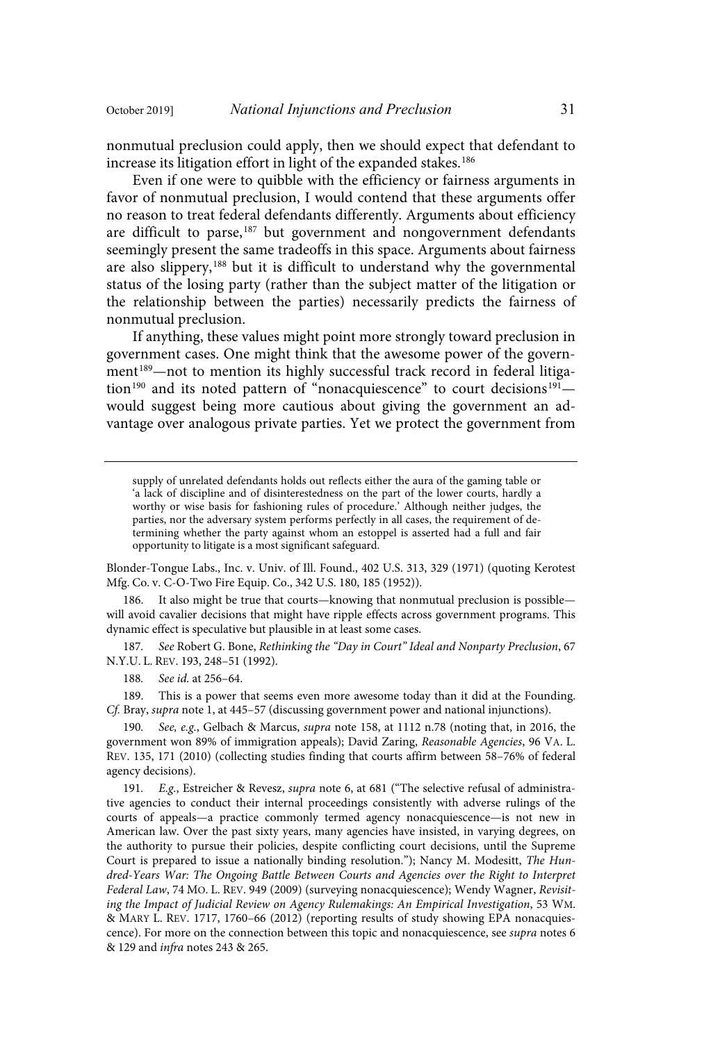nonmutual preclusion could apply, then we should expect that defendant to increase its litigation effort in light of the expanded stakes.[186]

Even if one were to quibble with the efficiency or fairness arguments in favor of nonmutual preclusion, I would contend that these arguments offer no reason to treat federal defendants differently. Arguments about efficiency are difficult to parse,[187] but government and nongovernment defendants seemingly present the same tradeoffs in this space. Arguments about fairness are also slippery,[188] but it is difficult to understand why the governmental status of the losing party (rather than the subject matter of the litigation or the relationship between the parties) necessarily predicts the fairness of nonmutual preclusion.

If anything, these values might point more strongly toward preclusion in government cases. One might think that the awesome power of the government[189]—not to mention its highly successful track record in federal litigation[190] and its noted pattern of "nonacquiescence" to court decisions[191]—would suggest being more cautious about giving the government an advantage over analogous private parties. Yet we protect the government from

---

> supply of unrelated defendants holds out reflects either the aura of the gaming table or 'a lack of discipline and of disinterestedness on the part of the lower courts, hardly a worthy or wise basis for fashioning rules of procedure.' Although neither judges, the parties, nor the adversary system performs perfectly in all cases, the requirement of determining whether the party against whom an estoppel is asserted had a full and fair opportunity to litigate is a most significant safeguard.

Blonder-Tongue Labs., Inc. v. Univ. of Ill. Found., 402 U.S. 313, 329 (1971) (quoting Kerotest Mfg. Co. v. C-O-Two Fire Equip. Co., 342 U.S. 180, 185 (1952)).

186. It also might be true that courts—knowing that nonmutual preclusion is possible—will avoid cavalier decisions that might have ripple effects across government programs. This dynamic effect is speculative but plausible in at least some cases.

187. *See* Robert G. Bone, *Rethinking the "Day in Court" Ideal and Nonparty Preclusion*, 67 N.Y.U. L. REV. 193, 248–51 (1992).

188. *See id.* at 256–64.

189. This is a power that seems even more awesome today than it did at the Founding. *Cf.* Bray, *supra* note 1, at 445–57 (discussing government power and national injunctions).

190. *See, e.g.*, Gelbach & Marcus, *supra* note 158, at 1112 n.78 (noting that, in 2016, the government won 89% of immigration appeals); David Zaring, *Reasonable Agencies*, 96 VA. L. REV. 135, 171 (2010) (collecting studies finding that courts affirm between 58–76% of federal agency decisions).

191. *E.g.*, Estreicher & Revesz, *supra* note 6, at 681 ("The selective refusal of administrative agencies to conduct their internal proceedings consistently with adverse rulings of the courts of appeals—a practice commonly termed agency nonacquiescence—is not new in American law. Over the past sixty years, many agencies have insisted, in varying degrees, on the authority to pursue their policies, despite conflicting court decisions, until the Supreme Court is prepared to issue a nationally binding resolution."); Nancy M. Modesitt, *The Hundred-Years War: The Ongoing Battle Between Courts and Agencies over the Right to Interpret Federal Law*, 74 MO. L. REV. 949 (2009) (surveying nonacquiescence); Wendy Wagner, *Revisiting the Impact of Judicial Review on Agency Rulemakings: An Empirical Investigation*, 53 WM. & MARY L. REV. 1717, 1760–66 (2012) (reporting results of study showing EPA nonacquiescence). For more on the connection between this topic and nonacquiescence, see *supra* notes 6 & 129 and *infra* notes 243 & 265.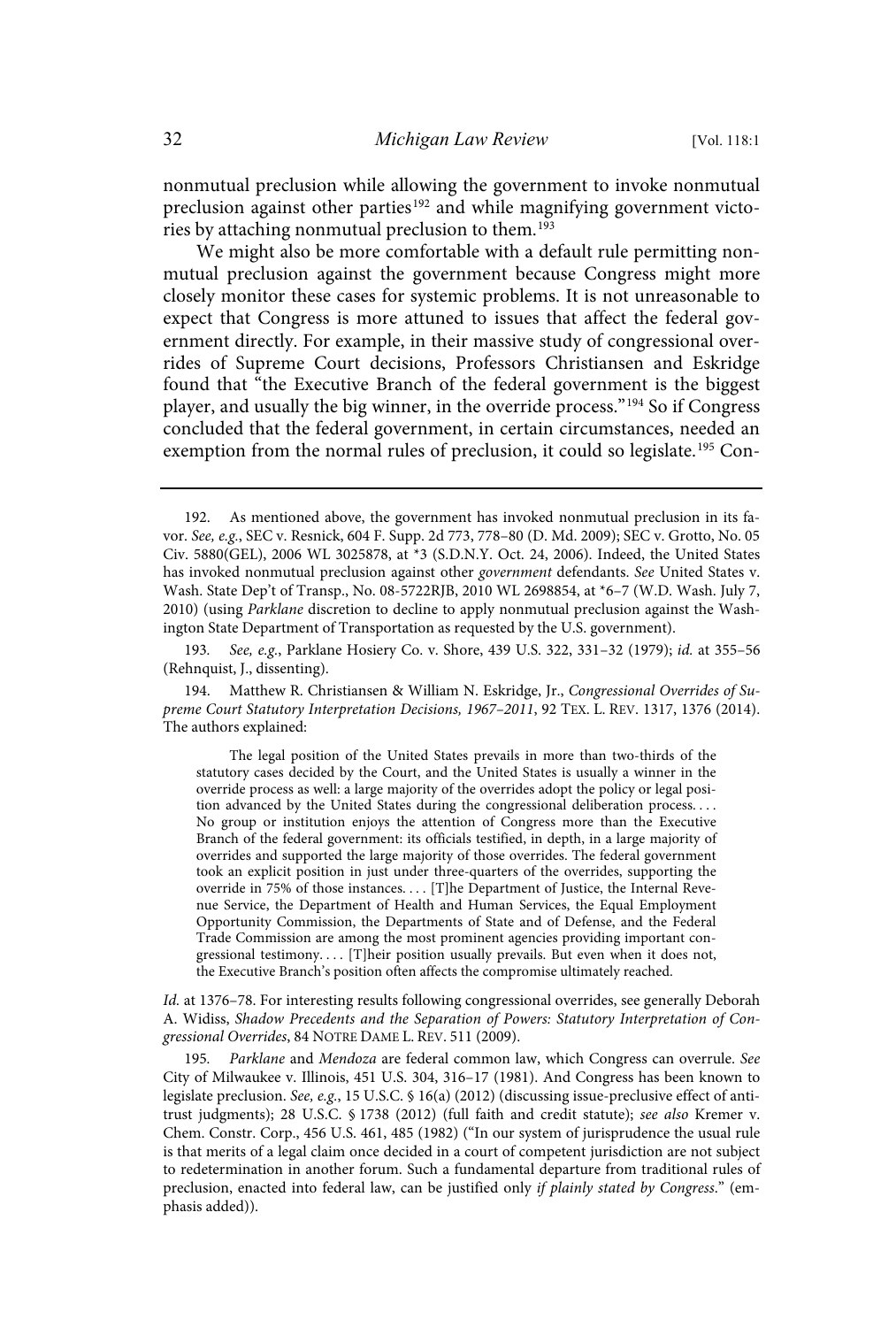nonmutual preclusion while allowing the government to invoke nonmutual preclusion against other parties[192] and while magnifying government victories by attaching nonmutual preclusion to them.[193]

We might also be more comfortable with a default rule permitting nonmutual preclusion against the government because Congress might more closely monitor these cases for systemic problems. It is not unreasonable to expect that Congress is more attuned to issues that affect the federal government directly. For example, in their massive study of congressional overrides of Supreme Court decisions, Professors Christiansen and Eskridge found that "the Executive Branch of the federal government is the biggest player, and usually the big winner, in the override process."[194] So if Congress concluded that the federal government, in certain circumstances, needed an exemption from the normal rules of preclusion, it could so legislate.[195] Con-

---

192. As mentioned above, the government has invoked nonmutual preclusion in its favor. *See, e.g.*, SEC v. Resnick, 604 F. Supp. 2d 773, 778–80 (D. Md. 2009); SEC v. Grotto, No. 05 Civ. 5880(GEL), 2006 WL 3025878, at *3 (S.D.N.Y. Oct. 24, 2006). Indeed, the United States has invoked nonmutual preclusion against other *government* defendants. *See* United States v. Wash. State Dep't of Transp., No. 08-5722RJB, 2010 WL 2698854, at *6–7 (W.D. Wash. July 7, 2010) (using *Parklane* discretion to decline to apply nonmutual preclusion against the Washington State Department of Transportation as requested by the U.S. government).

193. *See, e.g.*, Parklane Hosiery Co. v. Shore, 439 U.S. 322, 331–32 (1979); *id.* at 355–56 (Rehnquist, J., dissenting).

194. Matthew R. Christiansen & William N. Eskridge, Jr., *Congressional Overrides of Supreme Court Statutory Interpretation Decisions, 1967–2011*, 92 TEX. L. REV. 1317, 1376 (2014). The authors explained:

> The legal position of the United States prevails in more than two-thirds of the statutory cases decided by the Court, and the United States is usually a winner in the override process as well: a large majority of the overrides adopt the policy or legal position advanced by the United States during the congressional deliberation process. . . . No group or institution enjoys the attention of Congress more than the Executive Branch of the federal government: its officials testified, in depth, in a large majority of overrides and supported the large majority of those overrides. The federal government took an explicit position in just under three-quarters of the overrides, supporting the override in 75% of those instances. . . . [T]he Department of Justice, the Internal Revenue Service, the Department of Health and Human Services, the Equal Employment Opportunity Commission, the Departments of State and of Defense, and the Federal Trade Commission are among the most prominent agencies providing important congressional testimony. . . . [T]heir position usually prevails. But even when it does not, the Executive Branch's position often affects the compromise ultimately reached.

*Id.* at 1376–78. For interesting results following congressional overrides, see generally Deborah A. Widiss, *Shadow Precedents and the Separation of Powers: Statutory Interpretation of Congressional Overrides*, 84 NOTRE DAME L. REV. 511 (2009).

195. *Parklane* and *Mendoza* are federal common law, which Congress can overrule. *See* City of Milwaukee v. Illinois, 451 U.S. 304, 316–17 (1981). And Congress has been known to legislate preclusion. *See, e.g.*, 15 U.S.C. § 16(a) (2012) (discussing issue-preclusive effect of antitrust judgments); 28 U.S.C. § 1738 (2012) (full faith and credit statute); *see also* Kremer v. Chem. Constr. Corp., 456 U.S. 461, 485 (1982) ("In our system of jurisprudence the usual rule is that merits of a legal claim once decided in a court of competent jurisdiction are not subject to redetermination in another forum. Such a fundamental departure from traditional rules of preclusion, enacted into federal law, can be justified only *if plainly stated by Congress*." (emphasis added)).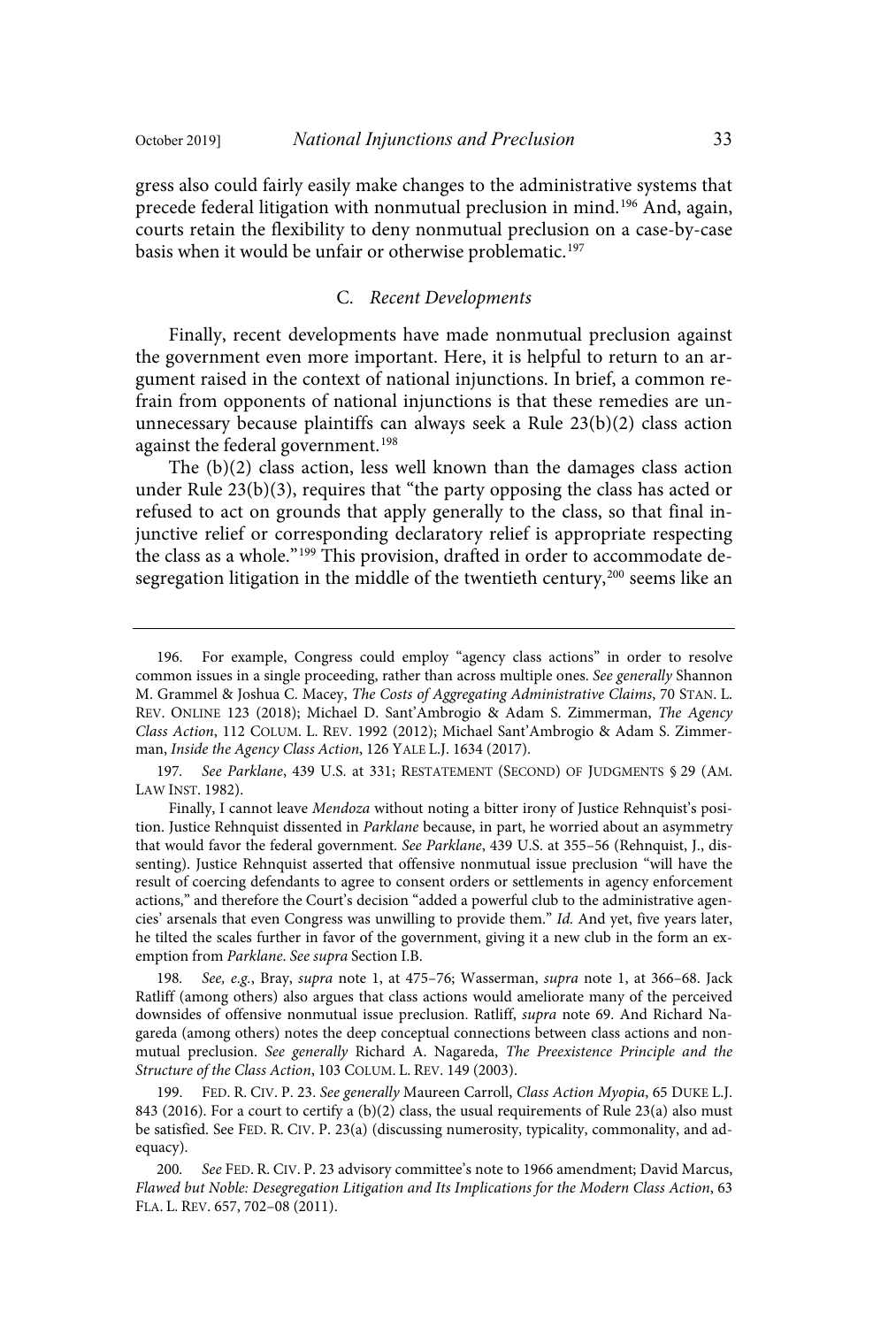gress also could fairly easily make changes to the administrative systems that precede federal litigation with nonmutual preclusion in mind.[196] And, again, courts retain the flexibility to deny nonmutual preclusion on a case-by-case basis when it would be unfair or otherwise problematic.[197]

### C. *Recent Developments*

Finally, recent developments have made nonmutual preclusion against the government even more important. Here, it is helpful to return to an argument raised in the context of national injunctions. In brief, a common refrain from opponents of national injunctions is that these remedies are ununnecessary because plaintiffs can always seek a Rule 23(b)(2) class action against the federal government.[198]

The (b)(2) class action, less well known than the damages class action under Rule 23(b)(3), requires that "the party opposing the class has acted or refused to act on grounds that apply generally to the class, so that final injunctive relief or corresponding declaratory relief is appropriate respecting the class as a whole."[199] This provision, drafted in order to accommodate desegregation litigation in the middle of the twentieth century,[200] seems like an

---

196. For example, Congress could employ "agency class actions" in order to resolve common issues in a single proceeding, rather than across multiple ones. *See generally* Shannon M. Grammel & Joshua C. Macey, *The Costs of Aggregating Administrative Claims*, 70 STAN. L. REV. ONLINE 123 (2018); Michael D. Sant'Ambrogio & Adam S. Zimmerman, *The Agency Class Action*, 112 COLUM. L. REV. 1992 (2012); Michael Sant'Ambrogio & Adam S. Zimmerman, *Inside the Agency Class Action*, 126 YALE L.J. 1634 (2017).

197. *See Parklane*, 439 U.S. at 331; RESTATEMENT (SECOND) OF JUDGMENTS § 29 (AM. LAW INST. 1982).

Finally, I cannot leave *Mendoza* without noting a bitter irony of Justice Rehnquist's position. Justice Rehnquist dissented in *Parklane* because, in part, he worried about an asymmetry that would favor the federal government. *See Parklane*, 439 U.S. at 355–56 (Rehnquist, J., dissenting). Justice Rehnquist asserted that offensive nonmutual issue preclusion "will have the result of coercing defendants to agree to consent orders or settlements in agency enforcement actions," and therefore the Court's decision "added a powerful club to the administrative agencies' arsenals that even Congress was unwilling to provide them." *Id.* And yet, five years later, he tilted the scales further in favor of the government, giving it a new club in the form an exemption from *Parklane*. *See supra* Section I.B.

198. *See, e.g.*, Bray, *supra* note 1, at 475–76; Wasserman, *supra* note 1, at 366–68. Jack Ratliff (among others) also argues that class actions would ameliorate many of the perceived downsides of offensive nonmutual issue preclusion. Ratliff, *supra* note 69. And Richard Nagareda (among others) notes the deep conceptual connections between class actions and nonmutual preclusion. *See generally* Richard A. Nagareda, *The Preexistence Principle and the Structure of the Class Action*, 103 COLUM. L. REV. 149 (2003).

199. FED. R. CIV. P. 23. *See generally* Maureen Carroll, *Class Action Myopia*, 65 DUKE L.J. 843 (2016). For a court to certify a (b)(2) class, the usual requirements of Rule 23(a) also must be satisfied. See FED. R. CIV. P. 23(a) (discussing numerosity, typicality, commonality, and adequacy).

200. *See* FED. R. CIV. P. 23 advisory committee's note to 1966 amendment; David Marcus, *Flawed but Noble: Desegregation Litigation and Its Implications for the Modern Class Action*, 63 FLA. L. REV. 657, 702–08 (2011).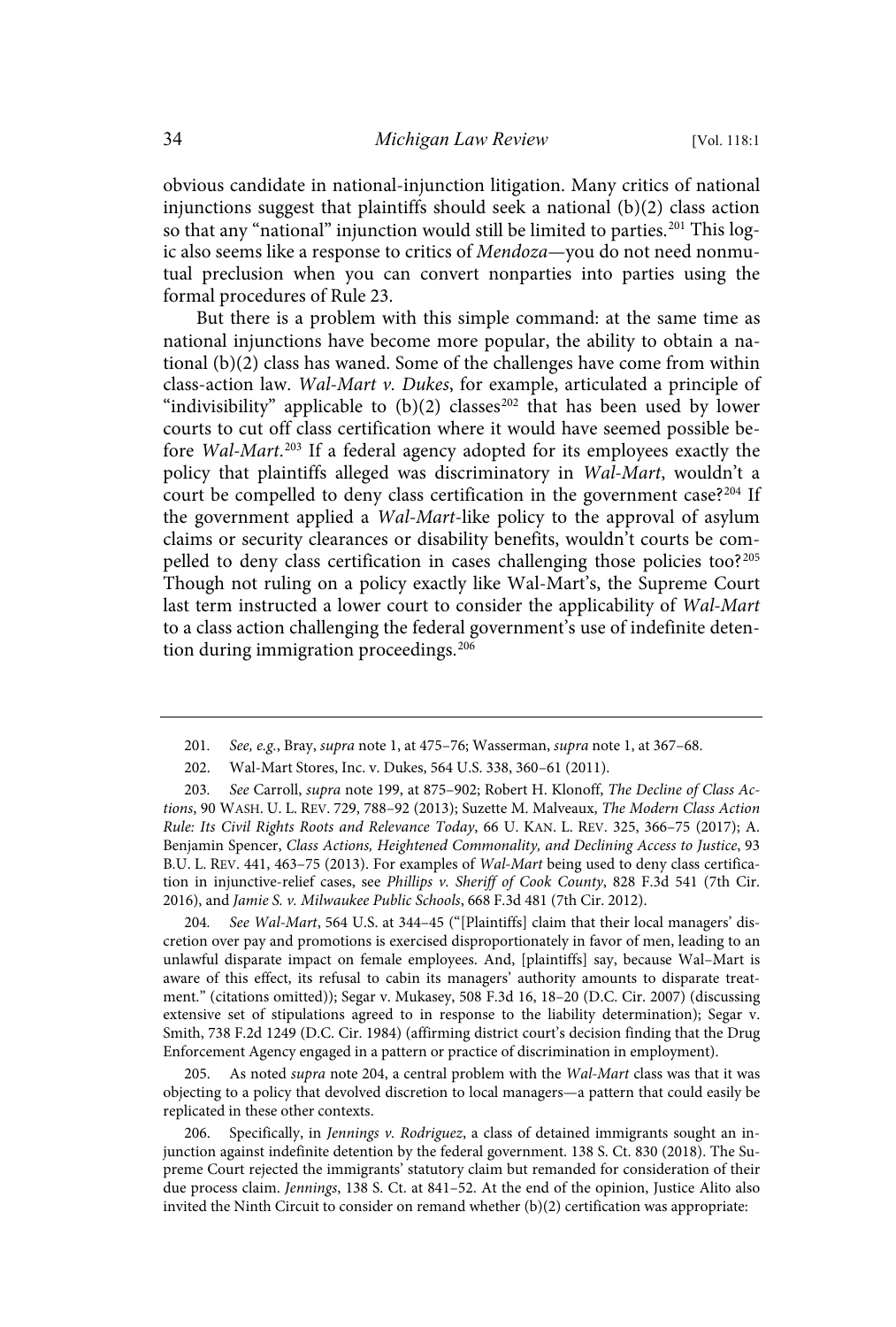obvious candidate in national-injunction litigation. Many critics of national injunctions suggest that plaintiffs should seek a national (b)(2) class action so that any "national" injunction would still be limited to parties.[201] This logic also seems like a response to critics of *Mendoza*—you do not need nonmutual preclusion when you can convert nonparties into parties using the formal procedures of Rule 23.

But there is a problem with this simple command: at the same time as national injunctions have become more popular, the ability to obtain a national (b)(2) class has waned. Some of the challenges have come from within class-action law. *Wal-Mart v. Dukes*, for example, articulated a principle of "indivisibility" applicable to (b)(2) classes[202] that has been used by lower courts to cut off class certification where it would have seemed possible before *Wal-Mart*.[203] If a federal agency adopted for its employees exactly the policy that plaintiffs alleged was discriminatory in *Wal-Mart*, wouldn't a court be compelled to deny class certification in the government case?[204] If the government applied a *Wal-Mart*-like policy to the approval of asylum claims or security clearances or disability benefits, wouldn't courts be compelled to deny class certification in cases challenging those policies too?[205] Though not ruling on a policy exactly like Wal-Mart's, the Supreme Court last term instructed a lower court to consider the applicability of *Wal-Mart* to a class action challenging the federal government's use of indefinite detention during immigration proceedings.[206]

---

201. *See, e.g.*, Bray, *supra* note 1, at 475–76; Wasserman, *supra* note 1, at 367–68.

202. Wal-Mart Stores, Inc. v. Dukes, 564 U.S. 338, 360–61 (2011).

203. *See* Carroll, *supra* note 199, at 875–902; Robert H. Klonoff, *The Decline of Class Actions*, 90 WASH. U. L. REV. 729, 788–92 (2013); Suzette M. Malveaux, *The Modern Class Action Rule: Its Civil Rights Roots and Relevance Today*, 66 U. KAN. L. REV. 325, 366–75 (2017); A. Benjamin Spencer, *Class Actions, Heightened Commonality, and Declining Access to Justice*, 93 B.U. L. REV. 441, 463–75 (2013). For examples of *Wal-Mart* being used to deny class certification in injunctive-relief cases, see *Phillips v. Sheriff of Cook County*, 828 F.3d 541 (7th Cir. 2016), and *Jamie S. v. Milwaukee Public Schools*, 668 F.3d 481 (7th Cir. 2012).

204. *See Wal-Mart*, 564 U.S. at 344–45 ("[Plaintiffs] claim that their local managers' discretion over pay and promotions is exercised disproportionately in favor of men, leading to an unlawful disparate impact on female employees. And, [plaintiffs] say, because Wal–Mart is aware of this effect, its refusal to cabin its managers' authority amounts to disparate treatment." (citations omitted)); Segar v. Mukasey, 508 F.3d 16, 18–20 (D.C. Cir. 2007) (discussing extensive set of stipulations agreed to in response to the liability determination); Segar v. Smith, 738 F.2d 1249 (D.C. Cir. 1984) (affirming district court's decision finding that the Drug Enforcement Agency engaged in a pattern or practice of discrimination in employment).

205. As noted *supra* note 204, a central problem with the *Wal-Mart* class was that it was objecting to a policy that devolved discretion to local managers—a pattern that could easily be replicated in these other contexts.

206. Specifically, in *Jennings v. Rodriguez*, a class of detained immigrants sought an injunction against indefinite detention by the federal government. 138 S. Ct. 830 (2018). The Supreme Court rejected the immigrants' statutory claim but remanded for consideration of their due process claim. *Jennings*, 138 S. Ct. at 841–52. At the end of the opinion, Justice Alito also invited the Ninth Circuit to consider on remand whether (b)(2) certification was appropriate: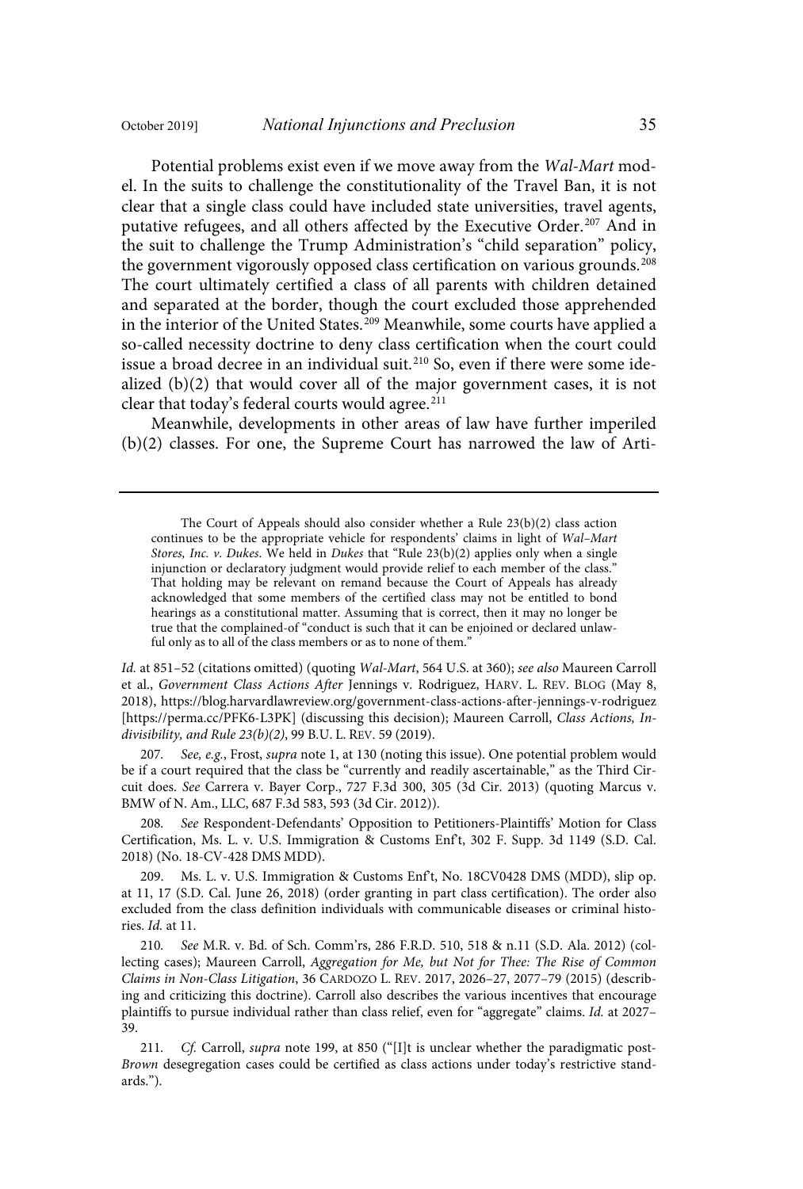Potential problems exist even if we move away from the *Wal-Mart* model. In the suits to challenge the constitutionality of the Travel Ban, it is not clear that a single class could have included state universities, travel agents, putative refugees, and all others affected by the Executive Order.[207] And in the suit to challenge the Trump Administration's "child separation" policy, the government vigorously opposed class certification on various grounds.[208] The court ultimately certified a class of all parents with children detained and separated at the border, though the court excluded those apprehended in the interior of the United States.[209] Meanwhile, some courts have applied a so-called necessity doctrine to deny class certification when the court could issue a broad decree in an individual suit.[210] So, even if there were some idealized (b)(2) that would cover all of the major government cases, it is not clear that today's federal courts would agree.[211]

Meanwhile, developments in other areas of law have further imperiled (b)(2) classes. For one, the Supreme Court has narrowed the law of Arti-

---

> The Court of Appeals should also consider whether a Rule 23(b)(2) class action continues to be the appropriate vehicle for respondents' claims in light of *Wal–Mart Stores, Inc. v. Dukes*. We held in *Dukes* that "Rule 23(b)(2) applies only when a single injunction or declaratory judgment would provide relief to each member of the class." That holding may be relevant on remand because the Court of Appeals has already acknowledged that some members of the certified class may not be entitled to bond hearings as a constitutional matter. Assuming that is correct, then it may no longer be true that the complained-of "conduct is such that it can be enjoined or declared unlawful only as to all of the class members or as to none of them."

*Id.* at 851–52 (citations omitted) (quoting *Wal-Mart*, 564 U.S. at 360); *see also* Maureen Carroll et al., *Government Class Actions After* Jennings v. Rodriguez, HARV. L. REV. BLOG (May 8, 2018), https://blog.harvardlawreview.org/government-class-actions-after-jennings-v-rodriguez [https://perma.cc/PFK6-L3PK] (discussing this decision); Maureen Carroll, *Class Actions, Indivisibility, and Rule 23(b)(2)*, 99 B.U. L. REV. 59 (2019).

207. *See, e.g.*, Frost, *supra* note 1, at 130 (noting this issue). One potential problem would be if a court required that the class be "currently and readily ascertainable," as the Third Circuit does. *See* Carrera v. Bayer Corp., 727 F.3d 300, 305 (3d Cir. 2013) (quoting Marcus v. BMW of N. Am., LLC, 687 F.3d 583, 593 (3d Cir. 2012)).

208. *See* Respondent-Defendants' Opposition to Petitioners-Plaintiffs' Motion for Class Certification, Ms. L. v. U.S. Immigration & Customs Enf't, 302 F. Supp. 3d 1149 (S.D. Cal. 2018) (No. 18-CV-428 DMS MDD).

209. Ms. L. v. U.S. Immigration & Customs Enf't, No. 18CV0428 DMS (MDD), slip op. at 11, 17 (S.D. Cal. June 26, 2018) (order granting in part class certification). The order also excluded from the class definition individuals with communicable diseases or criminal histories. *Id.* at 11.

210. *See* M.R. v. Bd. of Sch. Comm'rs, 286 F.R.D. 510, 518 & n.11 (S.D. Ala. 2012) (collecting cases); Maureen Carroll, *Aggregation for Me, but Not for Thee: The Rise of Common Claims in Non-Class Litigation*, 36 CARDOZO L. REV. 2017, 2026–27, 2077–79 (2015) (describing and criticizing this doctrine). Carroll also describes the various incentives that encourage plaintiffs to pursue individual rather than class relief, even for "aggregate" claims. *Id.* at 2027–39.

211. *Cf.* Carroll, *supra* note 199, at 850 ("[I]t is unclear whether the paradigmatic post-*Brown* desegregation cases could be certified as class actions under today's restrictive standards.").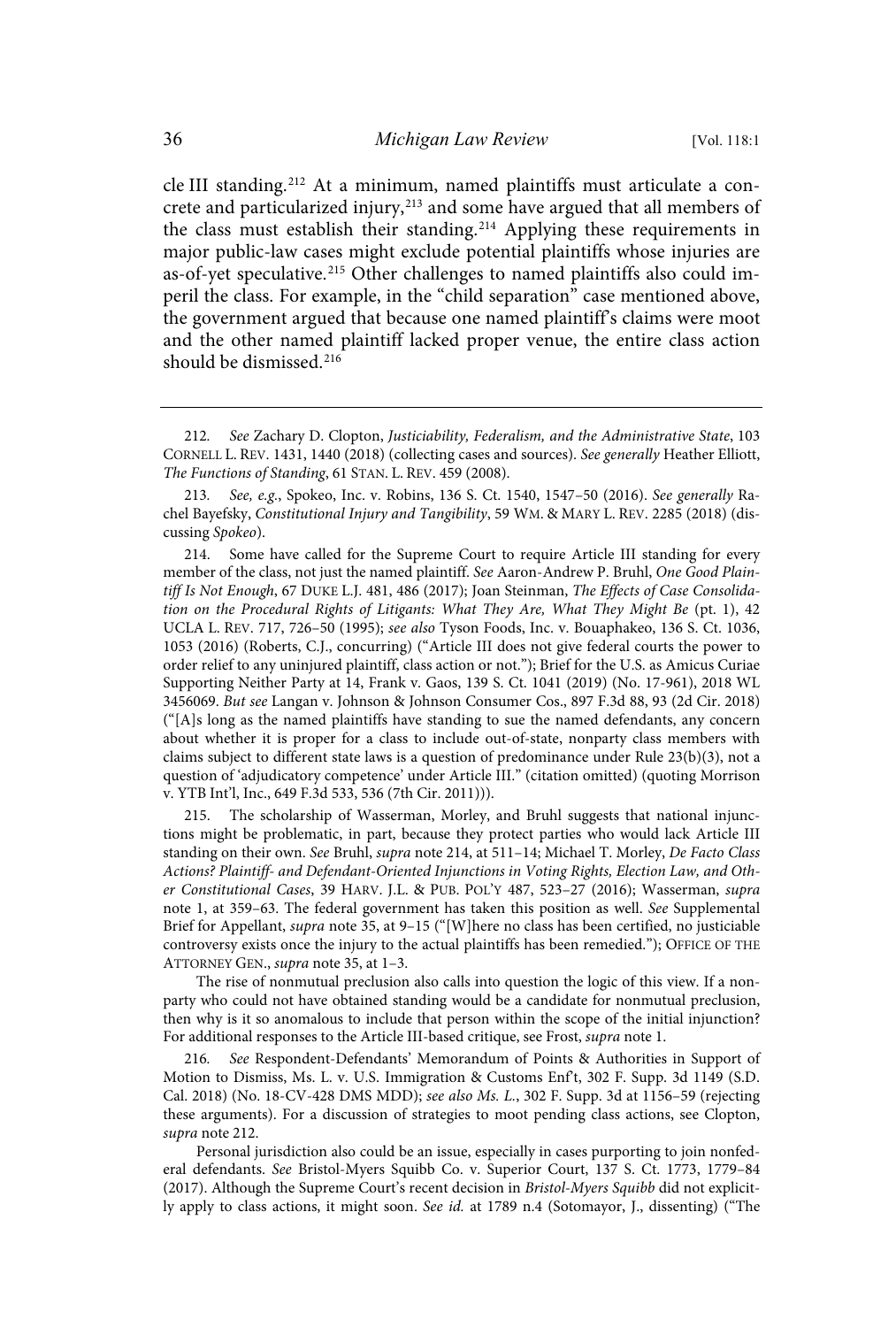cle III standing.[212] At a minimum, named plaintiffs must articulate a concrete and particularized injury,[213] and some have argued that all members of the class must establish their standing.[214] Applying these requirements in major public-law cases might exclude potential plaintiffs whose injuries are as-of-yet speculative.[215] Other challenges to named plaintiffs also could imperil the class. For example, in the "child separation" case mentioned above, the government argued that because one named plaintiff's claims were moot and the other named plaintiff lacked proper venue, the entire class action should be dismissed.[216]

---

212. *See* Zachary D. Clopton, *Justiciability, Federalism, and the Administrative State*, 103 CORNELL L. REV. 1431, 1440 (2018) (collecting cases and sources). *See generally* Heather Elliott, *The Functions of Standing*, 61 STAN. L. REV. 459 (2008).

213. *See, e.g.*, Spokeo, Inc. v. Robins, 136 S. Ct. 1540, 1547–50 (2016). *See generally* Rachel Bayefsky, *Constitutional Injury and Tangibility*, 59 WM. & MARY L. REV. 2285 (2018) (discussing *Spokeo*).

214. Some have called for the Supreme Court to require Article III standing for every member of the class, not just the named plaintiff. *See* Aaron-Andrew P. Bruhl, *One Good Plaintiff Is Not Enough*, 67 DUKE L.J. 481, 486 (2017); Joan Steinman, *The Effects of Case Consolidation on the Procedural Rights of Litigants: What They Are, What They Might Be* (pt. 1), 42 UCLA L. REV. 717, 726–50 (1995); *see also* Tyson Foods, Inc. v. Bouaphakeo, 136 S. Ct. 1036, 1053 (2016) (Roberts, C.J., concurring) ("Article III does not give federal courts the power to order relief to any uninjured plaintiff, class action or not."); Brief for the U.S. as Amicus Curiae Supporting Neither Party at 14, Frank v. Gaos, 139 S. Ct. 1041 (2019) (No. 17-961), 2018 WL 3456069. *But see* Langan v. Johnson & Johnson Consumer Cos., 897 F.3d 88, 93 (2d Cir. 2018) ("[A]s long as the named plaintiffs have standing to sue the named defendants, any concern about whether it is proper for a class to include out-of-state, nonparty class members with claims subject to different state laws is a question of predominance under Rule 23(b)(3), not a question of 'adjudicatory competence' under Article III." (citation omitted) (quoting Morrison v. YTB Int'l, Inc., 649 F.3d 533, 536 (7th Cir. 2011))).

215. The scholarship of Wasserman, Morley, and Bruhl suggests that national injunctions might be problematic, in part, because they protect parties who would lack Article III standing on their own. *See* Bruhl, *supra* note 214, at 511–14; Michael T. Morley, *De Facto Class Actions? Plaintiff- and Defendant-Oriented Injunctions in Voting Rights, Election Law, and Other Constitutional Cases*, 39 HARV. J.L. & PUB. POL'Y 487, 523–27 (2016); Wasserman, *supra* note 1, at 359–63. The federal government has taken this position as well. *See* Supplemental Brief for Appellant, *supra* note 35, at 9–15 ("[W]here no class has been certified, no justiciable controversy exists once the injury to the actual plaintiffs has been remedied."); OFFICE OF THE ATTORNEY GEN., *supra* note 35, at 1–3.

The rise of nonmutual preclusion also calls into question the logic of this view. If a nonparty who could not have obtained standing would be a candidate for nonmutual preclusion, then why is it so anomalous to include that person within the scope of the initial injunction? For additional responses to the Article III-based critique, see Frost, *supra* note 1.

216. *See* Respondent-Defendants' Memorandum of Points & Authorities in Support of Motion to Dismiss, Ms. L. v. U.S. Immigration & Customs Enf't, 302 F. Supp. 3d 1149 (S.D. Cal. 2018) (No. 18-CV-428 DMS MDD); *see also Ms. L.*, 302 F. Supp. 3d at 1156–59 (rejecting these arguments). For a discussion of strategies to moot pending class actions, see Clopton, *supra* note 212.

Personal jurisdiction also could be an issue, especially in cases purporting to join nonfederal defendants. *See* Bristol-Myers Squibb Co. v. Superior Court, 137 S. Ct. 1773, 1779–84 (2017). Although the Supreme Court's recent decision in *Bristol-Myers Squibb* did not explicitly apply to class actions, it might soon. *See id.* at 1789 n.4 (Sotomayor, J., dissenting) ("The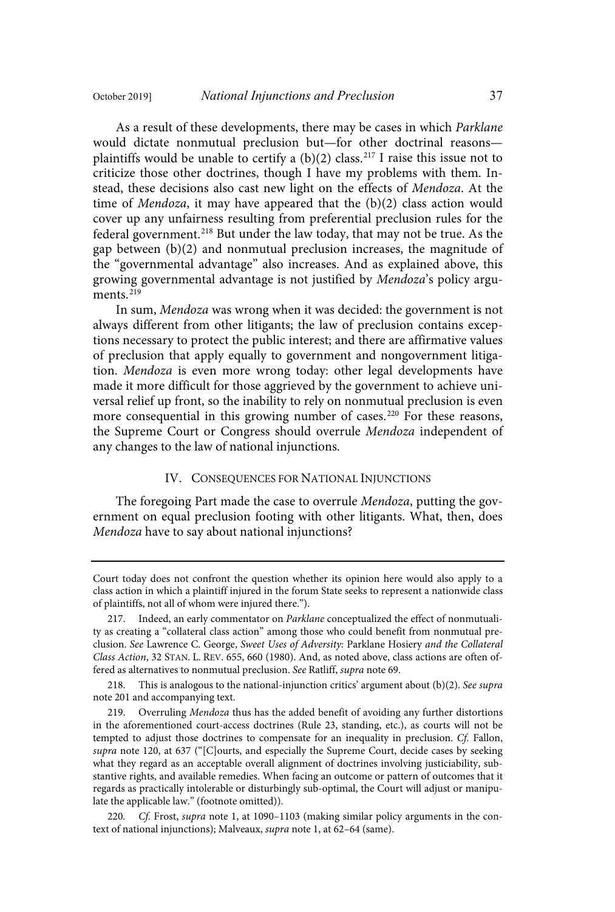As a result of these developments, there may be cases in which *Parklane* would dictate nonmutual preclusion but—for other doctrinal reasons—plaintiffs would be unable to certify a (b)(2) class.[217] I raise this issue not to criticize those other doctrines, though I have my problems with them. Instead, these decisions also cast new light on the effects of *Mendoza*. At the time of *Mendoza*, it may have appeared that the (b)(2) class action would cover up any unfairness resulting from preferential preclusion rules for the federal government.[218] But under the law today, that may not be true. As the gap between (b)(2) and nonmutual preclusion increases, the magnitude of the "governmental advantage" also increases. And as explained above, this growing governmental advantage is not justified by *Mendoza*'s policy arguments.[219]

In sum, *Mendoza* was wrong when it was decided: the government is not always different from other litigants; the law of preclusion contains exceptions necessary to protect the public interest; and there are affirmative values of preclusion that apply equally to government and nongovernment litigation. *Mendoza* is even more wrong today: other legal developments have made it more difficult for those aggrieved by the government to achieve universal relief up front, so the inability to rely on nonmutual preclusion is even more consequential in this growing number of cases.[220] For these reasons, the Supreme Court or Congress should overrule *Mendoza* independent of any changes to the law of national injunctions.

## IV. CONSEQUENCES FOR NATIONAL INJUNCTIONS

The foregoing Part made the case to overrule *Mendoza*, putting the government on equal preclusion footing with other litigants. What, then, does *Mendoza* have to say about national injunctions?

---

Court today does not confront the question whether its opinion here would also apply to a class action in which a plaintiff injured in the forum State seeks to represent a nationwide class of plaintiffs, not all of whom were injured there.").

217. Indeed, an early commentator on *Parklane* conceptualized the effect of nonmutuality as creating a "collateral class action" among those who could benefit from nonmutual preclusion. *See* Lawrence C. George, *Sweet Uses of Adversity:* Parklane Hosiery *and the Collateral Class Action*, 32 STAN. L. REV. 655, 660 (1980). And, as noted above, class actions are often offered as alternatives to nonmutual preclusion. *See* Ratliff, *supra* note 69.

218. This is analogous to the national-injunction critics' argument about (b)(2). *See supra* note 201 and accompanying text.

219. Overruling *Mendoza* thus has the added benefit of avoiding any further distortions in the aforementioned court-access doctrines (Rule 23, standing, etc.), as courts will not be tempted to adjust those doctrines to compensate for an inequality in preclusion. *Cf.* Fallon, *supra* note 120, at 637 ("[C]ourts, and especially the Supreme Court, decide cases by seeking what they regard as an acceptable overall alignment of doctrines involving justiciability, substantive rights, and available remedies. When facing an outcome or pattern of outcomes that it regards as practically intolerable or disturbingly sub-optimal, the Court will adjust or manipulate the applicable law." (footnote omitted)).

220. *Cf.* Frost, *supra* note 1, at 1090–1103 (making similar policy arguments in the context of national injunctions); Malveaux, *supra* note 1, at 62–64 (same).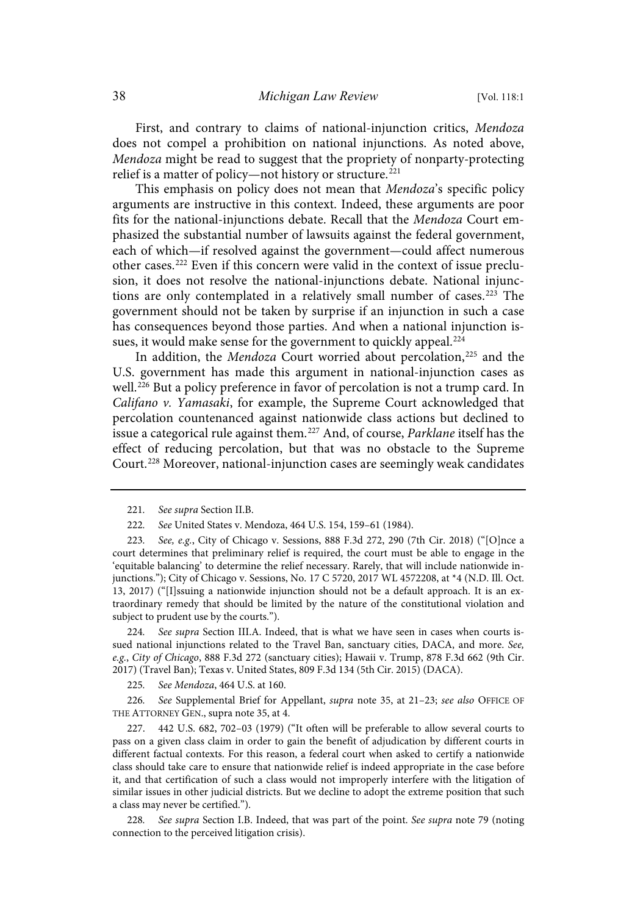First, and contrary to claims of national-injunction critics, *Mendoza* does not compel a prohibition on national injunctions. As noted above, *Mendoza* might be read to suggest that the propriety of nonparty-protecting relief is a matter of policy—not history or structure.[221]

This emphasis on policy does not mean that *Mendoza*'s specific policy arguments are instructive in this context. Indeed, these arguments are poor fits for the national-injunctions debate. Recall that the *Mendoza* Court emphasized the substantial number of lawsuits against the federal government, each of which—if resolved against the government—could affect numerous other cases.[222] Even if this concern were valid in the context of issue preclusion, it does not resolve the national-injunctions debate. National injunctions are only contemplated in a relatively small number of cases.[223] The government should not be taken by surprise if an injunction in such a case has consequences beyond those parties. And when a national injunction issues, it would make sense for the government to quickly appeal.[224]

In addition, the *Mendoza* Court worried about percolation,[225] and the U.S. government has made this argument in national-injunction cases as well.[226] But a policy preference in favor of percolation is not a trump card. In *Califano v. Yamasaki*, for example, the Supreme Court acknowledged that percolation countenanced against nationwide class actions but declined to issue a categorical rule against them.[227] And, of course, *Parklane* itself has the effect of reducing percolation, but that was no obstacle to the Supreme Court.[228] Moreover, national-injunction cases are seemingly weak candidates

---

221. *See supra* Section II.B.

222. *See* United States v. Mendoza, 464 U.S. 154, 159–61 (1984).

223. *See, e.g.*, City of Chicago v. Sessions, 888 F.3d 272, 290 (7th Cir. 2018) ("[O]nce a court determines that preliminary relief is required, the court must be able to engage in the 'equitable balancing' to determine the relief necessary. Rarely, that will include nationwide injunctions."); City of Chicago v. Sessions, No. 17 C 5720, 2017 WL 4572208, at *4 (N.D. Ill. Oct. 13, 2017) ("[I]ssuing a nationwide injunction should not be a default approach. It is an extraordinary remedy that should be limited by the nature of the constitutional violation and subject to prudent use by the courts.").

224. *See supra* Section III.A. Indeed, that is what we have seen in cases when courts issued national injunctions related to the Travel Ban, sanctuary cities, DACA, and more. *See, e.g.*, *City of Chicago*, 888 F.3d 272 (sanctuary cities); Hawaii v. Trump, 878 F.3d 662 (9th Cir. 2017) (Travel Ban); Texas v. United States, 809 F.3d 134 (5th Cir. 2015) (DACA).

225. *See Mendoza*, 464 U.S. at 160.

226. *See* Supplemental Brief for Appellant, *supra* note 35, at 21–23; *see also* OFFICE OF THE ATTORNEY GEN., supra note 35, at 4.

227. 442 U.S. 682, 702–03 (1979) ("It often will be preferable to allow several courts to pass on a given class claim in order to gain the benefit of adjudication by different courts in different factual contexts. For this reason, a federal court when asked to certify a nationwide class should take care to ensure that nationwide relief is indeed appropriate in the case before it, and that certification of such a class would not improperly interfere with the litigation of similar issues in other judicial districts. But we decline to adopt the extreme position that such a class may never be certified.").

228. *See supra* Section I.B. Indeed, that was part of the point. *See supra* note 79 (noting connection to the perceived litigation crisis).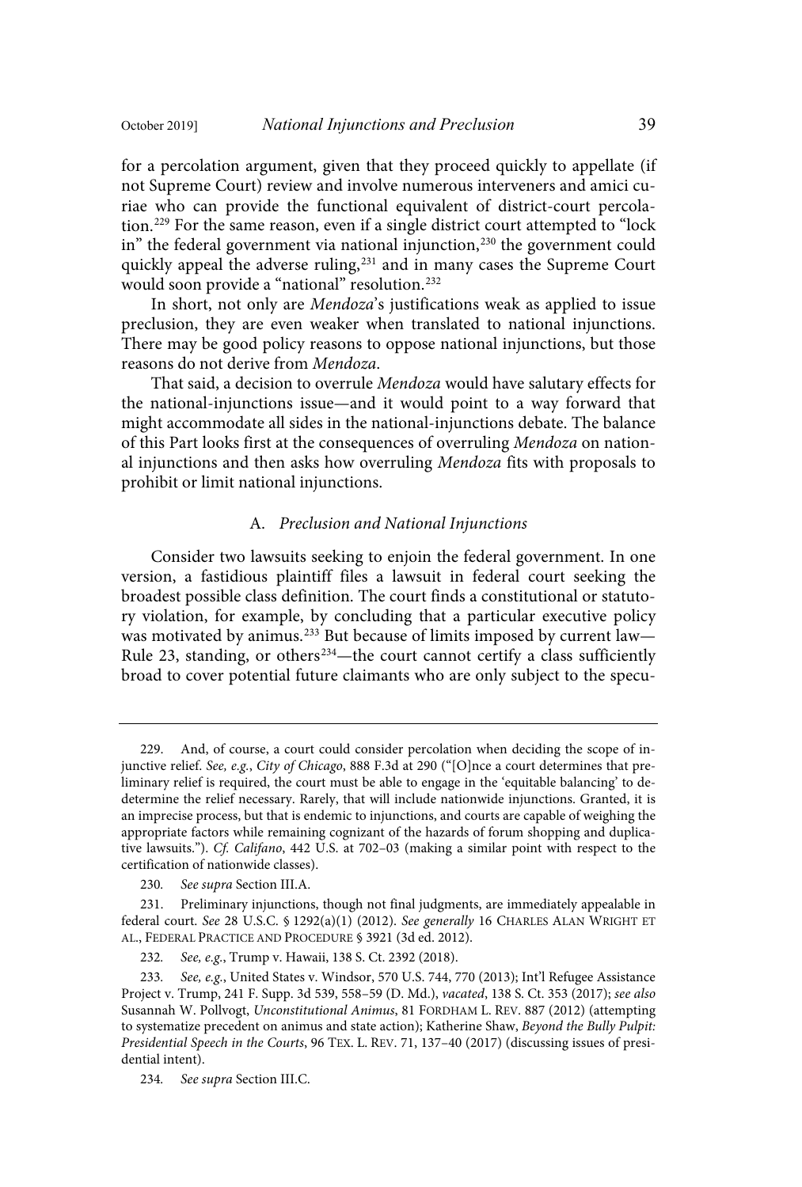for a percolation argument, given that they proceed quickly to appellate (if not Supreme Court) review and involve numerous interveners and amici curiae who can provide the functional equivalent of district-court percolation.[229] For the same reason, even if a single district court attempted to "lock in" the federal government via national injunction,[230] the government could quickly appeal the adverse ruling,[231] and in many cases the Supreme Court would soon provide a "national" resolution.[232]

In short, not only are *Mendoza*'s justifications weak as applied to issue preclusion, they are even weaker when translated to national injunctions. There may be good policy reasons to oppose national injunctions, but those reasons do not derive from *Mendoza*.

That said, a decision to overrule *Mendoza* would have salutary effects for the national-injunctions issue—and it would point to a way forward that might accommodate all sides in the national-injunctions debate. The balance of this Part looks first at the consequences of overruling *Mendoza* on national injunctions and then asks how overruling *Mendoza* fits with proposals to prohibit or limit national injunctions.

### A. *Preclusion and National Injunctions*

Consider two lawsuits seeking to enjoin the federal government. In one version, a fastidious plaintiff files a lawsuit in federal court seeking the broadest possible class definition. The court finds a constitutional or statutory violation, for example, by concluding that a particular executive policy was motivated by animus.[233] But because of limits imposed by current law—Rule 23, standing, or others[234]—the court cannot certify a class sufficiently broad to cover potential future claimants who are only subject to the specu-

---

229. And, of course, a court could consider percolation when deciding the scope of injunctive relief. *See, e.g.*, *City of Chicago*, 888 F.3d at 290 ("[O]nce a court determines that preliminary relief is required, the court must be able to engage in the 'equitable balancing' to dedetermine the relief necessary. Rarely, that will include nationwide injunctions. Granted, it is an imprecise process, but that is endemic to injunctions, and courts are capable of weighing the appropriate factors while remaining cognizant of the hazards of forum shopping and duplicative lawsuits."). *Cf. Califano*, 442 U.S. at 702–03 (making a similar point with respect to the certification of nationwide classes).

230. *See supra* Section III.A.

231. Preliminary injunctions, though not final judgments, are immediately appealable in federal court. *See* 28 U.S.C. § 1292(a)(1) (2012). *See generally* 16 CHARLES ALAN WRIGHT ET AL., FEDERAL PRACTICE AND PROCEDURE § 3921 (3d ed. 2012).

232. *See, e.g.*, Trump v. Hawaii, 138 S. Ct. 2392 (2018).

233. *See, e.g.*, United States v. Windsor, 570 U.S. 744, 770 (2013); Int'l Refugee Assistance Project v. Trump, 241 F. Supp. 3d 539, 558–59 (D. Md.), *vacated*, 138 S. Ct. 353 (2017); *see also* Susannah W. Pollvogt, *Unconstitutional Animus*, 81 FORDHAM L. REV. 887 (2012) (attempting to systematize precedent on animus and state action); Katherine Shaw, *Beyond the Bully Pulpit: Presidential Speech in the Courts*, 96 TEX. L. REV. 71, 137–40 (2017) (discussing issues of presidential intent).

234. *See supra* Section III.C.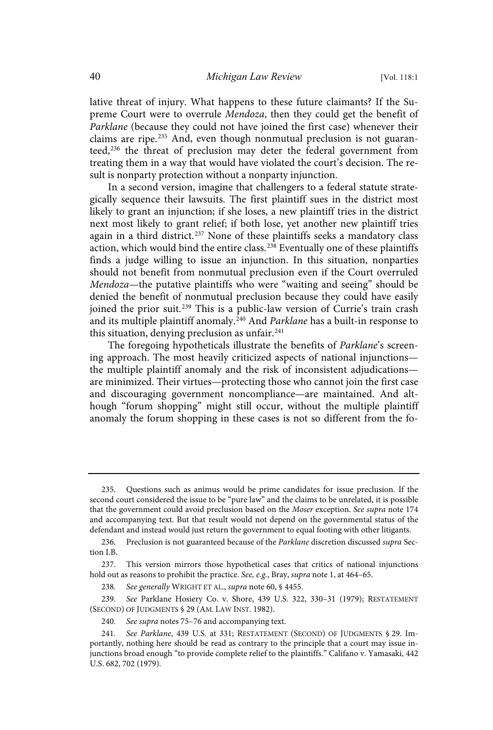lative threat of injury. What happens to these future claimants? If the Supreme Court were to overrule *Mendoza*, then they could get the benefit of *Parklane* (because they could not have joined the first case) whenever their claims are ripe.[235] And, even though nonmutual preclusion is not guaranteed,[236] the threat of preclusion may deter the federal government from treating them in a way that would have violated the court's decision. The result is nonparty protection without a nonparty injunction.

In a second version, imagine that challengers to a federal statute strategically sequence their lawsuits. The first plaintiff sues in the district most likely to grant an injunction; if she loses, a new plaintiff tries in the district next most likely to grant relief; if both lose, yet another new plaintiff tries again in a third district.[237] None of these plaintiffs seeks a mandatory class action, which would bind the entire class.[238] Eventually one of these plaintiffs finds a judge willing to issue an injunction. In this situation, nonparties should not benefit from nonmutual preclusion even if the Court overruled *Mendoza*—the putative plaintiffs who were "waiting and seeing" should be denied the benefit of nonmutual preclusion because they could have easily joined the prior suit.[239] This is a public-law version of Currie's train crash and its multiple plaintiff anomaly.[240] And *Parklane* has a built-in response to this situation, denying preclusion as unfair.[241]

The foregoing hypotheticals illustrate the benefits of *Parklane*'s screening approach. The most heavily criticized aspects of national injunctions—the multiple plaintiff anomaly and the risk of inconsistent adjudications—are minimized. Their virtues—protecting those who cannot join the first case and discouraging government noncompliance—are maintained. And although "forum shopping" might still occur, without the multiple plaintiff anomaly the forum shopping in these cases is not so different from the fo-

---

235. Questions such as animus would be prime candidates for issue preclusion. If the second court considered the issue to be "pure law" and the claims to be unrelated, it is possible that the government could avoid preclusion based on the *Moser* exception. *See supra* note 174 and accompanying text. But that result would not depend on the governmental status of the defendant and instead would just return the government to equal footing with other litigants.

236. Preclusion is not guaranteed because of the *Parklane* discretion discussed *supra* Section I.B.

237. This version mirrors those hypothetical cases that critics of national injunctions hold out as reasons to prohibit the practice. *See, e.g.*, Bray, *supra* note 1, at 464–65.

238. *See generally* WRIGHT ET AL., *supra* note 60, § 4455.

239. *See* Parklane Hosiery Co. v. Shore, 439 U.S. 322, 330–31 (1979); RESTATEMENT (SECOND) OF JUDGMENTS § 29 (AM. LAW INST. 1982).

240. *See supra* notes 75–76 and accompanying text.

241. *See Parklane*, 439 U.S. at 331; RESTATEMENT (SECOND) OF JUDGMENTS § 29. Importantly, nothing here should be read as contrary to the principle that a court may issue injunctions broad enough "to provide complete relief to the plaintiffs." Califano v. Yamasaki, 442 U.S. 682, 702 (1979).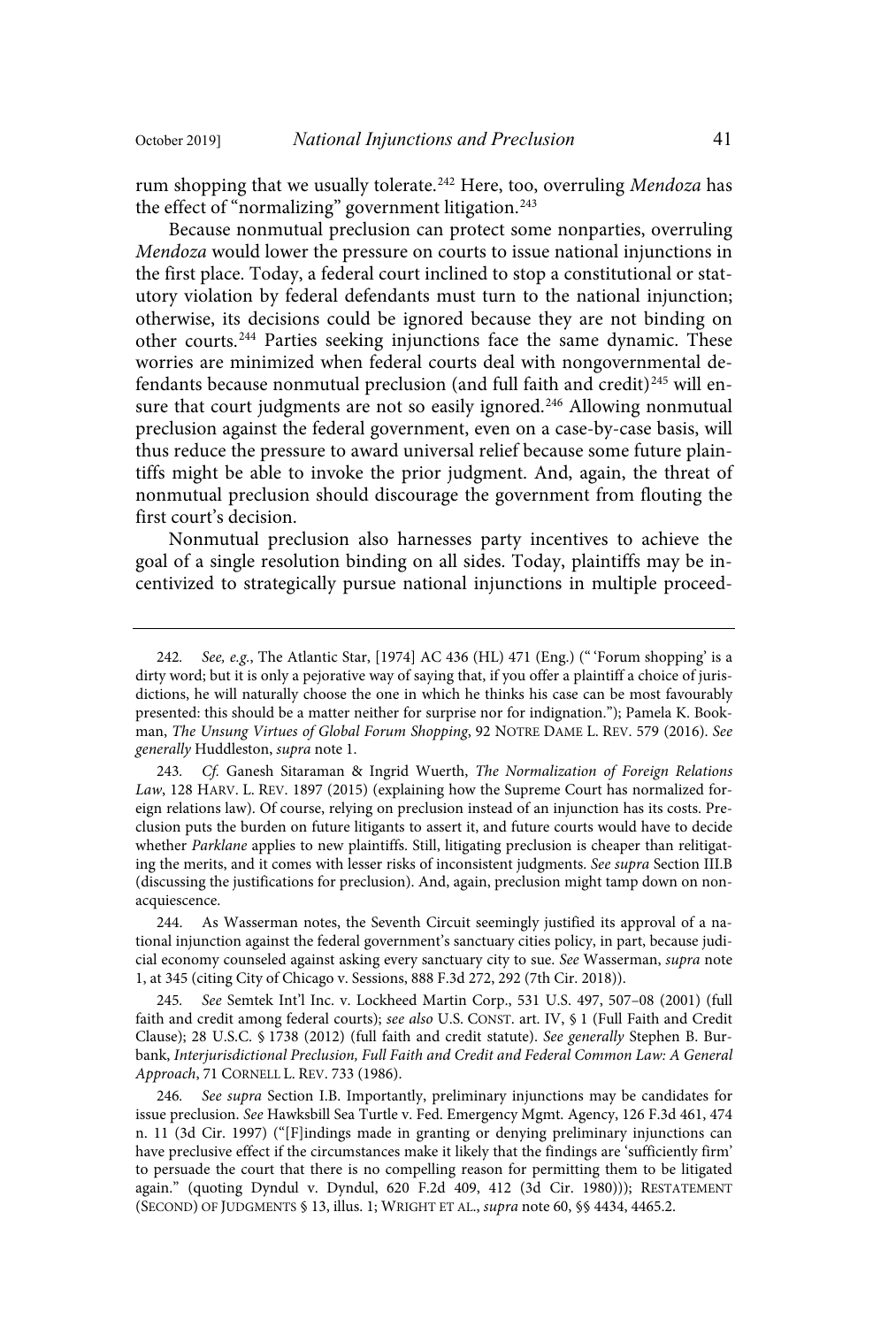rum shopping that we usually tolerate.[242] Here, too, overruling *Mendoza* has the effect of "normalizing" government litigation.[243]

Because nonmutual preclusion can protect some nonparties, overruling *Mendoza* would lower the pressure on courts to issue national injunctions in the first place. Today, a federal court inclined to stop a constitutional or statutory violation by federal defendants must turn to the national injunction; otherwise, its decisions could be ignored because they are not binding on other courts.[244] Parties seeking injunctions face the same dynamic. These worries are minimized when federal courts deal with nongovernmental defendants because nonmutual preclusion (and full faith and credit)[245] will ensure that court judgments are not so easily ignored.[246] Allowing nonmutual preclusion against the federal government, even on a case-by-case basis, will thus reduce the pressure to award universal relief because some future plaintiffs might be able to invoke the prior judgment. And, again, the threat of nonmutual preclusion should discourage the government from flouting the first court's decision.

Nonmutual preclusion also harnesses party incentives to achieve the goal of a single resolution binding on all sides. Today, plaintiffs may be incentivized to strategically pursue national injunctions in multiple proceed-

---

242. *See, e.g.*, The Atlantic Star, [1974] AC 436 (HL) 471 (Eng.) ("'Forum shopping' is a dirty word; but it is only a pejorative way of saying that, if you offer a plaintiff a choice of jurisdictions, he will naturally choose the one in which he thinks his case can be most favourably presented: this should be a matter neither for surprise nor for indignation."); Pamela K. Bookman, *The Unsung Virtues of Global Forum Shopping*, 92 NOTRE DAME L. REV. 579 (2016). *See generally* Huddleston, *supra* note 1.

243. *Cf.* Ganesh Sitaraman & Ingrid Wuerth, *The Normalization of Foreign Relations Law*, 128 HARV. L. REV. 1897 (2015) (explaining how the Supreme Court has normalized foreign relations law). Of course, relying on preclusion instead of an injunction has its costs. Preclusion puts the burden on future litigants to assert it, and future courts would have to decide whether *Parklane* applies to new plaintiffs. Still, litigating preclusion is cheaper than relitigating the merits, and it comes with lesser risks of inconsistent judgments. *See supra* Section III.B (discussing the justifications for preclusion). And, again, preclusion might tamp down on nonacquiescence.

244. As Wasserman notes, the Seventh Circuit seemingly justified its approval of a national injunction against the federal government's sanctuary cities policy, in part, because judicial economy counseled against asking every sanctuary city to sue. *See* Wasserman, *supra* note 1, at 345 (citing City of Chicago v. Sessions, 888 F.3d 272, 292 (7th Cir. 2018)).

245. *See* Semtek Int'l Inc. v. Lockheed Martin Corp., 531 U.S. 497, 507–08 (2001) (full faith and credit among federal courts); *see also* U.S. CONST. art. IV, § 1 (Full Faith and Credit Clause); 28 U.S.C. § 1738 (2012) (full faith and credit statute). *See generally* Stephen B. Burbank, *Interjurisdictional Preclusion, Full Faith and Credit and Federal Common Law: A General Approach*, 71 CORNELL L. REV. 733 (1986).

246. *See supra* Section I.B. Importantly, preliminary injunctions may be candidates for issue preclusion. *See* Hawksbill Sea Turtle v. Fed. Emergency Mgmt. Agency, 126 F.3d 461, 474 n. 11 (3d Cir. 1997) ("[F]indings made in granting or denying preliminary injunctions can have preclusive effect if the circumstances make it likely that the findings are 'sufficiently firm' to persuade the court that there is no compelling reason for permitting them to be litigated again." (quoting Dyndul v. Dyndul, 620 F.2d 409, 412 (3d Cir. 1980))); RESTATEMENT (SECOND) OF JUDGMENTS § 13, illus. 1; WRIGHT ET AL., *supra* note 60, §§ 4434, 4465.2.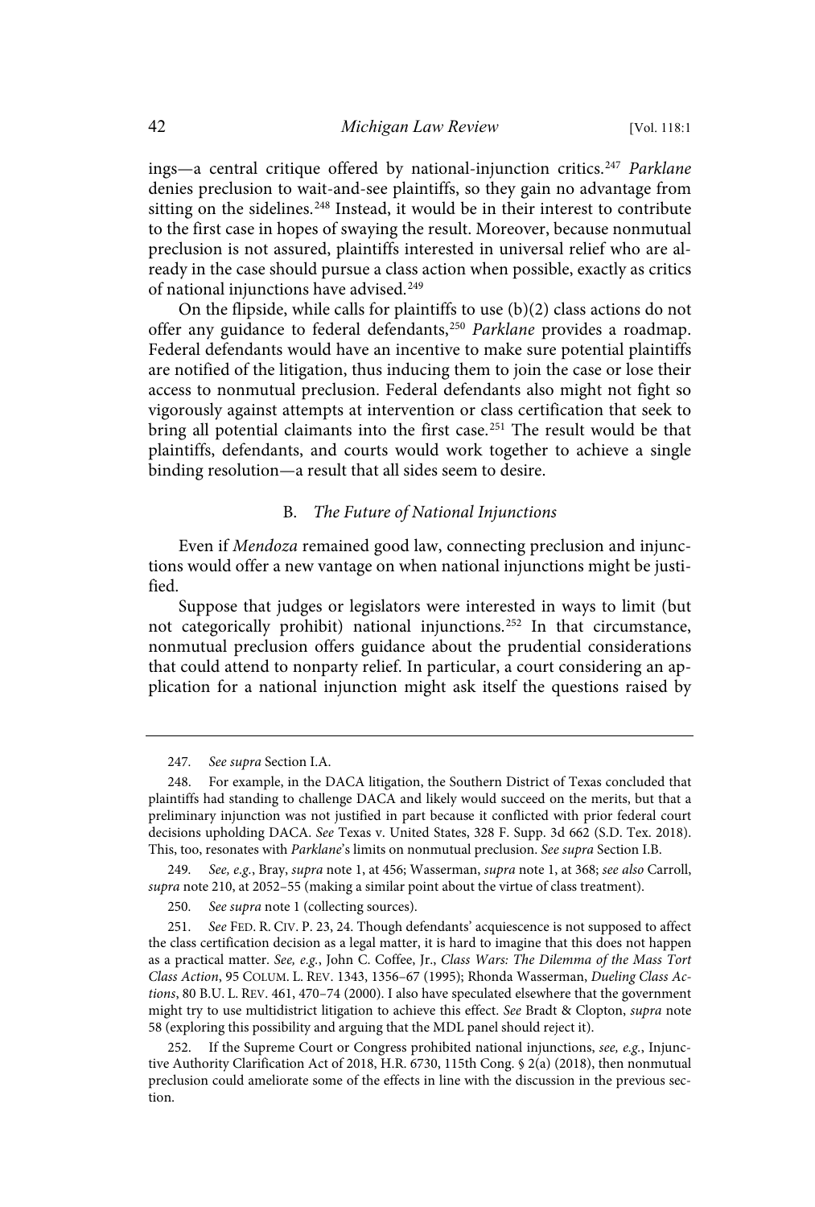ings—a central critique offered by national-injunction critics.[247] *Parklane* denies preclusion to wait-and-see plaintiffs, so they gain no advantage from sitting on the sidelines.[248] Instead, it would be in their interest to contribute to the first case in hopes of swaying the result. Moreover, because nonmutual preclusion is not assured, plaintiffs interested in universal relief who are already in the case should pursue a class action when possible, exactly as critics of national injunctions have advised.[249]

On the flipside, while calls for plaintiffs to use (b)(2) class actions do not offer any guidance to federal defendants,[250] *Parklane* provides a roadmap. Federal defendants would have an incentive to make sure potential plaintiffs are notified of the litigation, thus inducing them to join the case or lose their access to nonmutual preclusion. Federal defendants also might not fight so vigorously against attempts at intervention or class certification that seek to bring all potential claimants into the first case.[251] The result would be that plaintiffs, defendants, and courts would work together to achieve a single binding resolution—a result that all sides seem to desire.

### B. *The Future of National Injunctions*

Even if *Mendoza* remained good law, connecting preclusion and injunctions would offer a new vantage on when national injunctions might be justified.

Suppose that judges or legislators were interested in ways to limit (but not categorically prohibit) national injunctions.[252] In that circumstance, nonmutual preclusion offers guidance about the prudential considerations that could attend to nonparty relief. In particular, a court considering an application for a national injunction might ask itself the questions raised by

---

247. *See supra* Section I.A.

248. For example, in the DACA litigation, the Southern District of Texas concluded that plaintiffs had standing to challenge DACA and likely would succeed on the merits, but that a preliminary injunction was not justified in part because it conflicted with prior federal court decisions upholding DACA. *See* Texas v. United States, 328 F. Supp. 3d 662 (S.D. Tex. 2018). This, too, resonates with *Parklane*'s limits on nonmutual preclusion. *See supra* Section I.B.

249. *See, e.g.*, Bray, *supra* note 1, at 456; Wasserman, *supra* note 1, at 368; *see also* Carroll, *supra* note 210, at 2052–55 (making a similar point about the virtue of class treatment).

250. *See supra* note 1 (collecting sources).

251. *See* FED. R. CIV. P. 23, 24. Though defendants' acquiescence is not supposed to affect the class certification decision as a legal matter, it is hard to imagine that this does not happen as a practical matter. *See, e.g.*, John C. Coffee, Jr., *Class Wars: The Dilemma of the Mass Tort Class Action*, 95 COLUM. L. REV. 1343, 1356–67 (1995); Rhonda Wasserman, *Dueling Class Actions*, 80 B.U. L. REV. 461, 470–74 (2000). I also have speculated elsewhere that the government might try to use multidistrict litigation to achieve this effect. *See* Bradt & Clopton, *supra* note 58 (exploring this possibility and arguing that the MDL panel should reject it).

252. If the Supreme Court or Congress prohibited national injunctions, *see, e.g.*, Injunctive Authority Clarification Act of 2018, H.R. 6730, 115th Cong. § 2(a) (2018), then nonmutual preclusion could ameliorate some of the effects in line with the discussion in the previous section.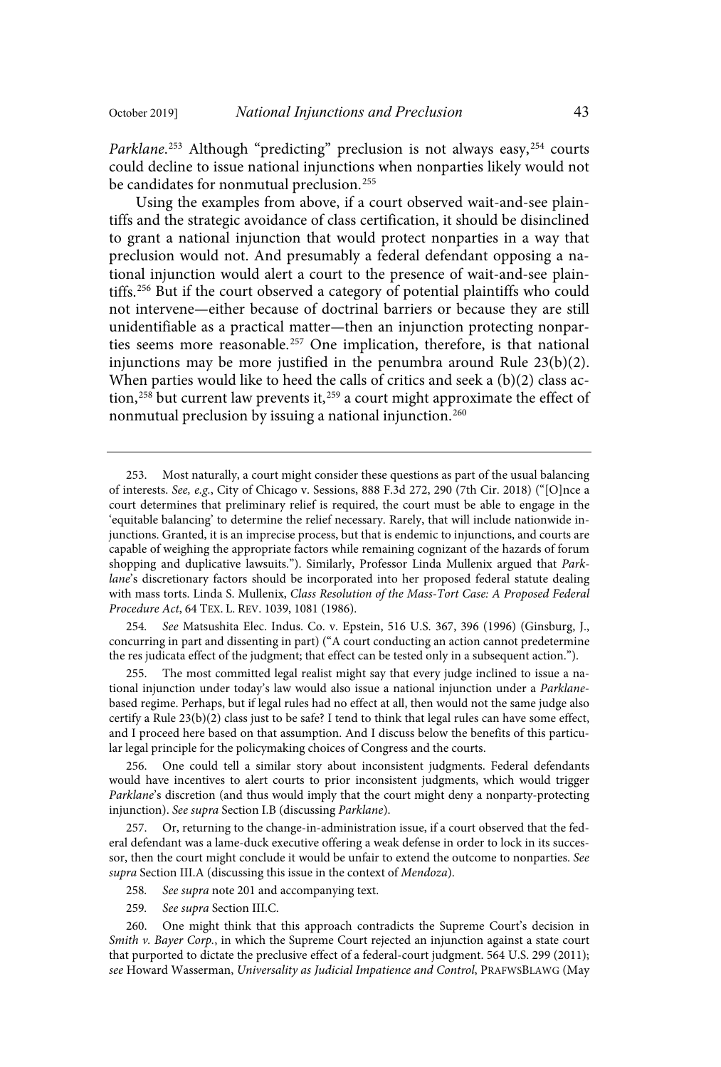*Parklane*.[253] Although "predicting" preclusion is not always easy,[254] courts could decline to issue national injunctions when nonparties likely would not be candidates for nonmutual preclusion.[255]

Using the examples from above, if a court observed wait-and-see plaintiffs and the strategic avoidance of class certification, it should be disinclined to grant a national injunction that would protect nonparties in a way that preclusion would not. And presumably a federal defendant opposing a national injunction would alert a court to the presence of wait-and-see plaintiffs.[256] But if the court observed a category of potential plaintiffs who could not intervene—either because of doctrinal barriers or because they are still unidentifiable as a practical matter—then an injunction protecting nonparties seems more reasonable.[257] One implication, therefore, is that national injunctions may be more justified in the penumbra around Rule 23(b)(2). When parties would like to heed the calls of critics and seek a (b)(2) class action,[258] but current law prevents it,[259] a court might approximate the effect of nonmutual preclusion by issuing a national injunction.[260]

---

253. Most naturally, a court might consider these questions as part of the usual balancing of interests. *See, e.g.*, City of Chicago v. Sessions, 888 F.3d 272, 290 (7th Cir. 2018) ("[O]nce a court determines that preliminary relief is required, the court must be able to engage in the 'equitable balancing' to determine the relief necessary. Rarely, that will include nationwide injunctions. Granted, it is an imprecise process, but that is endemic to injunctions, and courts are capable of weighing the appropriate factors while remaining cognizant of the hazards of forum shopping and duplicative lawsuits."). Similarly, Professor Linda Mullenix argued that *Parklane*'s discretionary factors should be incorporated into her proposed federal statute dealing with mass torts. Linda S. Mullenix, *Class Resolution of the Mass-Tort Case: A Proposed Federal Procedure Act*, 64 TEX. L. REV. 1039, 1081 (1986).

254. *See* Matsushita Elec. Indus. Co. v. Epstein, 516 U.S. 367, 396 (1996) (Ginsburg, J., concurring in part and dissenting in part) ("A court conducting an action cannot predetermine the res judicata effect of the judgment; that effect can be tested only in a subsequent action.").

255. The most committed legal realist might say that every judge inclined to issue a national injunction under today's law would also issue a national injunction under a *Parklane*-based regime. Perhaps, but if legal rules had no effect at all, then would not the same judge also certify a Rule 23(b)(2) class just to be safe? I tend to think that legal rules can have some effect, and I proceed here based on that assumption. And I discuss below the benefits of this particular legal principle for the policymaking choices of Congress and the courts.

256. One could tell a similar story about inconsistent judgments. Federal defendants would have incentives to alert courts to prior inconsistent judgments, which would trigger *Parklane*'s discretion (and thus would imply that the court might deny a nonparty-protecting injunction). *See supra* Section I.B (discussing *Parklane*).

257. Or, returning to the change-in-administration issue, if a court observed that the federal defendant was a lame-duck executive offering a weak defense in order to lock in its successor, then the court might conclude it would be unfair to extend the outcome to nonparties. *See supra* Section III.A (discussing this issue in the context of *Mendoza*).

258. *See supra* note 201 and accompanying text.

259. *See supra* Section III.C.

260. One might think that this approach contradicts the Supreme Court's decision in *Smith v. Bayer Corp.*, in which the Supreme Court rejected an injunction against a state court that purported to dictate the preclusive effect of a federal-court judgment. 564 U.S. 299 (2011); *see* Howard Wasserman, *Universality as Judicial Impatience and Control*, PRAFWSBLAWG (May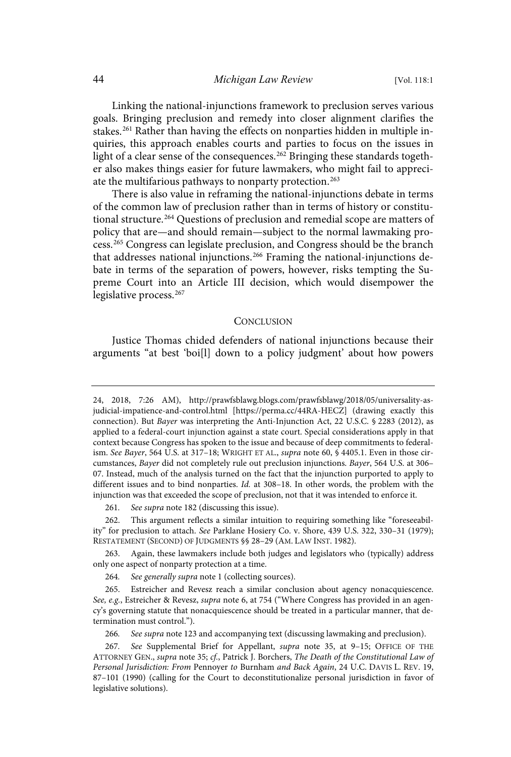Linking the national-injunctions framework to preclusion serves various goals. Bringing preclusion and remedy into closer alignment clarifies the stakes.[261] Rather than having the effects on nonparties hidden in multiple inquiries, this approach enables courts and parties to focus on the issues in light of a clear sense of the consequences.[262] Bringing these standards together also makes things easier for future lawmakers, who might fail to appreciate the multifarious pathways to nonparty protection.[263]

There is also value in reframing the national-injunctions debate in terms of the common law of preclusion rather than in terms of history or constitutional structure.[264] Questions of preclusion and remedial scope are matters of policy that are—and should remain—subject to the normal lawmaking process.[265] Congress can legislate preclusion, and Congress should be the branch that addresses national injunctions.[266] Framing the national-injunctions debate in terms of the separation of powers, however, risks tempting the Supreme Court into an Article III decision, which would disempower the legislative process.[267]

## CONCLUSION

Justice Thomas chided defenders of national injunctions because their arguments "at best 'boi[l] down to a policy judgment' about how powers

---

24, 2018, 7:26 AM), http://prawfsblawg.blogs.com/prawfsblawg/2018/05/universality-as-judicial-impatience-and-control.html [https://perma.cc/44RA-HECZ] (drawing exactly this connection). But *Bayer* was interpreting the Anti-Injunction Act, 22 U.S.C. § 2283 (2012), as applied to a federal-court injunction against a state court. Special considerations apply in that context because Congress has spoken to the issue and because of deep commitments to federalism. *See Bayer*, 564 U.S. at 317–18; WRIGHT ET AL., *supra* note 60, § 4405.1. Even in those circumstances, *Bayer* did not completely rule out preclusion injunctions. *Bayer*, 564 U.S. at 306–07. Instead, much of the analysis turned on the fact that the injunction purported to apply to different issues and to bind nonparties. *Id.* at 308–18. In other words, the problem with the injunction was that exceeded the scope of preclusion, not that it was intended to enforce it.

261. *See supra* note 182 (discussing this issue).

262. This argument reflects a similar intuition to requiring something like "foreseeability" for preclusion to attach. *See* Parklane Hosiery Co. v. Shore, 439 U.S. 322, 330–31 (1979); RESTATEMENT (SECOND) OF JUDGMENTS §§ 28–29 (AM. LAW INST. 1982).

263. Again, these lawmakers include both judges and legislators who (typically) address only one aspect of nonparty protection at a time.

264. *See generally supra* note 1 (collecting sources).

265. Estreicher and Revesz reach a similar conclusion about agency nonacquiescence. *See, e.g.*, Estreicher & Revesz, *supra* note 6, at 754 ("Where Congress has provided in an agency's governing statute that nonacquiescence should be treated in a particular manner, that determination must control.").

266. *See supra* note 123 and accompanying text (discussing lawmaking and preclusion).

267. *See* Supplemental Brief for Appellant, *supra* note 35, at 9–15; OFFICE OF THE ATTORNEY GEN., *supra* note 35; *cf.*, Patrick J. Borchers, *The Death of the Constitutional Law of Personal Jurisdiction: From* Pennoyer *to* Burnham *and Back Again*, 24 U.C. DAVIS L. REV. 19, 87–101 (1990) (calling for the Court to deconstitutionalize personal jurisdiction in favor of legislative solutions).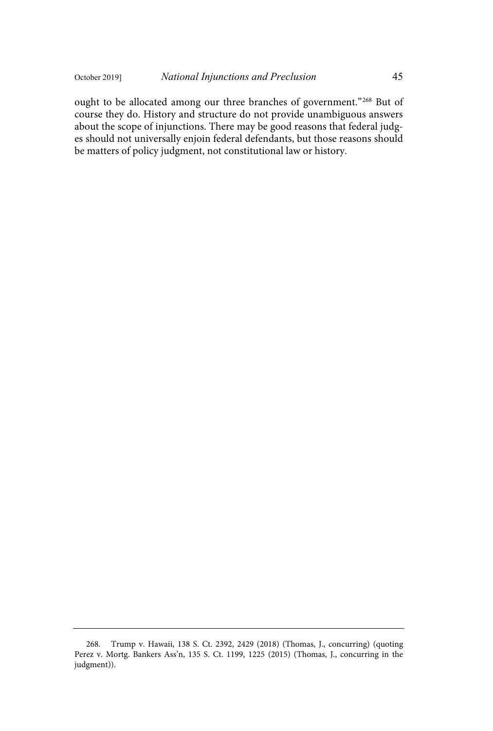ought to be allocated among our three branches of government."[268] But of course they do. History and structure do not provide unambiguous answers about the scope of injunctions. There may be good reasons that federal judges should not universally enjoin federal defendants, but those reasons should be matters of policy judgment, not constitutional law or history.

---

268. Trump v. Hawaii, 138 S. Ct. 2392, 2429 (2018) (Thomas, J., concurring) (quoting Perez v. Mortg. Bankers Ass'n, 135 S. Ct. 1199, 1225 (2015) (Thomas, J., concurring in the judgment)).